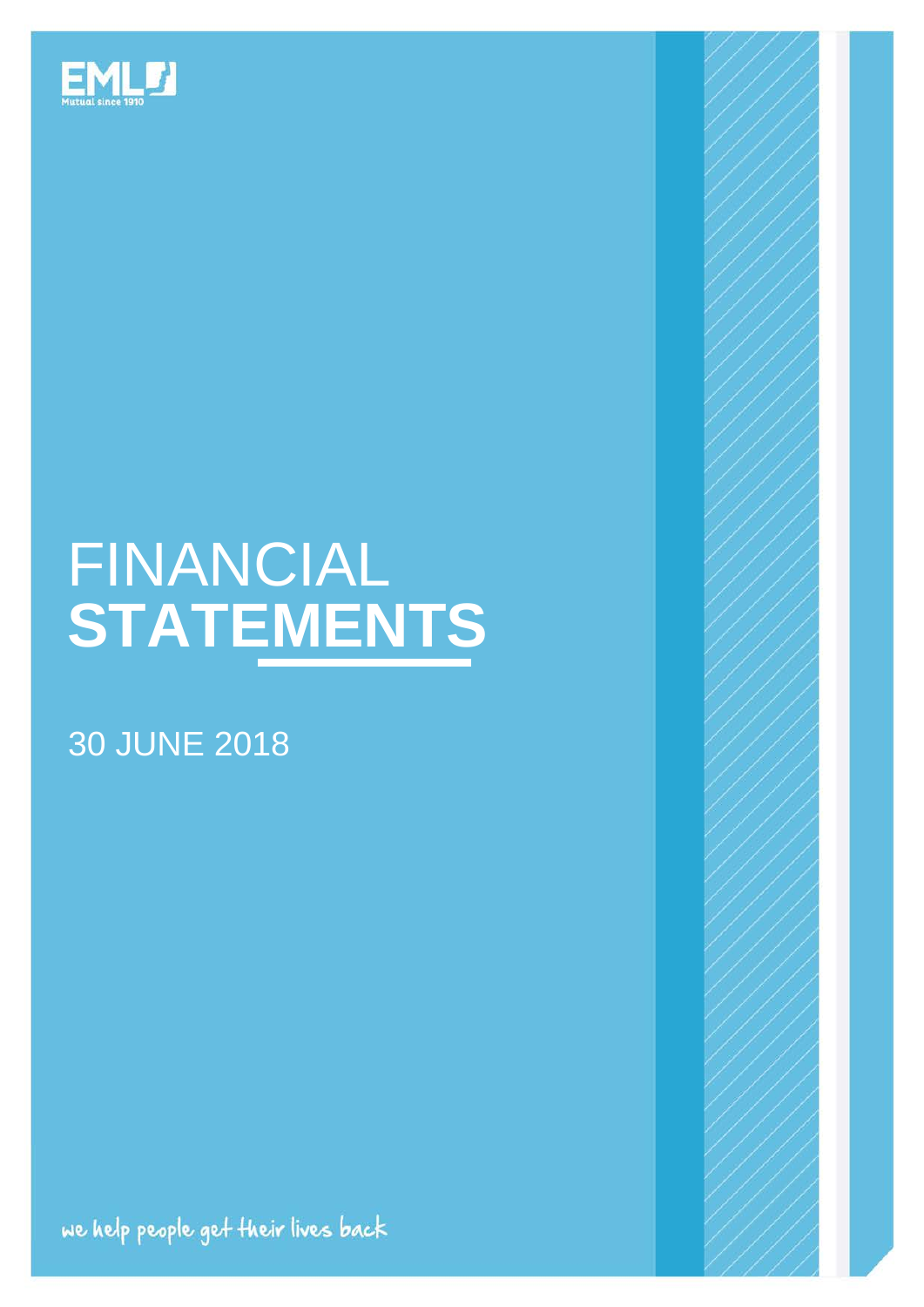EML
Mutual since 1910

# FINANCIAL **STATEMENTS**

30 JUNE 2018

we help people get their lives back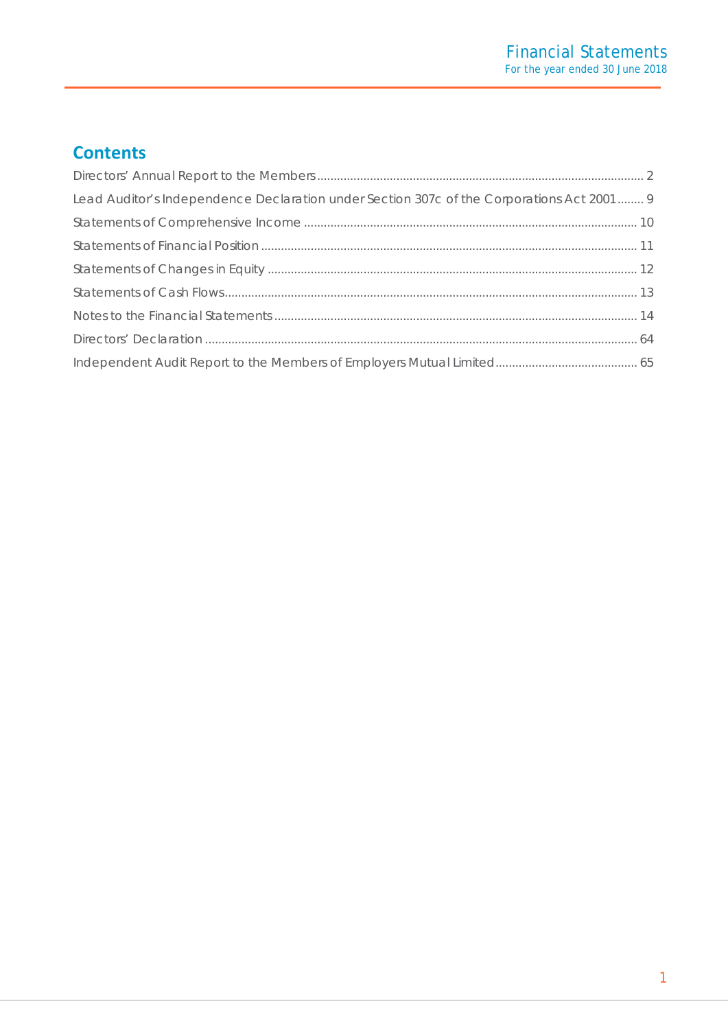## Contents

| | |
|---|---|
| Directors' Annual Report to the Members | 2 |
| Lead Auditor's Independence Declaration under Section 307c of the Corporations Act 2001 | 9 |
| Statements of Comprehensive Income | 10 |
| Statements of Financial Position | 11 |
| Statements of Changes in Equity | 12 |
| Statements of Cash Flows | 13 |
| Notes to the Financial Statements | 14 |
| Directors' Declaration | 64 |
| Independent Audit Report to the Members of Employers Mutual Limited | 65 |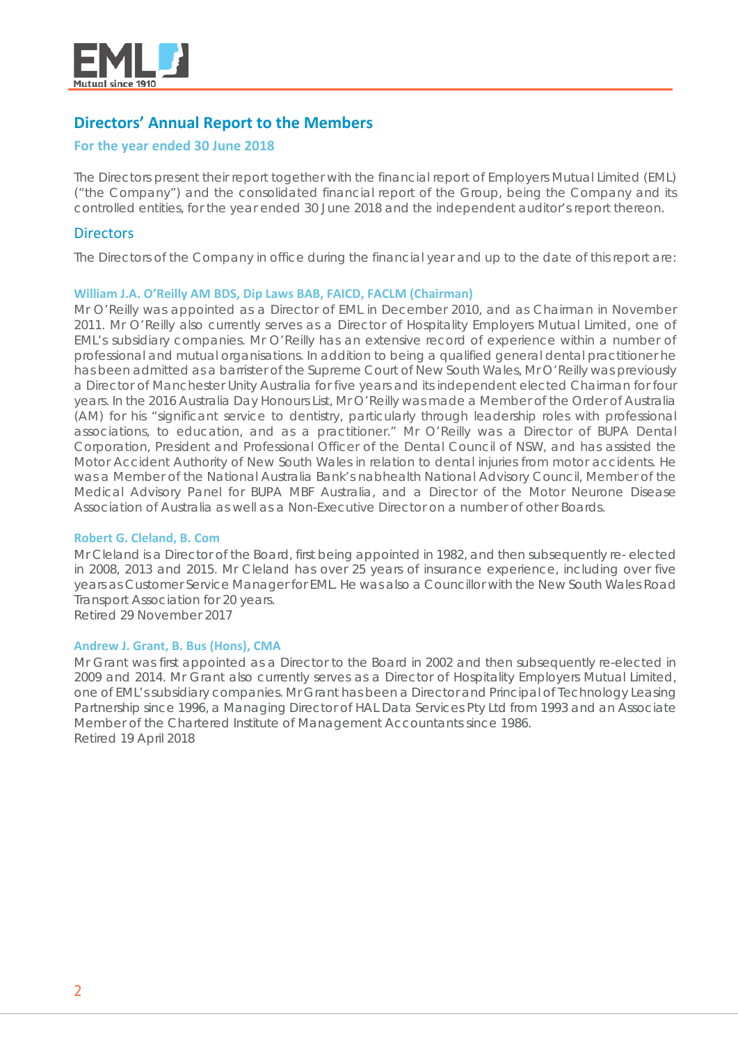# Directors' Annual Report to the Members

## For the year ended 30 June 2018

The Directors present their report together with the financial report of Employers Mutual Limited (EML) ("the Company") and the consolidated financial report of the Group, being the Company and its controlled entities, for the year ended 30 June 2018 and the independent auditor's report thereon.

## Directors

The Directors of the Company in office during the financial year and up to the date of this report are:

### William J.A. O'Reilly AM BDS, Dip Laws BAB, FAICD, FACLM (Chairman)

Mr O'Reilly was appointed as a Director of EML in December 2010, and as Chairman in November 2011. Mr O'Reilly also currently serves as a Director of Hospitality Employers Mutual Limited, one of EML's subsidiary companies. Mr O'Reilly has an extensive record of experience within a number of professional and mutual organisations. In addition to being a qualified general dental practitioner he has been admitted as a barrister of the Supreme Court of New South Wales, Mr O'Reilly was previously a Director of Manchester Unity Australia for five years and its independent elected Chairman for four years. In the 2016 Australia Day Honours List, Mr O'Reilly was made a Member of the Order of Australia (AM) for his "significant service to dentistry, particularly through leadership roles with professional associations, to education, and as a practitioner." Mr O'Reilly was a Director of BUPA Dental Corporation, President and Professional Officer of the Dental Council of NSW, and has assisted the Motor Accident Authority of New South Wales in relation to dental injuries from motor accidents. He was a Member of the National Australia Bank's nabhealth National Advisory Council, Member of the Medical Advisory Panel for BUPA MBF Australia, and a Director of the Motor Neurone Disease Association of Australia as well as a Non-Executive Director on a number of other Boards.

### Robert G. Cleland, B. Com

Mr Cleland is a Director of the Board, first being appointed in 1982, and then subsequently re- elected in 2008, 2013 and 2015. Mr Cleland has over 25 years of insurance experience, including over five years as Customer Service Manager for EML. He was also a Councillor with the New South Wales Road Transport Association for 20 years.
Retired 29 November 2017

### Andrew J. Grant, B. Bus (Hons), CMA

Mr Grant was first appointed as a Director to the Board in 2002 and then subsequently re-elected in 2009 and 2014. Mr Grant also currently serves as a Director of Hospitality Employers Mutual Limited, one of EML's subsidiary companies. Mr Grant has been a Director and Principal of Technology Leasing Partnership since 1996, a Managing Director of HAL Data Services Pty Ltd from 1993 and an Associate Member of the Chartered Institute of Management Accountants since 1986.
Retired 19 April 2018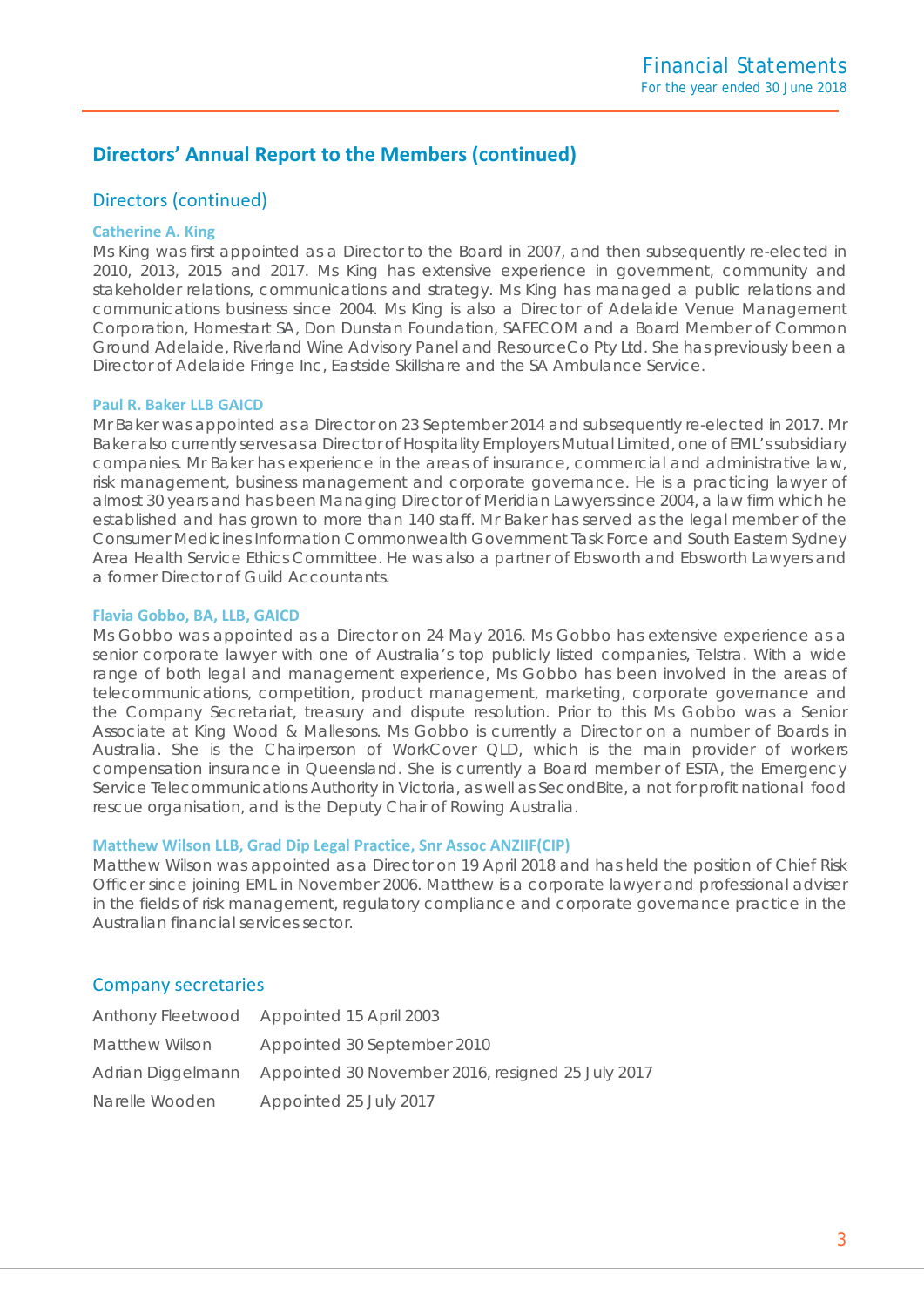## Directors' Annual Report to the Members (continued)

### Directors (continued)

#### Catherine A. King

Ms King was first appointed as a Director to the Board in 2007, and then subsequently re-elected in 2010, 2013, 2015 and 2017. Ms King has extensive experience in government, community and stakeholder relations, communications and strategy. Ms King has managed a public relations and communications business since 2004. Ms King is also a Director of Adelaide Venue Management Corporation, Homestart SA, Don Dunstan Foundation, SAFECOM and a Board Member of Common Ground Adelaide, Riverland Wine Advisory Panel and ResourceCo Pty Ltd. She has previously been a Director of Adelaide Fringe Inc, Eastside Skillshare and the SA Ambulance Service.

#### Paul R. Baker LLB GAICD

Mr Baker was appointed as a Director on 23 September 2014 and subsequently re-elected in 2017. Mr Baker also currently serves as a Director of Hospitality Employers Mutual Limited, one of EML's subsidiary companies. Mr Baker has experience in the areas of insurance, commercial and administrative law, risk management, business management and corporate governance. He is a practicing lawyer of almost 30 years and has been Managing Director of Meridian Lawyers since 2004, a law firm which he established and has grown to more than 140 staff. Mr Baker has served as the legal member of the Consumer Medicines Information Commonwealth Government Task Force and South Eastern Sydney Area Health Service Ethics Committee. He was also a partner of Ebsworth and Ebsworth Lawyers and a former Director of Guild Accountants.

#### Flavia Gobbo, BA, LLB, GAICD

Ms Gobbo was appointed as a Director on 24 May 2016. Ms Gobbo has extensive experience as a senior corporate lawyer with one of Australia's top publicly listed companies, Telstra. With a wide range of both legal and management experience, Ms Gobbo has been involved in the areas of telecommunications, competition, product management, marketing, corporate governance and the Company Secretariat, treasury and dispute resolution. Prior to this Ms Gobbo was a Senior Associate at King Wood & Mallesons. Ms Gobbo is currently a Director on a number of Boards in Australia. She is the Chairperson of WorkCover QLD, which is the main provider of workers compensation insurance in Queensland. She is currently a Board member of ESTA, the Emergency Service Telecommunications Authority in Victoria, as well as SecondBite, a not for profit national food rescue organisation, and is the Deputy Chair of Rowing Australia.

#### Matthew Wilson LLB, Grad Dip Legal Practice, Snr Assoc ANZIIF(CIP)

Matthew Wilson was appointed as a Director on 19 April 2018 and has held the position of Chief Risk Officer since joining EML in November 2006. Matthew is a corporate lawyer and professional adviser in the fields of risk management, regulatory compliance and corporate governance practice in the Australian financial services sector.

### Company secretaries

| | |
|---|---|
| Anthony Fleetwood | Appointed 15 April 2003 |
| Matthew Wilson | Appointed 30 September 2010 |
| Adrian Diggelmann | Appointed 30 November 2016, resigned 25 July 2017 |
| Narelle Wooden | Appointed 25 July 2017 |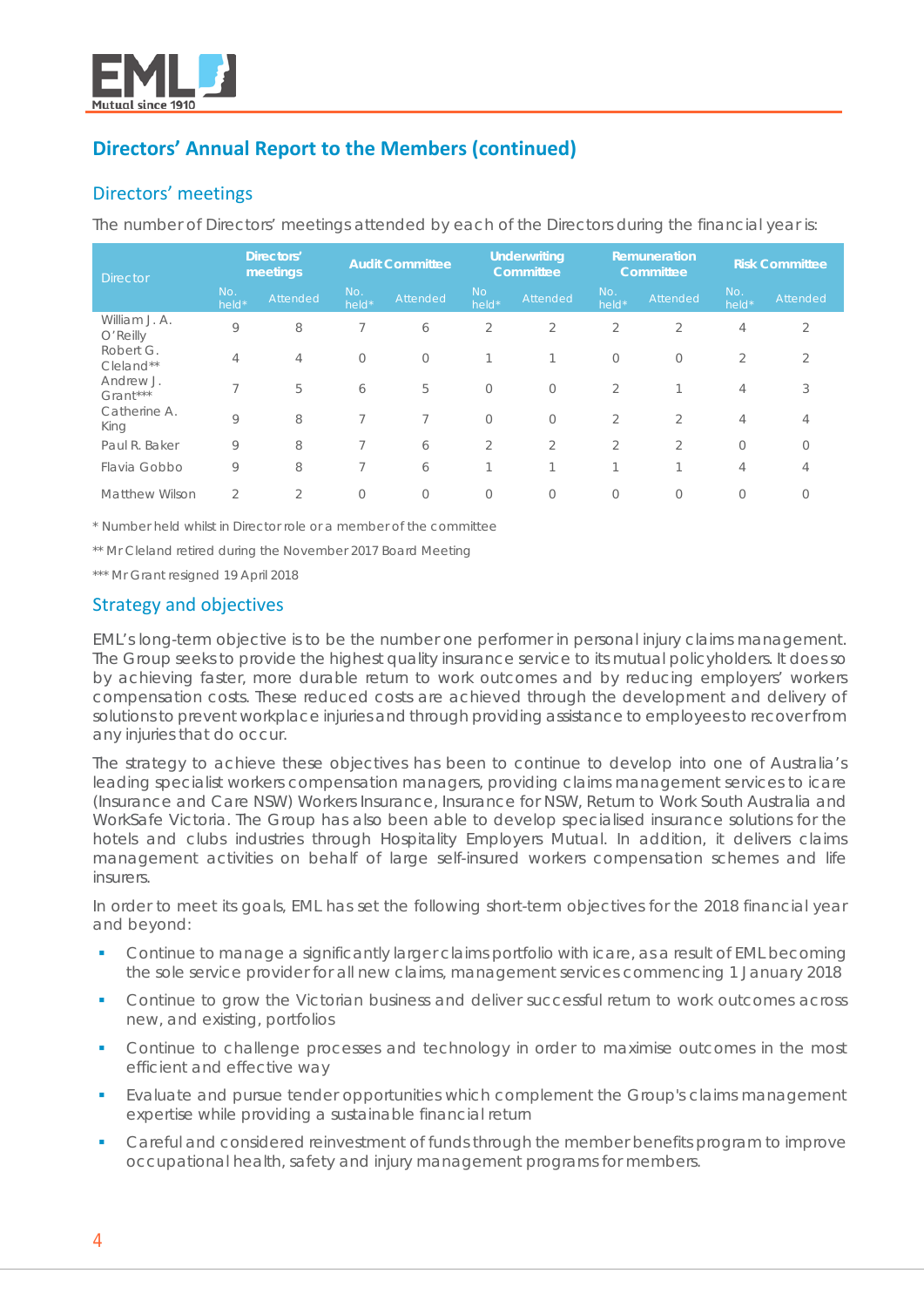## Directors' Annual Report to the Members (continued)

### Directors' meetings

The number of Directors' meetings attended by each of the Directors during the financial year is:

| Director | Directors' meetings | | Audit Committee | | Underwriting Committee | | Remuneration Committee | | Risk Committee | |
|---|---|---|---|---|---|---|---|---|---|---|
| | No. held* | Attended | No. held* | Attended | No held* | Attended | No. held* | Attended | No. held* | Attended |
| William J. A. O'Reilly | 9 | 8 | 7 | 6 | 2 | 2 | 2 | 2 | 4 | 2 |
| Robert G. Cleland** | 4 | 4 | 0 | 0 | 1 | 1 | 0 | 0 | 2 | 2 |
| Andrew J. Grant*** | 7 | 5 | 6 | 5 | 0 | 0 | 2 | 1 | 4 | 3 |
| Catherine A. King | 9 | 8 | 7 | 7 | 0 | 0 | 2 | 2 | 4 | 4 |
| Paul R. Baker | 9 | 8 | 7 | 6 | 2 | 2 | 2 | 2 | 0 | 0 |
| Flavia Gobbo | 9 | 8 | 7 | 6 | 1 | 1 | 1 | 1 | 4 | 4 |
| Matthew Wilson | 2 | 2 | 0 | 0 | 0 | 0 | 0 | 0 | 0 | 0 |

* Number held whilst in Director role or a member of the committee

** Mr Cleland retired during the November 2017 Board Meeting

*** Mr Grant resigned 19 April 2018

### Strategy and objectives

EML's long-term objective is to be the number one performer in personal injury claims management. The Group seeks to provide the highest quality insurance service to its mutual policyholders. It does so by achieving faster, more durable return to work outcomes and by reducing employers' workers compensation costs. These reduced costs are achieved through the development and delivery of solutions to prevent workplace injuries and through providing assistance to employees to recover from any injuries that do occur.

The strategy to achieve these objectives has been to continue to develop into one of Australia's leading specialist workers compensation managers, providing claims management services to icare (Insurance and Care NSW) Workers Insurance, Insurance for NSW, Return to Work South Australia and WorkSafe Victoria. The Group has also been able to develop specialised insurance solutions for the hotels and clubs industries through Hospitality Employers Mutual. In addition, it delivers claims management activities on behalf of large self-insured workers compensation schemes and life insurers.

In order to meet its goals, EML has set the following short-term objectives for the 2018 financial year and beyond:

- Continue to manage a significantly larger claims portfolio with icare, as a result of EML becoming the sole service provider for all new claims, management services commencing 1 January 2018
- Continue to grow the Victorian business and deliver successful return to work outcomes across new, and existing, portfolios
- Continue to challenge processes and technology in order to maximise outcomes in the most efficient and effective way
- Evaluate and pursue tender opportunities which complement the Group's claims management expertise while providing a sustainable financial return
- Careful and considered reinvestment of funds through the member benefits program to improve occupational health, safety and injury management programs for members.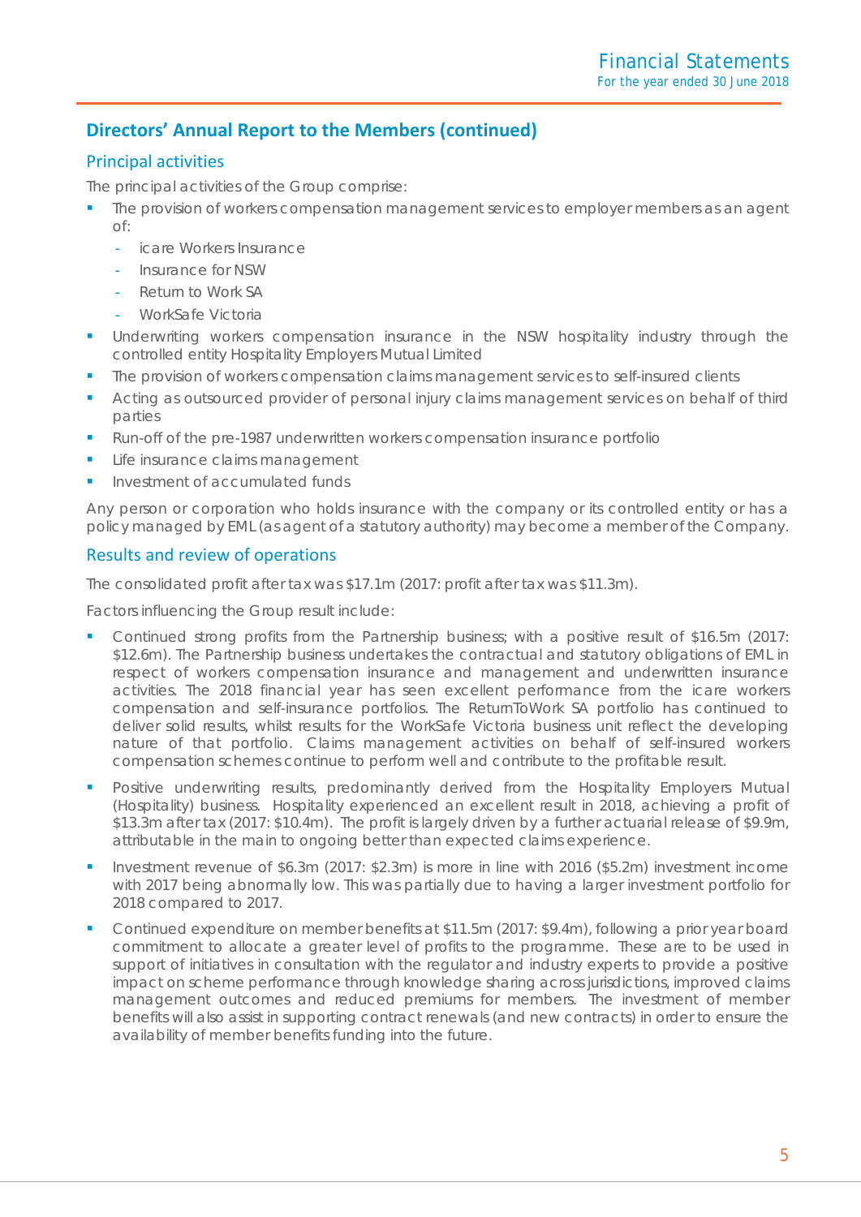## Directors' Annual Report to the Members (continued)

### Principal activities

The principal activities of the Group comprise:

- The provision of workers compensation management services to employer members as an agent of:
  - icare Workers Insurance
  - Insurance for NSW
  - Return to Work SA
  - WorkSafe Victoria
- Underwriting workers compensation insurance in the NSW hospitality industry through the controlled entity Hospitality Employers Mutual Limited
- The provision of workers compensation claims management services to self-insured clients
- Acting as outsourced provider of personal injury claims management services on behalf of third parties
- Run-off of the pre-1987 underwritten workers compensation insurance portfolio
- Life insurance claims management
- Investment of accumulated funds

Any person or corporation who holds insurance with the company or its controlled entity or has a policy managed by EML (as agent of a statutory authority) may become a member of the Company.

### Results and review of operations

The consolidated profit after tax was $17.1m (2017: profit after tax was $11.3m).

Factors influencing the Group result include:

- Continued strong profits from the Partnership business; with a positive result of $16.5m (2017: $12.6m). The Partnership business undertakes the contractual and statutory obligations of EML in respect of workers compensation insurance and management and underwritten insurance activities. The 2018 financial year has seen excellent performance from the icare workers compensation and self-insurance portfolios. The ReturnToWork SA portfolio has continued to deliver solid results, whilst results for the WorkSafe Victoria business unit reflect the developing nature of that portfolio. Claims management activities on behalf of self-insured workers compensation schemes continue to perform well and contribute to the profitable result.
- Positive underwriting results, predominantly derived from the Hospitality Employers Mutual (Hospitality) business. Hospitality experienced an excellent result in 2018, achieving a profit of $13.3m after tax (2017: $10.4m). The profit is largely driven by a further actuarial release of $9.9m, attributable in the main to ongoing better than expected claims experience.
- Investment revenue of $6.3m (2017: $2.3m) is more in line with 2016 ($5.2m) investment income with 2017 being abnormally low. This was partially due to having a larger investment portfolio for 2018 compared to 2017.
- Continued expenditure on member benefits at $11.5m (2017: $9.4m), following a prior year board commitment to allocate a greater level of profits to the programme. These are to be used in support of initiatives in consultation with the regulator and industry experts to provide a positive impact on scheme performance through knowledge sharing across jurisdictions, improved claims management outcomes and reduced premiums for members. The investment of member benefits will also assist in supporting contract renewals (and new contracts) in order to ensure the availability of member benefits funding into the future.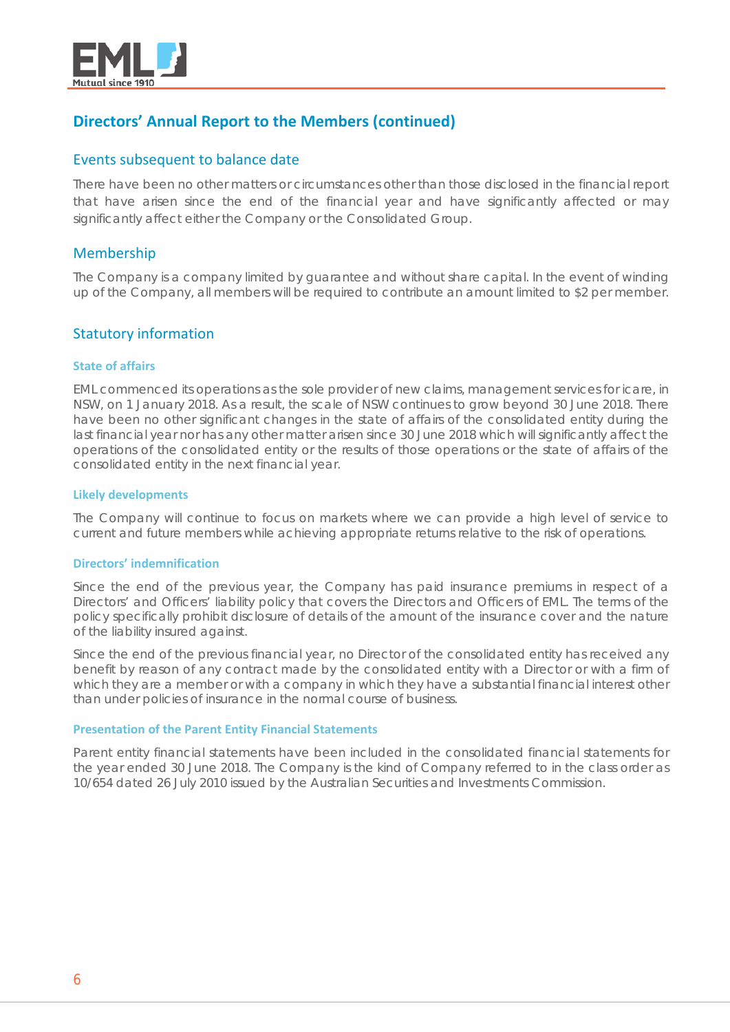## Directors' Annual Report to the Members (continued)

### Events subsequent to balance date

There have been no other matters or circumstances other than those disclosed in the financial report that have arisen since the end of the financial year and have significantly affected or may significantly affect either the Company or the Consolidated Group.

### Membership

The Company is a company limited by guarantee and without share capital. In the event of winding up of the Company, all members will be required to contribute an amount limited to $2 per member.

### Statutory information

#### State of affairs

EML commenced its operations as the sole provider of new claims, management services for icare, in NSW, on 1 January 2018. As a result, the scale of NSW continues to grow beyond 30 June 2018. There have been no other significant changes in the state of affairs of the consolidated entity during the last financial year nor has any other matter arisen since 30 June 2018 which will significantly affect the operations of the consolidated entity or the results of those operations or the state of affairs of the consolidated entity in the next financial year.

#### Likely developments

The Company will continue to focus on markets where we can provide a high level of service to current and future members while achieving appropriate returns relative to the risk of operations.

#### Directors' indemnification

Since the end of the previous year, the Company has paid insurance premiums in respect of a Directors' and Officers' liability policy that covers the Directors and Officers of EML. The terms of the policy specifically prohibit disclosure of details of the amount of the insurance cover and the nature of the liability insured against.

Since the end of the previous financial year, no Director of the consolidated entity has received any benefit by reason of any contract made by the consolidated entity with a Director or with a firm of which they are a member or with a company in which they have a substantial financial interest other than under policies of insurance in the normal course of business.

#### Presentation of the Parent Entity Financial Statements

Parent entity financial statements have been included in the consolidated financial statements for the year ended 30 June 2018. The Company is the kind of Company referred to in the class order as 10/654 dated 26 July 2010 issued by the Australian Securities and Investments Commission.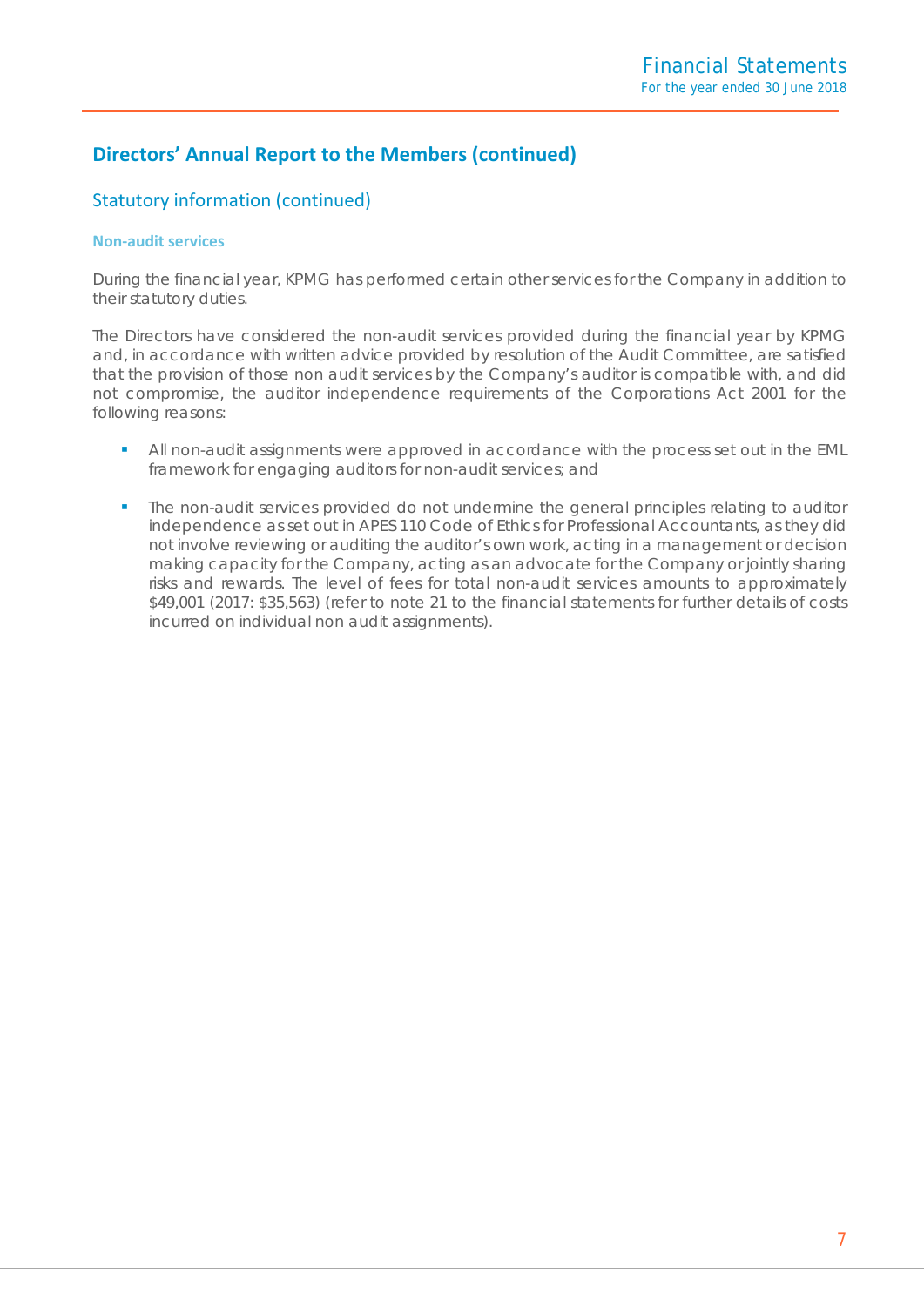## Directors' Annual Report to the Members (continued)

### Statutory information (continued)

#### Non-audit services

During the financial year, KPMG has performed certain other services for the Company in addition to their statutory duties.

The Directors have considered the non-audit services provided during the financial year by KPMG and, in accordance with written advice provided by resolution of the Audit Committee, are satisfied that the provision of those non audit services by the Company's auditor is compatible with, and did not compromise, the auditor independence requirements of the Corporations Act 2001 for the following reasons:

- All non-audit assignments were approved in accordance with the process set out in the EML framework for engaging auditors for non-audit services; and
- The non-audit services provided do not undermine the general principles relating to auditor independence as set out in APES 110 Code of Ethics for Professional Accountants, as they did not involve reviewing or auditing the auditor's own work, acting in a management or decision making capacity for the Company, acting as an advocate for the Company or jointly sharing risks and rewards. The level of fees for total non-audit services amounts to approximately $49,001 (2017: $35,563) (refer to note 21 to the financial statements for further details of costs incurred on individual non audit assignments).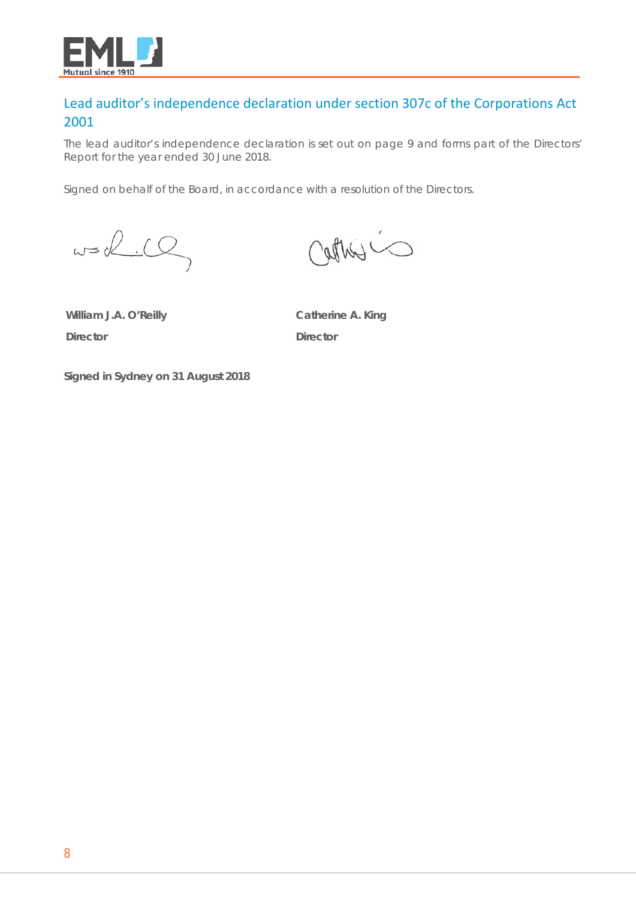## Lead auditor's independence declaration under section 307c of the Corporations Act 2001

The lead auditor's independence declaration is set out on page 9 and forms part of the Directors' Report for the year ended 30 June 2018.

Signed on behalf of the Board, in accordance with a resolution of the Directors.

| | |
|---|---|
| **William J.A. O'Reilly** | **Catherine A. King** |
| **Director** | **Director** |

**Signed in Sydney on 31 August 2018**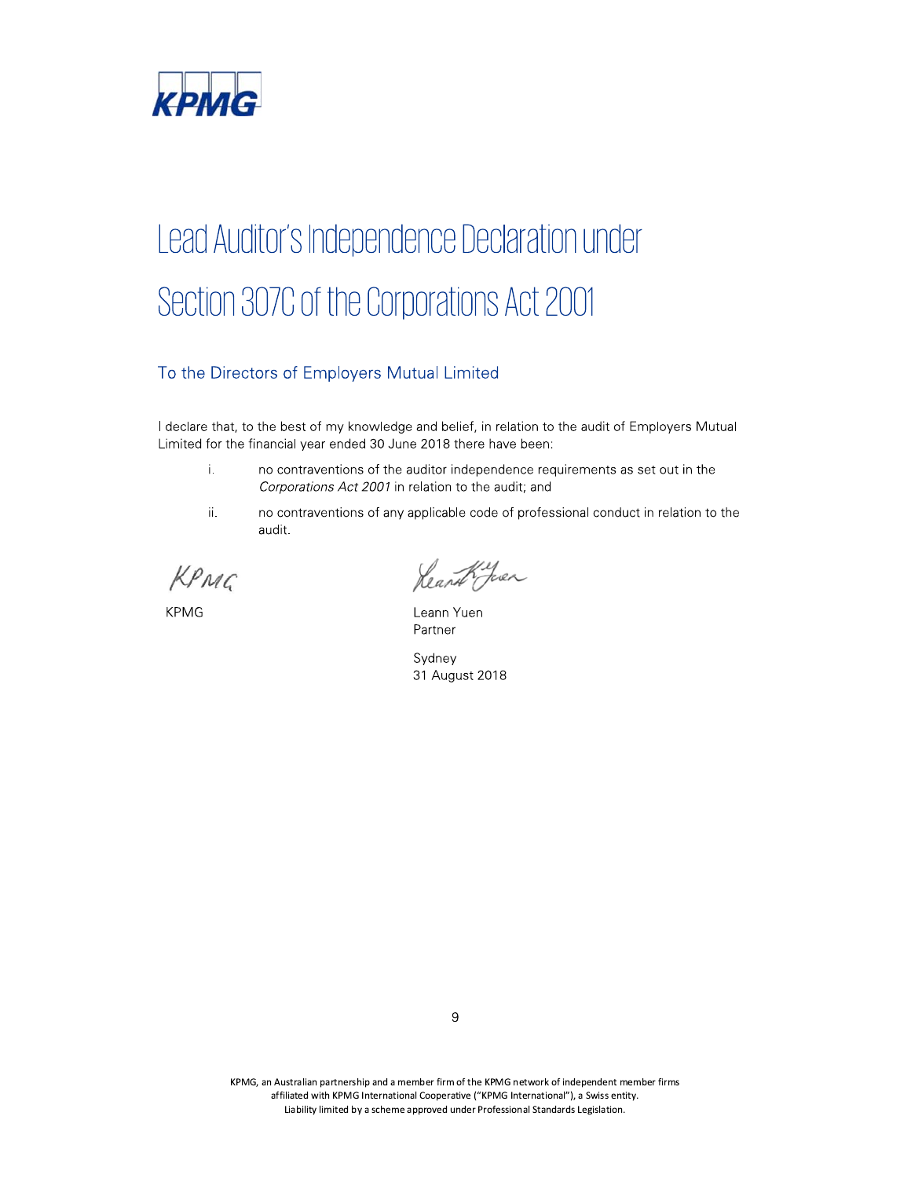# Lead Auditor's Independence Declaration under Section 307C of the Corporations Act 2001

## To the Directors of Employers Mutual Limited

I declare that, to the best of my knowledge and belief, in relation to the audit of Employers Mutual Limited for the financial year ended 30 June 2018 there have been:

i. no contraventions of the auditor independence requirements as set out in the *Corporations Act 2001* in relation to the audit; and

ii. no contraventions of any applicable code of professional conduct in relation to the audit.

KPMG

Leann Yuen
Partner

Sydney
31 August 2018

KPMG, an Australian partnership and a member firm of the KPMG network of independent member firms affiliated with KPMG International Cooperative ("KPMG International"), a Swiss entity.
Liability limited by a scheme approved under Professional Standards Legislation.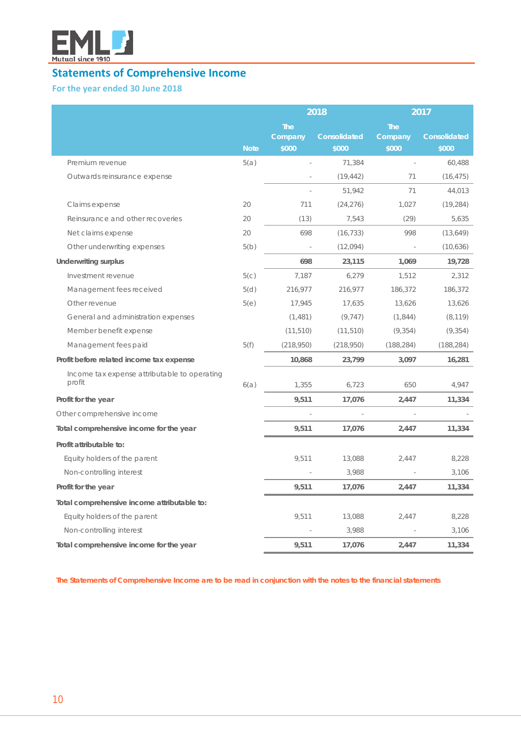## Statements of Comprehensive Income

### For the year ended 30 June 2018

| | | 2018 | | 2017 | |
|---|---|---|---|---|---|
| | Note | The Company $000 | Consolidated $000 | The Company $000 | Consolidated $000 |
| Premium revenue | 5(a) | - | 71,384 | - | 60,488 |
| Outwards reinsurance expense | | - | (19,442) | 71 | (16,475) |
| | | - | 51,942 | 71 | 44,013 |
| Claims expense | 20 | 711 | (24,276) | 1,027 | (19,284) |
| Reinsurance and other recoveries | 20 | (13) | 7,543 | (29) | 5,635 |
| Net claims expense | 20 | 698 | (16,733) | 998 | (13,649) |
| Other underwriting expenses | 5(b) | - | (12,094) | - | (10,636) |
| **Underwriting surplus** | | **698** | **23,115** | **1,069** | **19,728** |
| Investment revenue | 5(c) | 7,187 | 6,279 | 1,512 | 2,312 |
| Management fees received | 5(d) | 216,977 | 216,977 | 186,372 | 186,372 |
| Other revenue | 5(e) | 17,945 | 17,635 | 13,626 | 13,626 |
| General and administration expenses | | (1,481) | (9,747) | (1,844) | (8,119) |
| Member benefit expense | | (11,510) | (11,510) | (9,354) | (9,354) |
| Management fees paid | 5(f) | (218,950) | (218,950) | (188,284) | (188,284) |
| **Profit before related income tax expense** | | **10,868** | **23,799** | **3,097** | **16,281** |
| Income tax expense attributable to operating profit | 6(a) | 1,355 | 6,723 | 650 | 4,947 |
| **Profit for the year** | | **9,511** | **17,076** | **2,447** | **11,334** |
| Other comprehensive income | | - | - | - | - |
| **Total comprehensive income for the year** | | **9,511** | **17,076** | **2,447** | **11,334** |
| **Profit attributable to:** | | | | | |
| Equity holders of the parent | | 9,511 | 13,088 | 2,447 | 8,228 |
| Non-controlling interest | | - | 3,988 | - | 3,106 |
| **Profit for the year** | | **9,511** | **17,076** | **2,447** | **11,334** |
| **Total comprehensive income attributable to:** | | | | | |
| Equity holders of the parent | | 9,511 | 13,088 | 2,447 | 8,228 |
| Non-controlling interest | | - | 3,988 | - | 3,106 |
| **Total comprehensive income for the year** | | **9,511** | **17,076** | **2,447** | **11,334** |

**The Statements of Comprehensive Income are to be read in conjunction with the notes to the financial statements**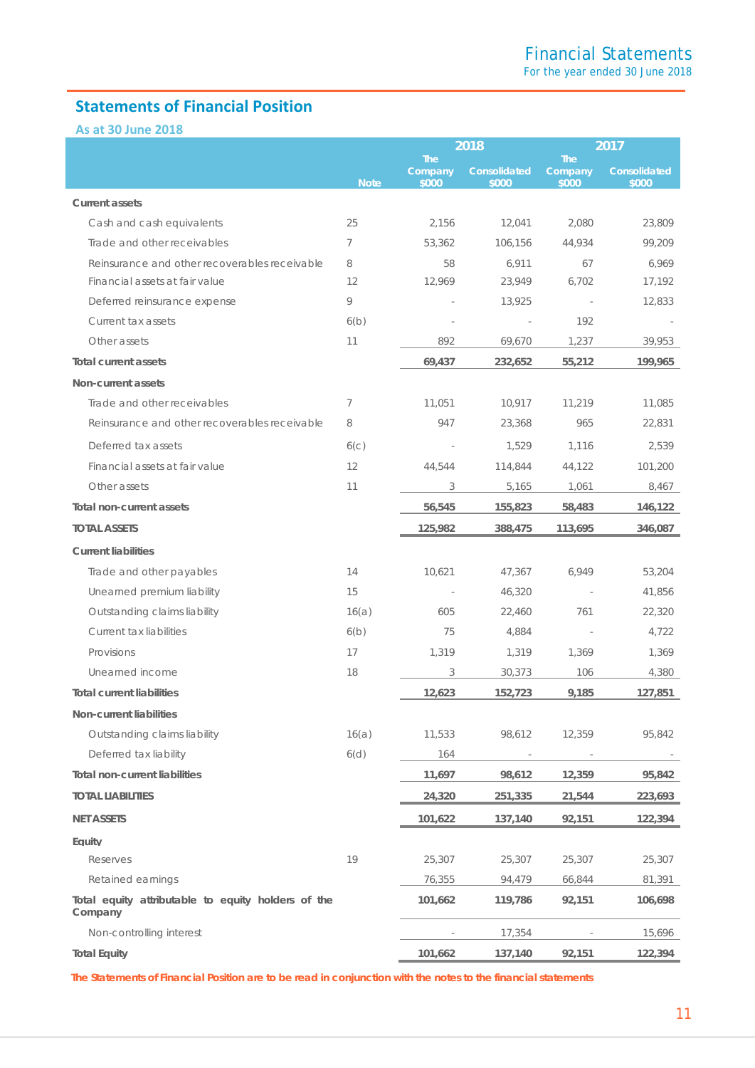## Statements of Financial Position

### As at 30 June 2018

| | Note | 2018 The Company $000 | 2018 Consolidated $000 | 2017 The Company $000 | 2017 Consolidated $000 |
|---|---|---|---|---|---|
| **Current assets** | | | | | |
| Cash and cash equivalents | 25 | 2,156 | 12,041 | 2,080 | 23,809 |
| Trade and other receivables | 7 | 53,362 | 106,156 | 44,934 | 99,209 |
| Reinsurance and other recoverables receivable | 8 | 58 | 6,911 | 67 | 6,969 |
| Financial assets at fair value | 12 | 12,969 | 23,949 | 6,702 | 17,192 |
| Deferred reinsurance expense | 9 | - | 13,925 | - | 12,833 |
| Current tax assets | 6(b) | - | - | 192 | - |
| Other assets | 11 | 892 | 69,670 | 1,237 | 39,953 |
| **Total current assets** | | **69,437** | **232,652** | **55,212** | **199,965** |
| **Non-current assets** | | | | | |
| Trade and other receivables | 7 | 11,051 | 10,917 | 11,219 | 11,085 |
| Reinsurance and other recoverables receivable | 8 | 947 | 23,368 | 965 | 22,831 |
| Deferred tax assets | 6(c) | - | 1,529 | 1,116 | 2,539 |
| Financial assets at fair value | 12 | 44,544 | 114,844 | 44,122 | 101,200 |
| Other assets | 11 | 3 | 5,165 | 1,061 | 8,467 |
| **Total non-current assets** | | **56,545** | **155,823** | **58,483** | **146,122** |
| **TOTAL ASSETS** | | **125,982** | **388,475** | **113,695** | **346,087** |
| **Current liabilities** | | | | | |
| Trade and other payables | 14 | 10,621 | 47,367 | 6,949 | 53,204 |
| Unearned premium liability | 15 | - | 46,320 | - | 41,856 |
| Outstanding claims liability | 16(a) | 605 | 22,460 | 761 | 22,320 |
| Current tax liabilities | 6(b) | 75 | 4,884 | - | 4,722 |
| Provisions | 17 | 1,319 | 1,319 | 1,369 | 1,369 |
| Unearned income | 18 | 3 | 30,373 | 106 | 4,380 |
| **Total current liabilities** | | **12,623** | **152,723** | **9,185** | **127,851** |
| **Non-current liabilities** | | | | | |
| Outstanding claims liability | 16(a) | 11,533 | 98,612 | 12,359 | 95,842 |
| Deferred tax liability | 6(d) | 164 | - | - | - |
| **Total non-current liabilities** | | **11,697** | **98,612** | **12,359** | **95,842** |
| **TOTAL LIABILITIES** | | **24,320** | **251,335** | **21,544** | **223,693** |
| **NET ASSETS** | | **101,622** | **137,140** | **92,151** | **122,394** |
| **Equity** | | | | | |
| Reserves | 19 | 25,307 | 25,307 | 25,307 | 25,307 |
| Retained earnings | | 76,355 | 94,479 | 66,844 | 81,391 |
| **Total equity attributable to equity holders of the Company** | | **101,662** | **119,786** | **92,151** | **106,698** |
| Non-controlling interest | | - | 17,354 | - | 15,696 |
| **Total Equity** | | **101,662** | **137,140** | **92,151** | **122,394** |

**The Statements of Financial Position are to be read in conjunction with the notes to the financial statements**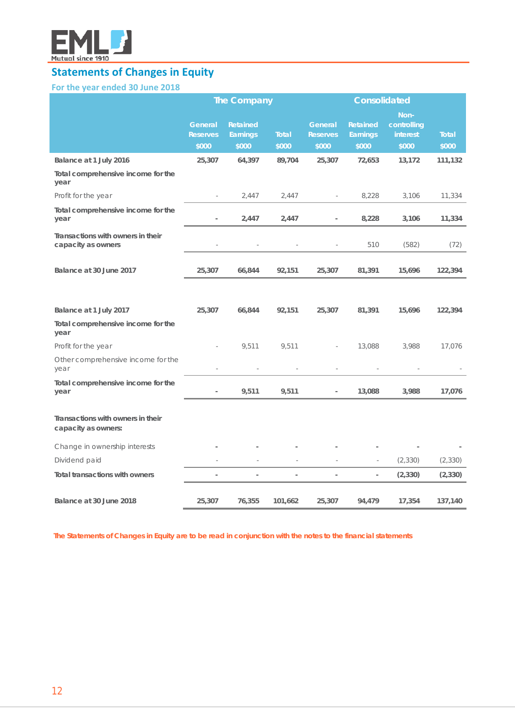## Statements of Changes in Equity

### For the year ended 30 June 2018

| | The Company | | | Consolidated | | | |
|---|---|---|---|---|---|---|---|
| | General Reserves $000 | Retained Earnings $000 | Total $000 | General Reserves $000 | Retained Earnings $000 | Non-controlling interest $000 | Total $000 |
| **Balance at 1 July 2016** | **25,307** | **64,397** | **89,704** | **25,307** | **72,653** | **13,172** | **111,132** |
| **Total comprehensive income for the year** | | | | | | | |
| Profit for the year | - | 2,447 | 2,447 | - | 8,228 | 3,106 | 11,334 |
| **Total comprehensive income for the year** | **-** | **2,447** | **2,447** | **-** | **8,228** | **3,106** | **11,334** |
| **Transactions with owners in their capacity as owners** | - | - | - | - | 510 | (582) | (72) |
| **Balance at 30 June 2017** | **25,307** | **66,844** | **92,151** | **25,307** | **81,391** | **15,696** | **122,394** |
| | | | | | | | |
| **Balance at 1 July 2017** | **25,307** | **66,844** | **92,151** | **25,307** | **81,391** | **15,696** | **122,394** |
| **Total comprehensive income for the year** | | | | | | | |
| Profit for the year | - | 9,511 | 9,511 | - | 13,088 | 3,988 | 17,076 |
| Other comprehensive income for the year | - | - | - | - | - | - | - |
| **Total comprehensive income for the year** | **-** | **9,511** | **9,511** | **-** | **13,088** | **3,988** | **17,076** |
| **Transactions with owners in their capacity as owners:** | | | | | | | |
| Change in ownership interests | - | - | - | - | - | - | - |
| Dividend paid | - | - | - | - | - | (2,330) | (2,330) |
| **Total transactions with owners** | **-** | **-** | **-** | **-** | **-** | **(2,330)** | **(2,330)** |
| **Balance at 30 June 2018** | **25,307** | **76,355** | **101,662** | **25,307** | **94,479** | **17,354** | **137,140** |

**The Statements of Changes in Equity are to be read in conjunction with the notes to the financial statements**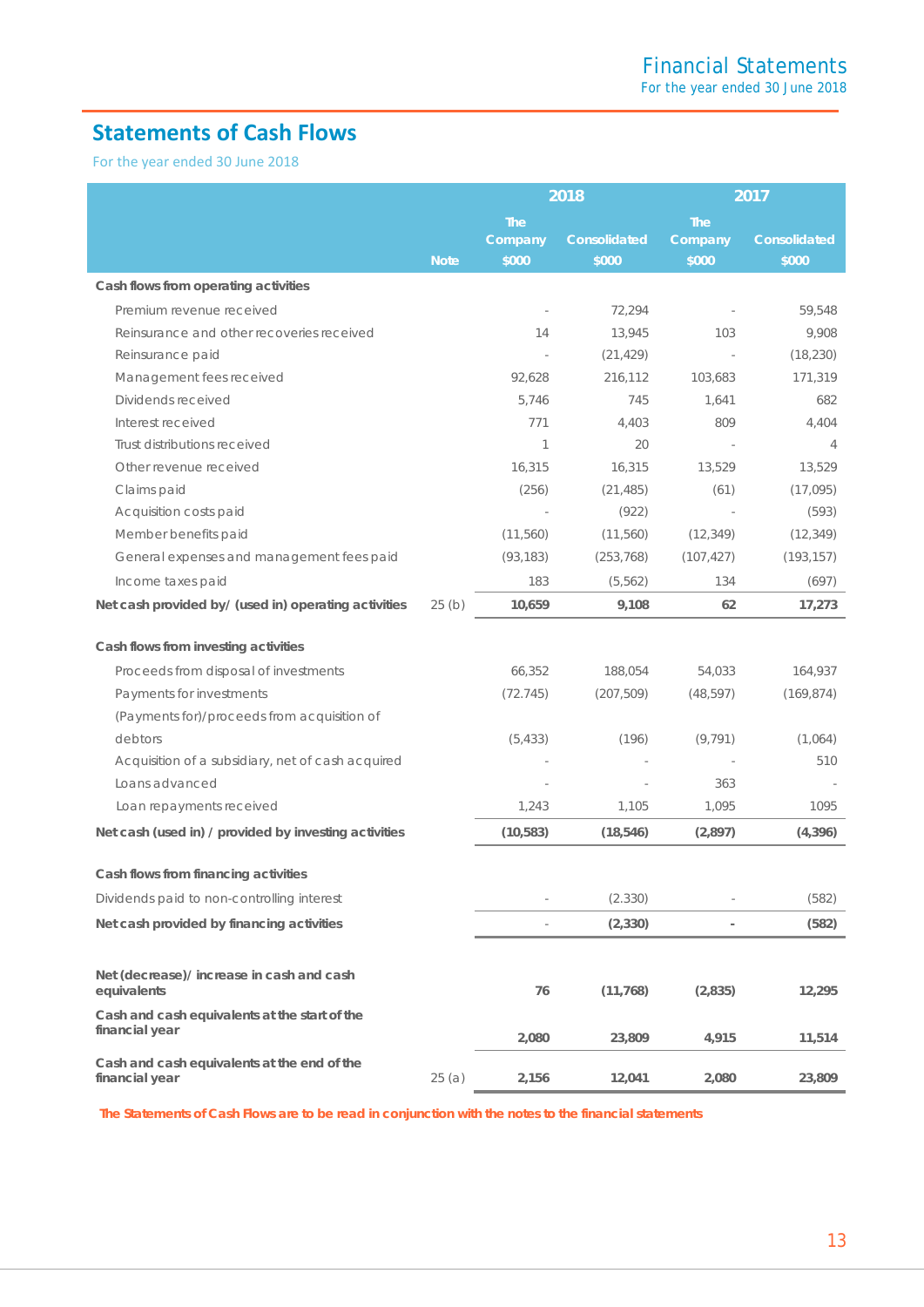## Statements of Cash Flows

For the year ended 30 June 2018

| | Note | 2018 The Company $000 | 2018 Consolidated $000 | 2017 The Company $000 | 2017 Consolidated $000 |
|---|---|---|---|---|---|
| **Cash flows from operating activities** | | | | | |
| Premium revenue received | | - | 72,294 | - | 59,548 |
| Reinsurance and other recoveries received | | 14 | 13,945 | 103 | 9,908 |
| Reinsurance paid | | - | (21,429) | - | (18,230) |
| Management fees received | | 92,628 | 216,112 | 103,683 | 171,319 |
| Dividends received | | 5,746 | 745 | 1,641 | 682 |
| Interest received | | 771 | 4,403 | 809 | 4,404 |
| Trust distributions received | | 1 | 20 | - | 4 |
| Other revenue received | | 16,315 | 16,315 | 13,529 | 13,529 |
| Claims paid | | (256) | (21,485) | (61) | (17,095) |
| Acquisition costs paid | | - | (922) | - | (593) |
| Member benefits paid | | (11,560) | (11,560) | (12,349) | (12,349) |
| General expenses and management fees paid | | (93,183) | (253,768) | (107,427) | (193,157) |
| Income taxes paid | | 183 | (5,562) | 134 | (697) |
| **Net cash provided by/ (used in) operating activities** | 25 (b) | **10,659** | **9,108** | **62** | **17,273** |
| **Cash flows from investing activities** | | | | | |
| Proceeds from disposal of investments | | 66,352 | 188,054 | 54,033 | 164,937 |
| Payments for investments | | (72.745) | (207,509) | (48,597) | (169,874) |
| (Payments for)/proceeds from acquisition of debtors | | (5,433) | (196) | (9,791) | (1,064) |
| Acquisition of a subsidiary, net of cash acquired | | - | - | - | 510 |
| Loans advanced | | - | - | 363 | - |
| Loan repayments received | | 1,243 | 1,105 | 1,095 | 1095 |
| **Net cash (used in) / provided by investing activities** | | **(10,583)** | **(18,546)** | **(2,897)** | **(4,396)** |
| **Cash flows from financing activities** | | | | | |
| Dividends paid to non-controlling interest | | - | (2.330) | - | (582) |
| **Net cash provided by financing activities** | | - | **(2,330)** | - | **(582)** |
| **Net (decrease)/ increase in cash and cash equivalents** | | **76** | **(11,768)** | **(2,835)** | **12,295** |
| **Cash and cash equivalents at the start of the financial year** | | **2,080** | **23,809** | **4,915** | **11,514** |
| **Cash and cash equivalents at the end of the financial year** | 25 (a) | **2,156** | **12,041** | **2,080** | **23,809** |

**The Statements of Cash Flows are to be read in conjunction with the notes to the financial statements**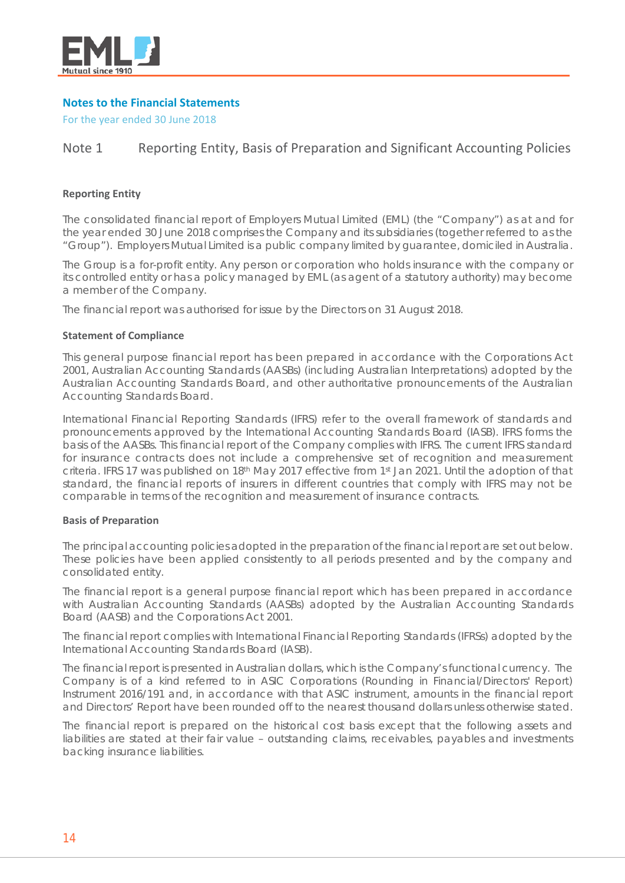## Notes to the Financial Statements

For the year ended 30 June 2018

# Note 1 Reporting Entity, Basis of Preparation and Significant Accounting Policies

### Reporting Entity

The consolidated financial report of Employers Mutual Limited (EML) (the "Company") as at and for the year ended 30 June 2018 comprises the Company and its subsidiaries (together referred to as the "Group"). Employers Mutual Limited is a public company limited by guarantee, domiciled in Australia.

The Group is a for-profit entity. Any person or corporation who holds insurance with the company or its controlled entity or has a policy managed by EML (as agent of a statutory authority) may become a member of the Company.

The financial report was authorised for issue by the Directors on 31 August 2018.

### Statement of Compliance

This general purpose financial report has been prepared in accordance with the Corporations Act 2001, Australian Accounting Standards (AASBs) (including Australian Interpretations) adopted by the Australian Accounting Standards Board, and other authoritative pronouncements of the Australian Accounting Standards Board.

International Financial Reporting Standards (IFRS) refer to the overall framework of standards and pronouncements approved by the International Accounting Standards Board (IASB). IFRS forms the basis of the AASBs. This financial report of the Company complies with IFRS. The current IFRS standard for insurance contracts does not include a comprehensive set of recognition and measurement criteria. IFRS 17 was published on 18th May 2017 effective from 1st Jan 2021. Until the adoption of that standard, the financial reports of insurers in different countries that comply with IFRS may not be comparable in terms of the recognition and measurement of insurance contracts.

### Basis of Preparation

The principal accounting policies adopted in the preparation of the financial report are set out below. These policies have been applied consistently to all periods presented and by the company and consolidated entity.

The financial report is a general purpose financial report which has been prepared in accordance with Australian Accounting Standards (AASBs) adopted by the Australian Accounting Standards Board (AASB) and the Corporations Act 2001.

The financial report complies with International Financial Reporting Standards (IFRSs) adopted by the International Accounting Standards Board (IASB).

The financial report is presented in Australian dollars, which is the Company's functional currency. The Company is of a kind referred to in ASIC Corporations (Rounding in Financial/Directors' Report) Instrument 2016/191 and, in accordance with that ASIC instrument, amounts in the financial report and Directors' Report have been rounded off to the nearest thousand dollars unless otherwise stated.

The financial report is prepared on the historical cost basis except that the following assets and liabilities are stated at their fair value – outstanding claims, receivables, payables and investments backing insurance liabilities.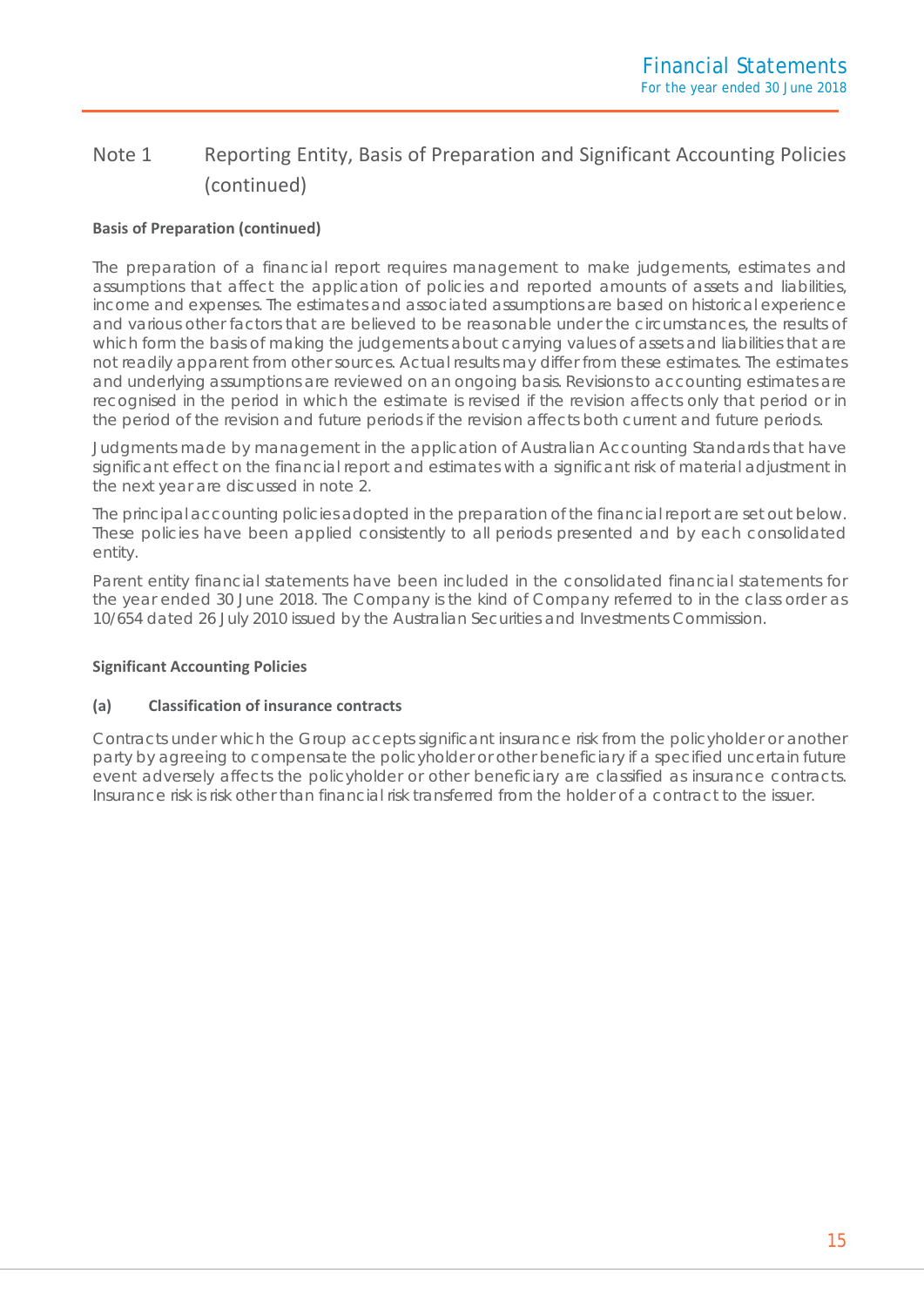## Note 1 Reporting Entity, Basis of Preparation and Significant Accounting Policies (continued)

**Basis of Preparation (continued)**

The preparation of a financial report requires management to make judgements, estimates and assumptions that affect the application of policies and reported amounts of assets and liabilities, income and expenses. The estimates and associated assumptions are based on historical experience and various other factors that are believed to be reasonable under the circumstances, the results of which form the basis of making the judgements about carrying values of assets and liabilities that are not readily apparent from other sources. Actual results may differ from these estimates. The estimates and underlying assumptions are reviewed on an ongoing basis. Revisions to accounting estimates are recognised in the period in which the estimate is revised if the revision affects only that period or in the period of the revision and future periods if the revision affects both current and future periods.

Judgments made by management in the application of Australian Accounting Standards that have significant effect on the financial report and estimates with a significant risk of material adjustment in the next year are discussed in note 2.

The principal accounting policies adopted in the preparation of the financial report are set out below. These policies have been applied consistently to all periods presented and by each consolidated entity.

Parent entity financial statements have been included in the consolidated financial statements for the year ended 30 June 2018. The Company is the kind of Company referred to in the class order as 10/654 dated 26 July 2010 issued by the Australian Securities and Investments Commission.

**Significant Accounting Policies**

**(a) Classification of insurance contracts**

Contracts under which the Group accepts significant insurance risk from the policyholder or another party by agreeing to compensate the policyholder or other beneficiary if a specified uncertain future event adversely affects the policyholder or other beneficiary are classified as insurance contracts. Insurance risk is risk other than financial risk transferred from the holder of a contract to the issuer.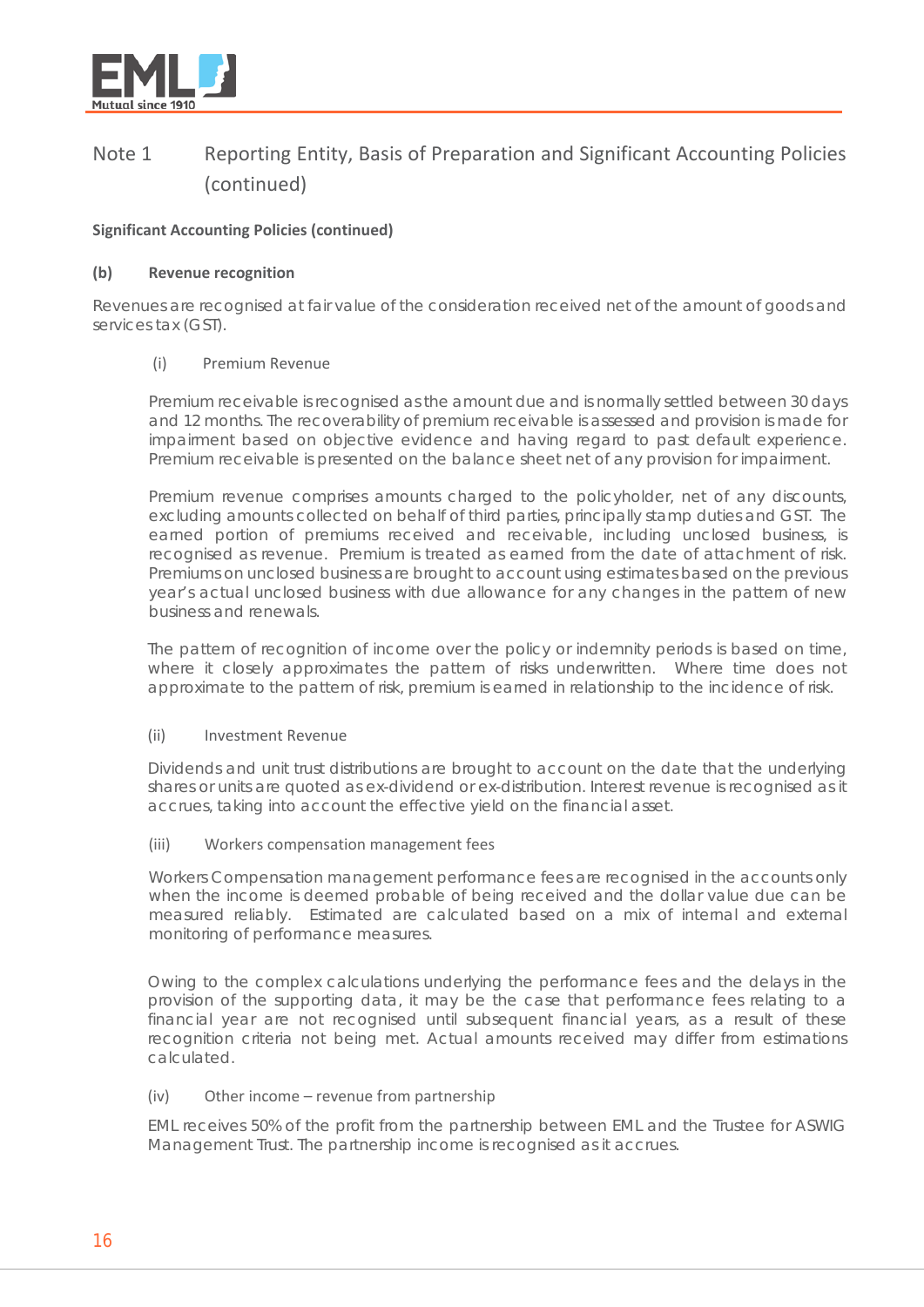## Note 1 Reporting Entity, Basis of Preparation and Significant Accounting Policies (continued)

**Significant Accounting Policies (continued)**

### (b) Revenue recognition

Revenues are recognised at fair value of the consideration received net of the amount of goods and services tax (GST).

#### (i) Premium Revenue

Premium receivable is recognised as the amount due and is normally settled between 30 days and 12 months. The recoverability of premium receivable is assessed and provision is made for impairment based on objective evidence and having regard to past default experience. Premium receivable is presented on the balance sheet net of any provision for impairment.

Premium revenue comprises amounts charged to the policyholder, net of any discounts, excluding amounts collected on behalf of third parties, principally stamp duties and GST. The earned portion of premiums received and receivable, including unclosed business, is recognised as revenue. Premium is treated as earned from the date of attachment of risk. Premiums on unclosed business are brought to account using estimates based on the previous year's actual unclosed business with due allowance for any changes in the pattern of new business and renewals.

The pattern of recognition of income over the policy or indemnity periods is based on time, where it closely approximates the pattern of risks underwritten. Where time does not approximate to the pattern of risk, premium is earned in relationship to the incidence of risk.

#### (ii) Investment Revenue

Dividends and unit trust distributions are brought to account on the date that the underlying shares or units are quoted as ex-dividend or ex-distribution. Interest revenue is recognised as it accrues, taking into account the effective yield on the financial asset.

#### (iii) Workers compensation management fees

Workers Compensation management performance fees are recognised in the accounts only when the income is deemed probable of being received and the dollar value due can be measured reliably. Estimated are calculated based on a mix of internal and external monitoring of performance measures.

Owing to the complex calculations underlying the performance fees and the delays in the provision of the supporting data, it may be the case that performance fees relating to a financial year are not recognised until subsequent financial years, as a result of these recognition criteria not being met. Actual amounts received may differ from estimations calculated.

#### (iv) Other income – revenue from partnership

EML receives 50% of the profit from the partnership between EML and the Trustee for ASWIG Management Trust. The partnership income is recognised as it accrues.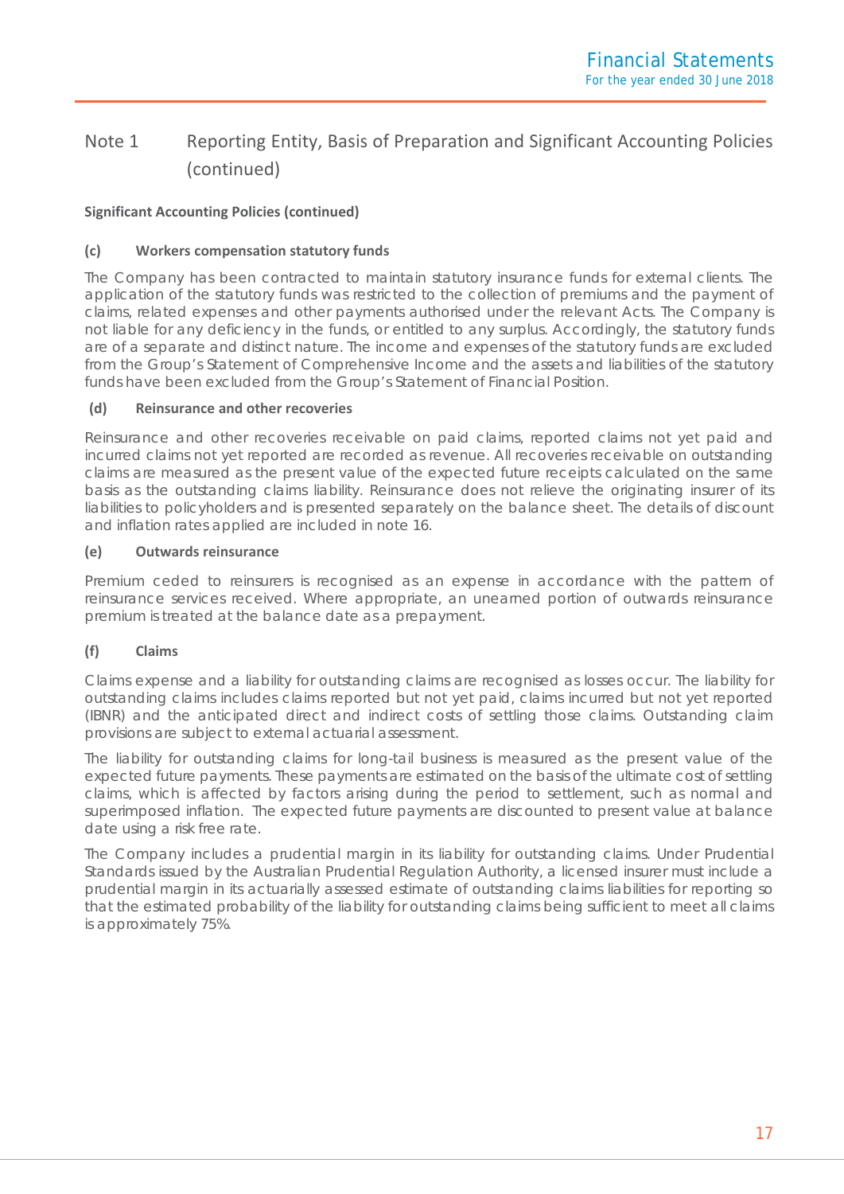# Note 1 Reporting Entity, Basis of Preparation and Significant Accounting Policies (continued)

**Significant Accounting Policies (continued)**

### (c) Workers compensation statutory funds

The Company has been contracted to maintain statutory insurance funds for external clients. The application of the statutory funds was restricted to the collection of premiums and the payment of claims, related expenses and other payments authorised under the relevant Acts. The Company is not liable for any deficiency in the funds, or entitled to any surplus. Accordingly, the statutory funds are of a separate and distinct nature. The income and expenses of the statutory funds are excluded from the Group's Statement of Comprehensive Income and the assets and liabilities of the statutory funds have been excluded from the Group's Statement of Financial Position.

### (d) Reinsurance and other recoveries

Reinsurance and other recoveries receivable on paid claims, reported claims not yet paid and incurred claims not yet reported are recorded as revenue. All recoveries receivable on outstanding claims are measured as the present value of the expected future receipts calculated on the same basis as the outstanding claims liability. Reinsurance does not relieve the originating insurer of its liabilities to policyholders and is presented separately on the balance sheet. The details of discount and inflation rates applied are included in note 16.

### (e) Outwards reinsurance

Premium ceded to reinsurers is recognised as an expense in accordance with the pattern of reinsurance services received. Where appropriate, an unearned portion of outwards reinsurance premium is treated at the balance date as a prepayment.

### (f) Claims

Claims expense and a liability for outstanding claims are recognised as losses occur. The liability for outstanding claims includes claims reported but not yet paid, claims incurred but not yet reported (IBNR) and the anticipated direct and indirect costs of settling those claims. Outstanding claim provisions are subject to external actuarial assessment.

The liability for outstanding claims for long-tail business is measured as the present value of the expected future payments. These payments are estimated on the basis of the ultimate cost of settling claims, which is affected by factors arising during the period to settlement, such as normal and superimposed inflation. The expected future payments are discounted to present value at balance date using a risk free rate.

The Company includes a prudential margin in its liability for outstanding claims. Under Prudential Standards issued by the Australian Prudential Regulation Authority, a licensed insurer must include a prudential margin in its actuarially assessed estimate of outstanding claims liabilities for reporting so that the estimated probability of the liability for outstanding claims being sufficient to meet all claims is approximately 75%.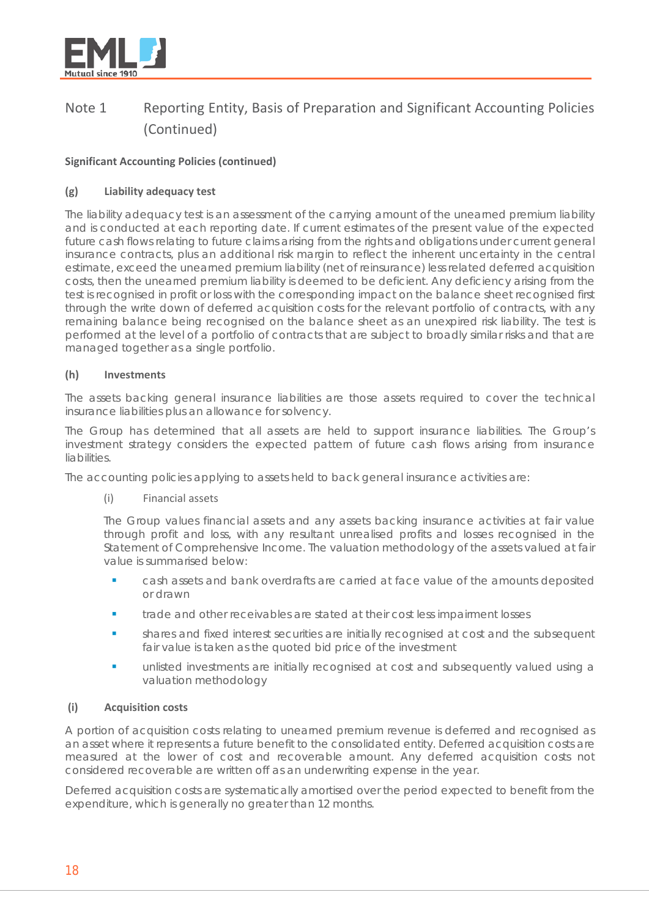## Note 1 Reporting Entity, Basis of Preparation and Significant Accounting Policies (Continued)

**Significant Accounting Policies (continued)**

### (g) Liability adequacy test

The liability adequacy test is an assessment of the carrying amount of the unearned premium liability and is conducted at each reporting date. If current estimates of the present value of the expected future cash flows relating to future claims arising from the rights and obligations under current general insurance contracts, plus an additional risk margin to reflect the inherent uncertainty in the central estimate, exceed the unearned premium liability (net of reinsurance) less related deferred acquisition costs, then the unearned premium liability is deemed to be deficient. Any deficiency arising from the test is recognised in profit or loss with the corresponding impact on the balance sheet recognised first through the write down of deferred acquisition costs for the relevant portfolio of contracts, with any remaining balance being recognised on the balance sheet as an unexpired risk liability. The test is performed at the level of a portfolio of contracts that are subject to broadly similar risks and that are managed together as a single portfolio.

### (h) Investments

The assets backing general insurance liabilities are those assets required to cover the technical insurance liabilities plus an allowance for solvency.

The Group has determined that all assets are held to support insurance liabilities. The Group's investment strategy considers the expected pattern of future cash flows arising from insurance liabilities.

The accounting policies applying to assets held to back general insurance activities are:

(i) Financial assets

The Group values financial assets and any assets backing insurance activities at fair value through profit and loss, with any resultant unrealised profits and losses recognised in the Statement of Comprehensive Income. The valuation methodology of the assets valued at fair value is summarised below:

- cash assets and bank overdrafts are carried at face value of the amounts deposited or drawn
- trade and other receivables are stated at their cost less impairment losses
- shares and fixed interest securities are initially recognised at cost and the subsequent fair value is taken as the quoted bid price of the investment
- unlisted investments are initially recognised at cost and subsequently valued using a valuation methodology

### (i) Acquisition costs

A portion of acquisition costs relating to unearned premium revenue is deferred and recognised as an asset where it represents a future benefit to the consolidated entity. Deferred acquisition costs are measured at the lower of cost and recoverable amount. Any deferred acquisition costs not considered recoverable are written off as an underwriting expense in the year.

Deferred acquisition costs are systematically amortised over the period expected to benefit from the expenditure, which is generally no greater than 12 months.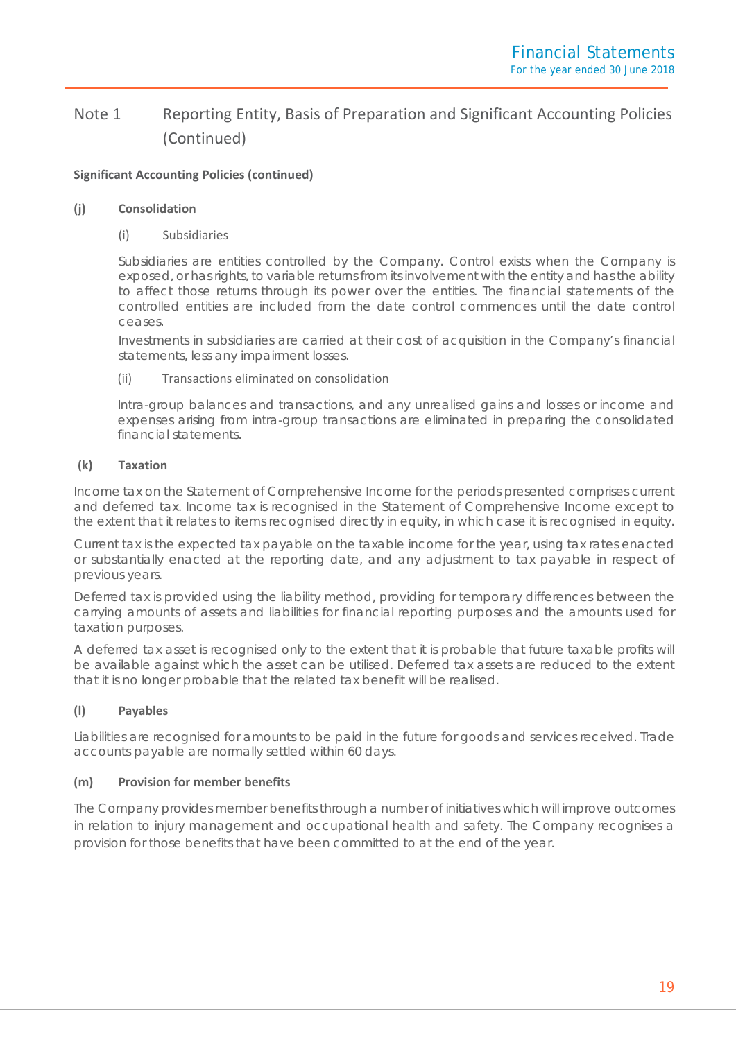## Note 1 Reporting Entity, Basis of Preparation and Significant Accounting Policies (Continued)

**Significant Accounting Policies (continued)**

**(j) Consolidation**

(i) Subsidiaries

Subsidiaries are entities controlled by the Company. Control exists when the Company is exposed, or has rights, to variable returns from its involvement with the entity and has the ability to affect those returns through its power over the entities. The financial statements of the controlled entities are included from the date control commences until the date control ceases.

Investments in subsidiaries are carried at their cost of acquisition in the Company's financial statements, less any impairment losses.

(ii) Transactions eliminated on consolidation

Intra-group balances and transactions, and any unrealised gains and losses or income and expenses arising from intra-group transactions are eliminated in preparing the consolidated financial statements.

**(k) Taxation**

Income tax on the Statement of Comprehensive Income for the periods presented comprises current and deferred tax. Income tax is recognised in the Statement of Comprehensive Income except to the extent that it relates to items recognised directly in equity, in which case it is recognised in equity.

Current tax is the expected tax payable on the taxable income for the year, using tax rates enacted or substantially enacted at the reporting date, and any adjustment to tax payable in respect of previous years.

Deferred tax is provided using the liability method, providing for temporary differences between the carrying amounts of assets and liabilities for financial reporting purposes and the amounts used for taxation purposes.

A deferred tax asset is recognised only to the extent that it is probable that future taxable profits will be available against which the asset can be utilised. Deferred tax assets are reduced to the extent that it is no longer probable that the related tax benefit will be realised.

**(l) Payables**

Liabilities are recognised for amounts to be paid in the future for goods and services received. Trade accounts payable are normally settled within 60 days.

**(m) Provision for member benefits**

The Company provides member benefits through a number of initiatives which will improve outcomes in relation to injury management and occupational health and safety. The Company recognises a provision for those benefits that have been committed to at the end of the year.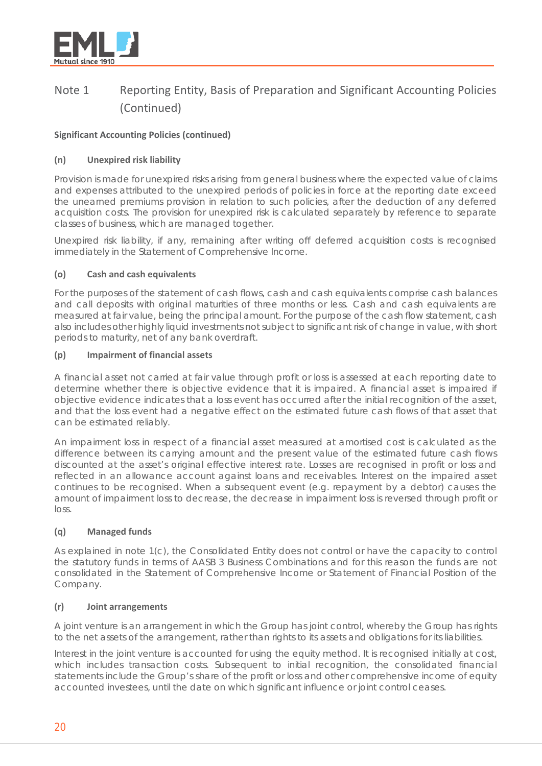## Note 1 Reporting Entity, Basis of Preparation and Significant Accounting Policies (Continued)

**Significant Accounting Policies (continued)**

### (n) Unexpired risk liability

Provision is made for unexpired risks arising from general business where the expected value of claims and expenses attributed to the unexpired periods of policies in force at the reporting date exceed the unearned premiums provision in relation to such policies, after the deduction of any deferred acquisition costs. The provision for unexpired risk is calculated separately by reference to separate classes of business, which are managed together.

Unexpired risk liability, if any, remaining after writing off deferred acquisition costs is recognised immediately in the Statement of Comprehensive Income.

### (o) Cash and cash equivalents

For the purposes of the statement of cash flows, cash and cash equivalents comprise cash balances and call deposits with original maturities of three months or less. Cash and cash equivalents are measured at fair value, being the principal amount. For the purpose of the cash flow statement, cash also includes other highly liquid investments not subject to significant risk of change in value, with short periods to maturity, net of any bank overdraft.

### (p) Impairment of financial assets

A financial asset not carried at fair value through profit or loss is assessed at each reporting date to determine whether there is objective evidence that it is impaired. A financial asset is impaired if objective evidence indicates that a loss event has occurred after the initial recognition of the asset, and that the loss event had a negative effect on the estimated future cash flows of that asset that can be estimated reliably.

An impairment loss in respect of a financial asset measured at amortised cost is calculated as the difference between its carrying amount and the present value of the estimated future cash flows discounted at the asset's original effective interest rate. Losses are recognised in profit or loss and reflected in an allowance account against loans and receivables. Interest on the impaired asset continues to be recognised. When a subsequent event (e.g. repayment by a debtor) causes the amount of impairment loss to decrease, the decrease in impairment loss is reversed through profit or loss.

### (q) Managed funds

As explained in note 1(c), the Consolidated Entity does not control or have the capacity to control the statutory funds in terms of AASB 3 Business Combinations and for this reason the funds are not consolidated in the Statement of Comprehensive Income or Statement of Financial Position of the Company.

### (r) Joint arrangements

A joint venture is an arrangement in which the Group has joint control, whereby the Group has rights to the net assets of the arrangement, rather than rights to its assets and obligations for its liabilities.

Interest in the joint venture is accounted for using the equity method. It is recognised initially at cost, which includes transaction costs. Subsequent to initial recognition, the consolidated financial statements include the Group's share of the profit or loss and other comprehensive income of equity accounted investees, until the date on which significant influence or joint control ceases.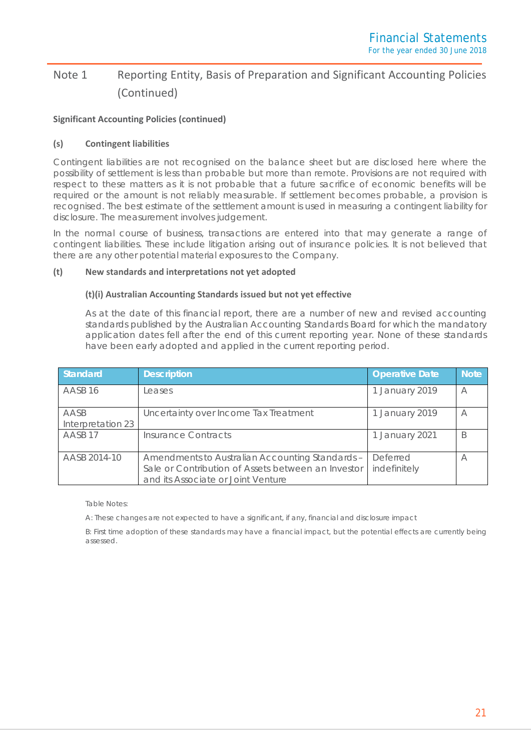## Note 1 Reporting Entity, Basis of Preparation and Significant Accounting Policies (Continued)

**Significant Accounting Policies (continued)**

### (s) Contingent liabilities

Contingent liabilities are not recognised on the balance sheet but are disclosed here where the possibility of settlement is less than probable but more than remote. Provisions are not required with respect to these matters as it is not probable that a future sacrifice of economic benefits will be required or the amount is not reliably measurable. If settlement becomes probable, a provision is recognised. The best estimate of the settlement amount is used in measuring a contingent liability for disclosure. The measurement involves judgement.

In the normal course of business, transactions are entered into that may generate a range of contingent liabilities. These include litigation arising out of insurance policies. It is not believed that there are any other potential material exposures to the Company.

### (t) New standards and interpretations not yet adopted

#### (t)(i) Australian Accounting Standards issued but not yet effective

As at the date of this financial report, there are a number of new and revised accounting standards published by the Australian Accounting Standards Board for which the mandatory application dates fell after the end of this current reporting year. None of these standards have been early adopted and applied in the current reporting period.

| Standard | Description | Operative Date | Note |
|---|---|---|---|
| AASB 16 | Leases | 1 January 2019 | A |
| AASB Interpretation 23 | Uncertainty over Income Tax Treatment | 1 January 2019 | A |
| AASB 17 | Insurance Contracts | 1 January 2021 | B |
| AASB 2014-10 | Amendments to Australian Accounting Standards – Sale or Contribution of Assets between an Investor and its Associate or Joint Venture | Deferred indefinitely | A |

Table Notes:

A: These changes are not expected to have a significant, if any, financial and disclosure impact

B: First time adoption of these standards may have a financial impact, but the potential effects are currently being assessed.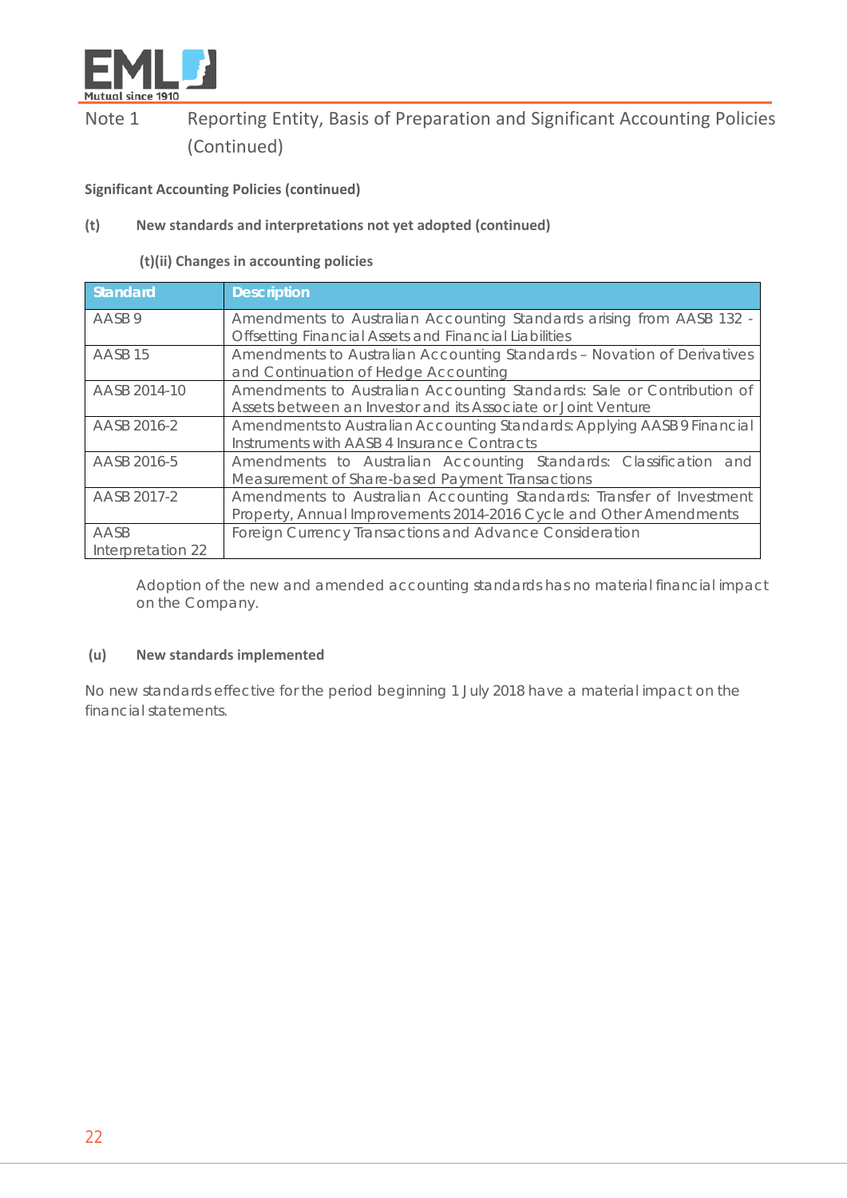## Note 1 Reporting Entity, Basis of Preparation and Significant Accounting Policies (Continued)

**Significant Accounting Policies (continued)**

**(t) New standards and interpretations not yet adopted (continued)**

**(t)(ii) Changes in accounting policies**

| Standard | Description |
|---|---|
| AASB 9 | Amendments to Australian Accounting Standards arising from AASB 132 - Offsetting Financial Assets and Financial Liabilities |
| AASB 15 | Amendments to Australian Accounting Standards – Novation of Derivatives and Continuation of Hedge Accounting |
| AASB 2014-10 | Amendments to Australian Accounting Standards: Sale or Contribution of Assets between an Investor and its Associate or Joint Venture |
| AASB 2016-2 | Amendments to Australian Accounting Standards: Applying AASB 9 Financial Instruments with AASB 4 Insurance Contracts |
| AASB 2016-5 | Amendments to Australian Accounting Standards: Classification and Measurement of Share-based Payment Transactions |
| AASB 2017-2 | Amendments to Australian Accounting Standards: Transfer of Investment Property, Annual Improvements 2014-2016 Cycle and Other Amendments |
| AASB Interpretation 22 | Foreign Currency Transactions and Advance Consideration |

Adoption of the new and amended accounting standards has no material financial impact on the Company.

**(u) New standards implemented**

No new standards effective for the period beginning 1 July 2018 have a material impact on the financial statements.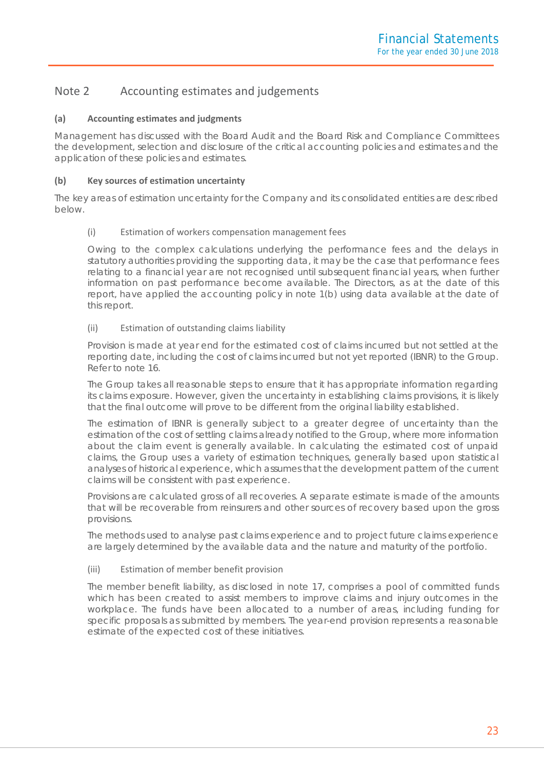## Note 2 Accounting estimates and judgements

### (a) Accounting estimates and judgments

Management has discussed with the Board Audit and the Board Risk and Compliance Committees the development, selection and disclosure of the critical accounting policies and estimates and the application of these policies and estimates.

### (b) Key sources of estimation uncertainty

The key areas of estimation uncertainty for the Company and its consolidated entities are described below.

#### (i) Estimation of workers compensation management fees

Owing to the complex calculations underlying the performance fees and the delays in statutory authorities providing the supporting data, it may be the case that performance fees relating to a financial year are not recognised until subsequent financial years, when further information on past performance become available. The Directors, as at the date of this report, have applied the accounting policy in note 1(b) using data available at the date of this report.

#### (ii) Estimation of outstanding claims liability

Provision is made at year end for the estimated cost of claims incurred but not settled at the reporting date, including the cost of claims incurred but not yet reported (IBNR) to the Group. Refer to note 16.

The Group takes all reasonable steps to ensure that it has appropriate information regarding its claims exposure. However, given the uncertainty in establishing claims provisions, it is likely that the final outcome will prove to be different from the original liability established.

The estimation of IBNR is generally subject to a greater degree of uncertainty than the estimation of the cost of settling claims already notified to the Group, where more information about the claim event is generally available. In calculating the estimated cost of unpaid claims, the Group uses a variety of estimation techniques, generally based upon statistical analyses of historical experience, which assumes that the development pattern of the current claims will be consistent with past experience.

Provisions are calculated gross of all recoveries. A separate estimate is made of the amounts that will be recoverable from reinsurers and other sources of recovery based upon the gross provisions.

The methods used to analyse past claims experience and to project future claims experience are largely determined by the available data and the nature and maturity of the portfolio.

#### (iii) Estimation of member benefit provision

The member benefit liability, as disclosed in note 17, comprises a pool of committed funds which has been created to assist members to improve claims and injury outcomes in the workplace. The funds have been allocated to a number of areas, including funding for specific proposals as submitted by members. The year-end provision represents a reasonable estimate of the expected cost of these initiatives.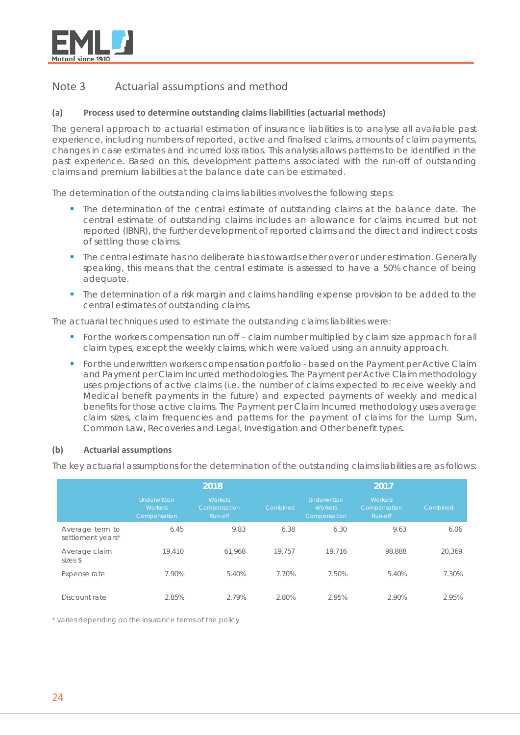## Note 3 Actuarial assumptions and method

### (a) Process used to determine outstanding claims liabilities (actuarial methods)

The general approach to actuarial estimation of insurance liabilities is to analyse all available past experience, including numbers of reported, active and finalised claims, amounts of claim payments, changes in case estimates and incurred loss ratios. This analysis allows patterns to be identified in the past experience. Based on this, development patterns associated with the run-off of outstanding claims and premium liabilities at the balance date can be estimated.

The determination of the outstanding claims liabilities involves the following steps:

- The determination of the central estimate of outstanding claims at the balance date. The central estimate of outstanding claims includes an allowance for claims incurred but not reported (IBNR), the further development of reported claims and the direct and indirect costs of settling those claims.
- The central estimate has no deliberate bias towards either over or under estimation. Generally speaking, this means that the central estimate is assessed to have a 50% chance of being adequate.
- The determination of a risk margin and claims handling expense provision to be added to the central estimates of outstanding claims.

The actuarial techniques used to estimate the outstanding claims liabilities were:

- For the workers compensation run off – claim number multiplied by claim size approach for all claim types, except the weekly claims, which were valued using an annuity approach.
- For the underwritten workers compensation portfolio - based on the Payment per Active Claim and Payment per Claim Incurred methodologies. The Payment per Active Claim methodology uses projections of active claims (i.e. the number of claims expected to receive weekly and Medical benefit payments in the future) and expected payments of weekly and medical benefits for those active claims. The Payment per Claim Incurred methodology uses average claim sizes, claim frequencies and patterns for the payment of claims for the Lump Sum, Common Law, Recoveries and Legal, Investigation and Other benefit types.

### (b) Actuarial assumptions

The key actuarial assumptions for the determination of the outstanding claims liabilities are as follows:

| | 2018 | | | 2017 | | |
|---|---|---|---|---|---|---|
| | Underwritten Workers Compensation | Workers Compensation Run-off | Combined | Underwritten Workers Compensation | Workers Compensation Run-off | Combined |
| Average term to settlement years* | 6.45 | 9.83 | 6.38 | 6.30 | 9.63 | 6.06 |
| Average claim sizes $ | 19,410 | 61,968 | 19,757 | 19,716 | 98,888 | 20,369 |
| Expense rate | 7.90% | 5.40% | 7.70% | 7.50% | 5.40% | 7.30% |
| Discount rate | 2.85% | 2.79% | 2.80% | 2.95% | 2.90% | 2.95% |

* varies depending on the insurance terms of the policy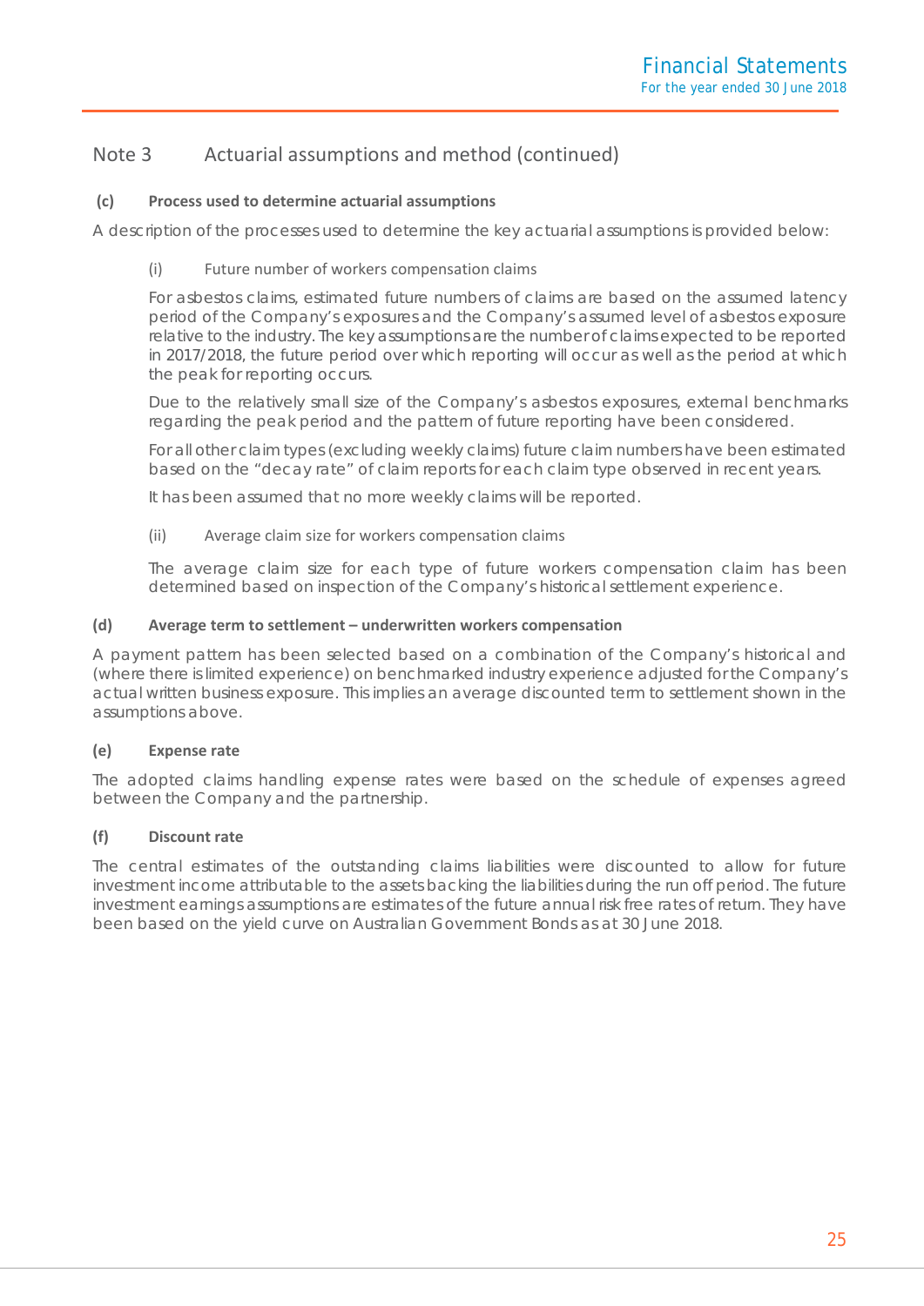## Note 3 Actuarial assumptions and method (continued)

### (c) Process used to determine actuarial assumptions

A description of the processes used to determine the key actuarial assumptions is provided below:

#### (i) Future number of workers compensation claims

For asbestos claims, estimated future numbers of claims are based on the assumed latency period of the Company's exposures and the Company's assumed level of asbestos exposure relative to the industry. The key assumptions are the number of claims expected to be reported in 2017/2018, the future period over which reporting will occur as well as the period at which the peak for reporting occurs.

Due to the relatively small size of the Company's asbestos exposures, external benchmarks regarding the peak period and the pattern of future reporting have been considered.

For all other claim types (excluding weekly claims) future claim numbers have been estimated based on the "decay rate" of claim reports for each claim type observed in recent years.

It has been assumed that no more weekly claims will be reported.

#### (ii) Average claim size for workers compensation claims

The average claim size for each type of future workers compensation claim has been determined based on inspection of the Company's historical settlement experience.

### (d) Average term to settlement – underwritten workers compensation

A payment pattern has been selected based on a combination of the Company's historical and (where there is limited experience) on benchmarked industry experience adjusted for the Company's actual written business exposure. This implies an average discounted term to settlement shown in the assumptions above.

### (e) Expense rate

The adopted claims handling expense rates were based on the schedule of expenses agreed between the Company and the partnership.

### (f) Discount rate

The central estimates of the outstanding claims liabilities were discounted to allow for future investment income attributable to the assets backing the liabilities during the run off period. The future investment earnings assumptions are estimates of the future annual risk free rates of return. They have been based on the yield curve on Australian Government Bonds as at 30 June 2018.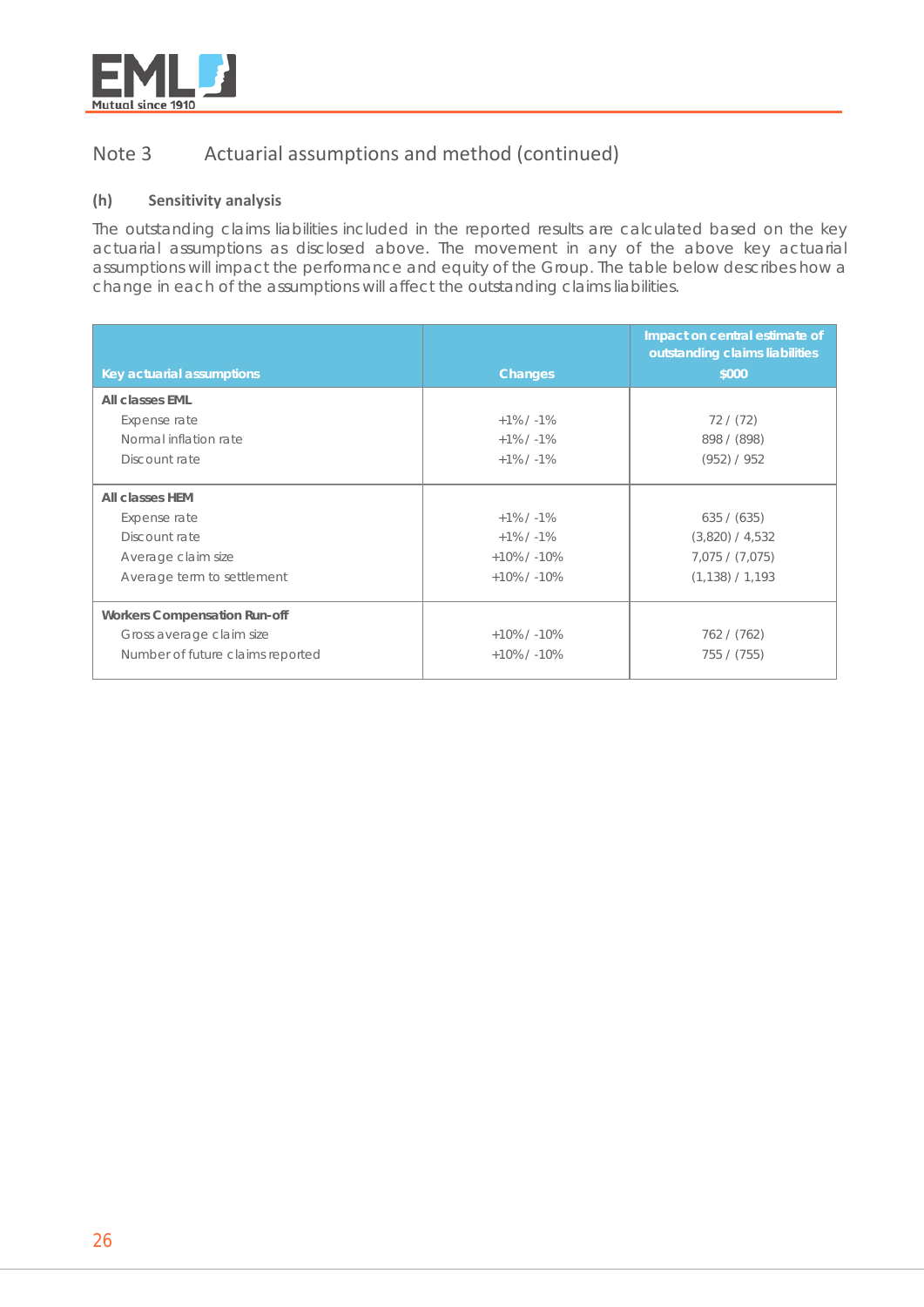## Note 3 Actuarial assumptions and method (continued)

### (h) Sensitivity analysis

The outstanding claims liabilities included in the reported results are calculated based on the key actuarial assumptions as disclosed above. The movement in any of the above key actuarial assumptions will impact the performance and equity of the Group. The table below describes how a change in each of the assumptions will affect the outstanding claims liabilities.

| Key actuarial assumptions | Changes | Impact on central estimate of outstanding claims liabilities $000 |
|---|---|---|
| **All classes EML** | | |
| Expense rate | +1% / -1% | 72 / (72) |
| Normal inflation rate | +1% / -1% | 898 / (898) |
| Discount rate | +1% / -1% | (952) / 952 |
| **All classes HEM** | | |
| Expense rate | +1% / -1% | 635 / (635) |
| Discount rate | +1% / -1% | (3,820) / 4,532 |
| Average claim size | +10% / -10% | 7,075 / (7,075) |
| Average term to settlement | +10% / -10% | (1,138) / 1,193 |
| **Workers Compensation Run-off** | | |
| Gross average claim size | +10% / -10% | 762 / (762) |
| Number of future claims reported | +10% / -10% | 755 / (755) |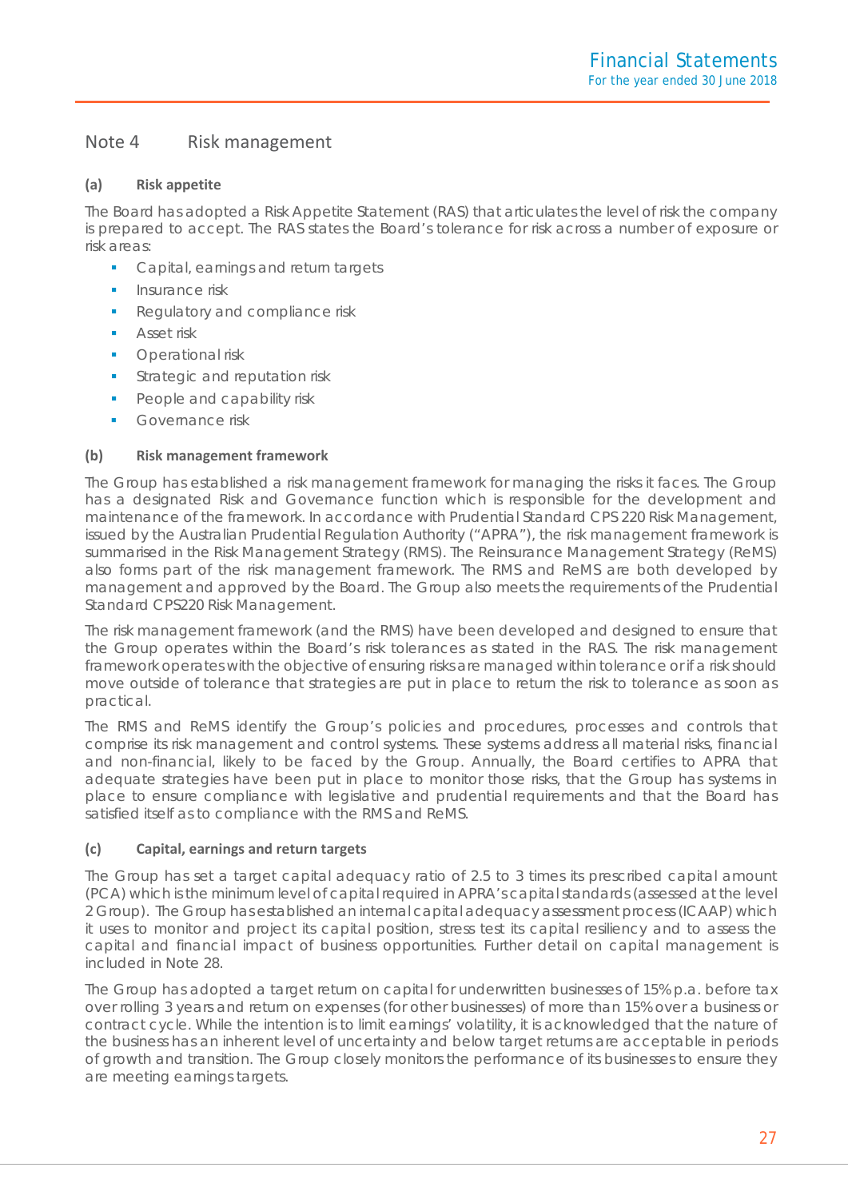## Note 4 Risk management

### (a) Risk appetite

The Board has adopted a Risk Appetite Statement (RAS) that articulates the level of risk the company is prepared to accept. The RAS states the Board's tolerance for risk across a number of exposure or risk areas:

- Capital, earnings and return targets
- Insurance risk
- Regulatory and compliance risk
- Asset risk
- Operational risk
- Strategic and reputation risk
- People and capability risk
- Governance risk

### (b) Risk management framework

The Group has established a risk management framework for managing the risks it faces. The Group has a designated Risk and Governance function which is responsible for the development and maintenance of the framework. In accordance with Prudential Standard CPS 220 Risk Management, issued by the Australian Prudential Regulation Authority ("APRA"), the risk management framework is summarised in the Risk Management Strategy (RMS). The Reinsurance Management Strategy (ReMS) also forms part of the risk management framework. The RMS and ReMS are both developed by management and approved by the Board. The Group also meets the requirements of the Prudential Standard CPS220 Risk Management.

The risk management framework (and the RMS) have been developed and designed to ensure that the Group operates within the Board's risk tolerances as stated in the RAS. The risk management framework operates with the objective of ensuring risks are managed within tolerance or if a risk should move outside of tolerance that strategies are put in place to return the risk to tolerance as soon as practical.

The RMS and ReMS identify the Group's policies and procedures, processes and controls that comprise its risk management and control systems. These systems address all material risks, financial and non-financial, likely to be faced by the Group. Annually, the Board certifies to APRA that adequate strategies have been put in place to monitor those risks, that the Group has systems in place to ensure compliance with legislative and prudential requirements and that the Board has satisfied itself as to compliance with the RMS and ReMS.

### (c) Capital, earnings and return targets

The Group has set a target capital adequacy ratio of 2.5 to 3 times its prescribed capital amount (PCA) which is the minimum level of capital required in APRA's capital standards (assessed at the level 2 Group). The Group has established an internal capital adequacy assessment process (ICAAP) which it uses to monitor and project its capital position, stress test its capital resiliency and to assess the capital and financial impact of business opportunities. Further detail on capital management is included in Note 28.

The Group has adopted a target return on capital for underwritten businesses of 15% p.a. before tax over rolling 3 years and return on expenses (for other businesses) of more than 15% over a business or contract cycle. While the intention is to limit earnings' volatility, it is acknowledged that the nature of the business has an inherent level of uncertainty and below target returns are acceptable in periods of growth and transition. The Group closely monitors the performance of its businesses to ensure they are meeting earnings targets.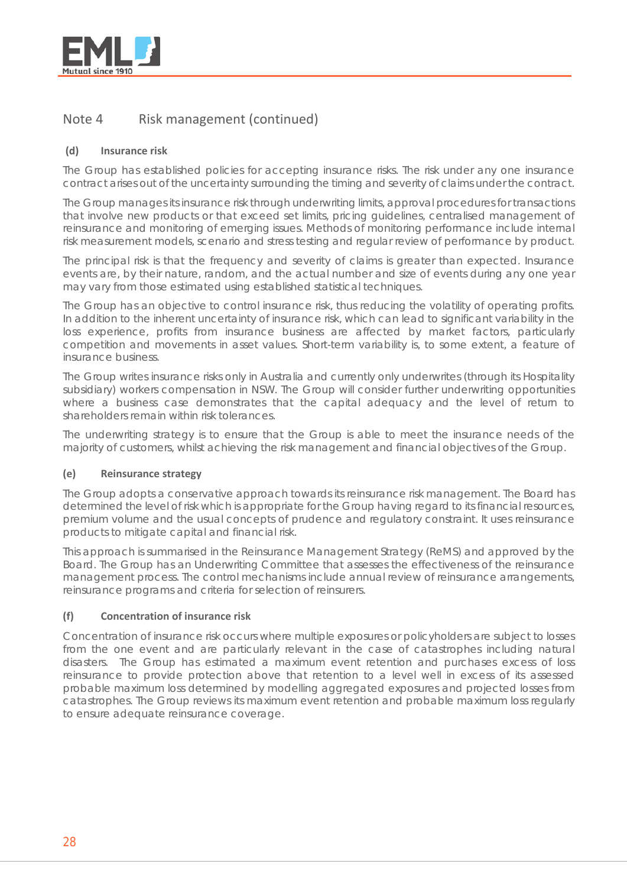## Note 4 Risk management (continued)

### (d) Insurance risk

The Group has established policies for accepting insurance risks. The risk under any one insurance contract arises out of the uncertainty surrounding the timing and severity of claims under the contract.

The Group manages its insurance risk through underwriting limits, approval procedures for transactions that involve new products or that exceed set limits, pricing guidelines, centralised management of reinsurance and monitoring of emerging issues. Methods of monitoring performance include internal risk measurement models, scenario and stress testing and regular review of performance by product.

The principal risk is that the frequency and severity of claims is greater than expected. Insurance events are, by their nature, random, and the actual number and size of events during any one year may vary from those estimated using established statistical techniques.

The Group has an objective to control insurance risk, thus reducing the volatility of operating profits. In addition to the inherent uncertainty of insurance risk, which can lead to significant variability in the loss experience, profits from insurance business are affected by market factors, particularly competition and movements in asset values. Short-term variability is, to some extent, a feature of insurance business.

The Group writes insurance risks only in Australia and currently only underwrites (through its Hospitality subsidiary) workers compensation in NSW. The Group will consider further underwriting opportunities where a business case demonstrates that the capital adequacy and the level of return to shareholders remain within risk tolerances.

The underwriting strategy is to ensure that the Group is able to meet the insurance needs of the majority of customers, whilst achieving the risk management and financial objectives of the Group.

### (e) Reinsurance strategy

The Group adopts a conservative approach towards its reinsurance risk management. The Board has determined the level of risk which is appropriate for the Group having regard to its financial resources, premium volume and the usual concepts of prudence and regulatory constraint. It uses reinsurance products to mitigate capital and financial risk.

This approach is summarised in the Reinsurance Management Strategy (ReMS) and approved by the Board. The Group has an Underwriting Committee that assesses the effectiveness of the reinsurance management process. The control mechanisms include annual review of reinsurance arrangements, reinsurance programs and criteria for selection of reinsurers.

### (f) Concentration of insurance risk

Concentration of insurance risk occurs where multiple exposures or policyholders are subject to losses from the one event and are particularly relevant in the case of catastrophes including natural disasters. The Group has estimated a maximum event retention and purchases excess of loss reinsurance to provide protection above that retention to a level well in excess of its assessed probable maximum loss determined by modelling aggregated exposures and projected losses from catastrophes. The Group reviews its maximum event retention and probable maximum loss regularly to ensure adequate reinsurance coverage.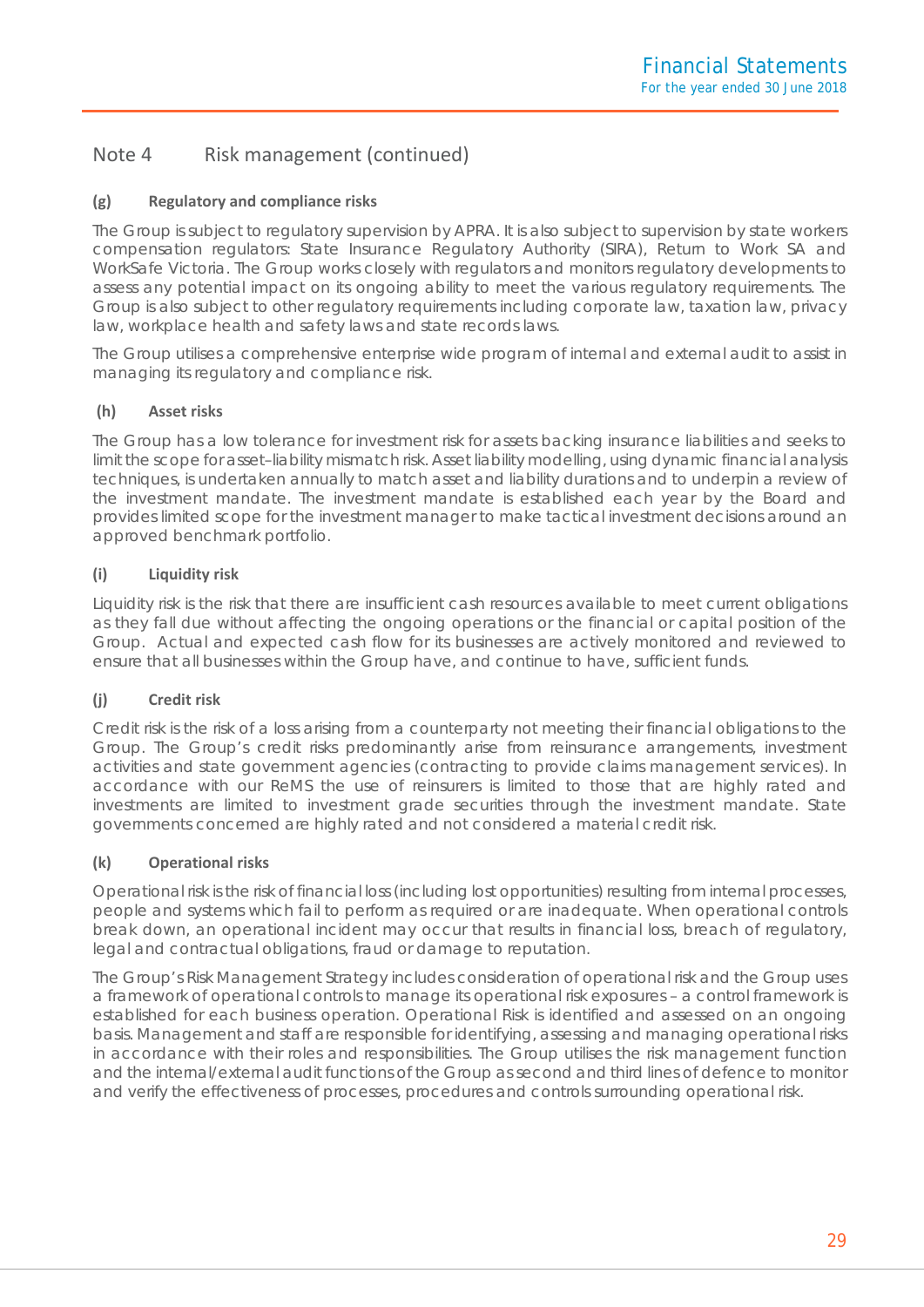## Note 4 Risk management (continued)

### (g) Regulatory and compliance risks

The Group is subject to regulatory supervision by APRA. It is also subject to supervision by state workers compensation regulators: State Insurance Regulatory Authority (SIRA), Return to Work SA and WorkSafe Victoria. The Group works closely with regulators and monitors regulatory developments to assess any potential impact on its ongoing ability to meet the various regulatory requirements. The Group is also subject to other regulatory requirements including corporate law, taxation law, privacy law, workplace health and safety laws and state records laws.

The Group utilises a comprehensive enterprise wide program of internal and external audit to assist in managing its regulatory and compliance risk.

### (h) Asset risks

The Group has a low tolerance for investment risk for assets backing insurance liabilities and seeks to limit the scope for asset–liability mismatch risk. Asset liability modelling, using dynamic financial analysis techniques, is undertaken annually to match asset and liability durations and to underpin a review of the investment mandate. The investment mandate is established each year by the Board and provides limited scope for the investment manager to make tactical investment decisions around an approved benchmark portfolio.

### (i) Liquidity risk

Liquidity risk is the risk that there are insufficient cash resources available to meet current obligations as they fall due without affecting the ongoing operations or the financial or capital position of the Group. Actual and expected cash flow for its businesses are actively monitored and reviewed to ensure that all businesses within the Group have, and continue to have, sufficient funds.

### (j) Credit risk

Credit risk is the risk of a loss arising from a counterparty not meeting their financial obligations to the Group. The Group's credit risks predominantly arise from reinsurance arrangements, investment activities and state government agencies (contracting to provide claims management services). In accordance with our ReMS the use of reinsurers is limited to those that are highly rated and investments are limited to investment grade securities through the investment mandate. State governments concerned are highly rated and not considered a material credit risk.

### (k) Operational risks

Operational risk is the risk of financial loss (including lost opportunities) resulting from internal processes, people and systems which fail to perform as required or are inadequate. When operational controls break down, an operational incident may occur that results in financial loss, breach of regulatory, legal and contractual obligations, fraud or damage to reputation.

The Group's Risk Management Strategy includes consideration of operational risk and the Group uses a framework of operational controls to manage its operational risk exposures – a control framework is established for each business operation. Operational Risk is identified and assessed on an ongoing basis. Management and staff are responsible for identifying, assessing and managing operational risks in accordance with their roles and responsibilities. The Group utilises the risk management function and the internal/external audit functions of the Group as second and third lines of defence to monitor and verify the effectiveness of processes, procedures and controls surrounding operational risk.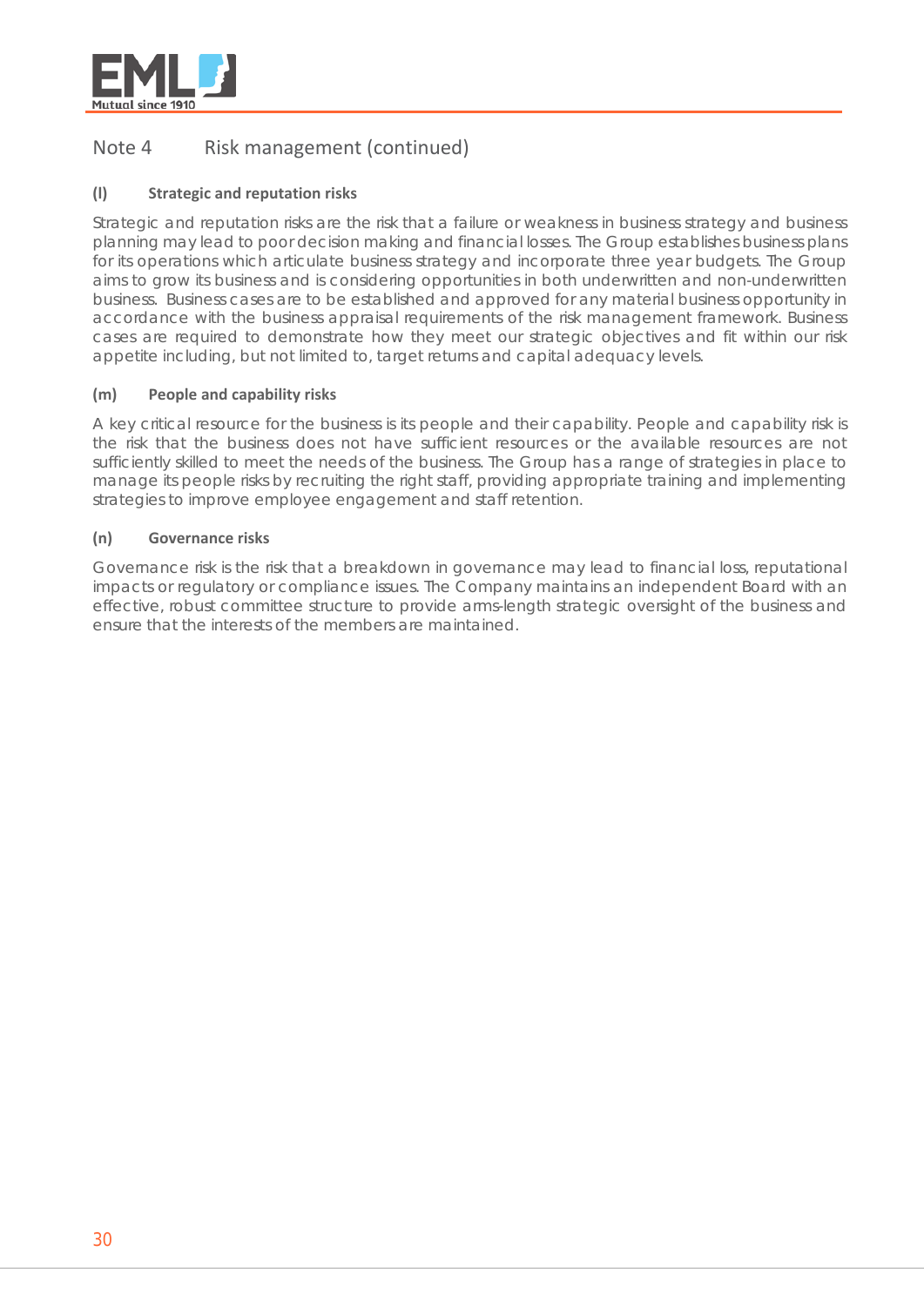## Note 4 Risk management (continued)

### (l) Strategic and reputation risks

Strategic and reputation risks are the risk that a failure or weakness in business strategy and business planning may lead to poor decision making and financial losses. The Group establishes business plans for its operations which articulate business strategy and incorporate three year budgets. The Group aims to grow its business and is considering opportunities in both underwritten and non-underwritten business. Business cases are to be established and approved for any material business opportunity in accordance with the business appraisal requirements of the risk management framework. Business cases are required to demonstrate how they meet our strategic objectives and fit within our risk appetite including, but not limited to, target returns and capital adequacy levels.

### (m) People and capability risks

A key critical resource for the business is its people and their capability. People and capability risk is the risk that the business does not have sufficient resources or the available resources are not sufficiently skilled to meet the needs of the business. The Group has a range of strategies in place to manage its people risks by recruiting the right staff, providing appropriate training and implementing strategies to improve employee engagement and staff retention.

### (n) Governance risks

Governance risk is the risk that a breakdown in governance may lead to financial loss, reputational impacts or regulatory or compliance issues. The Company maintains an independent Board with an effective, robust committee structure to provide arms-length strategic oversight of the business and ensure that the interests of the members are maintained.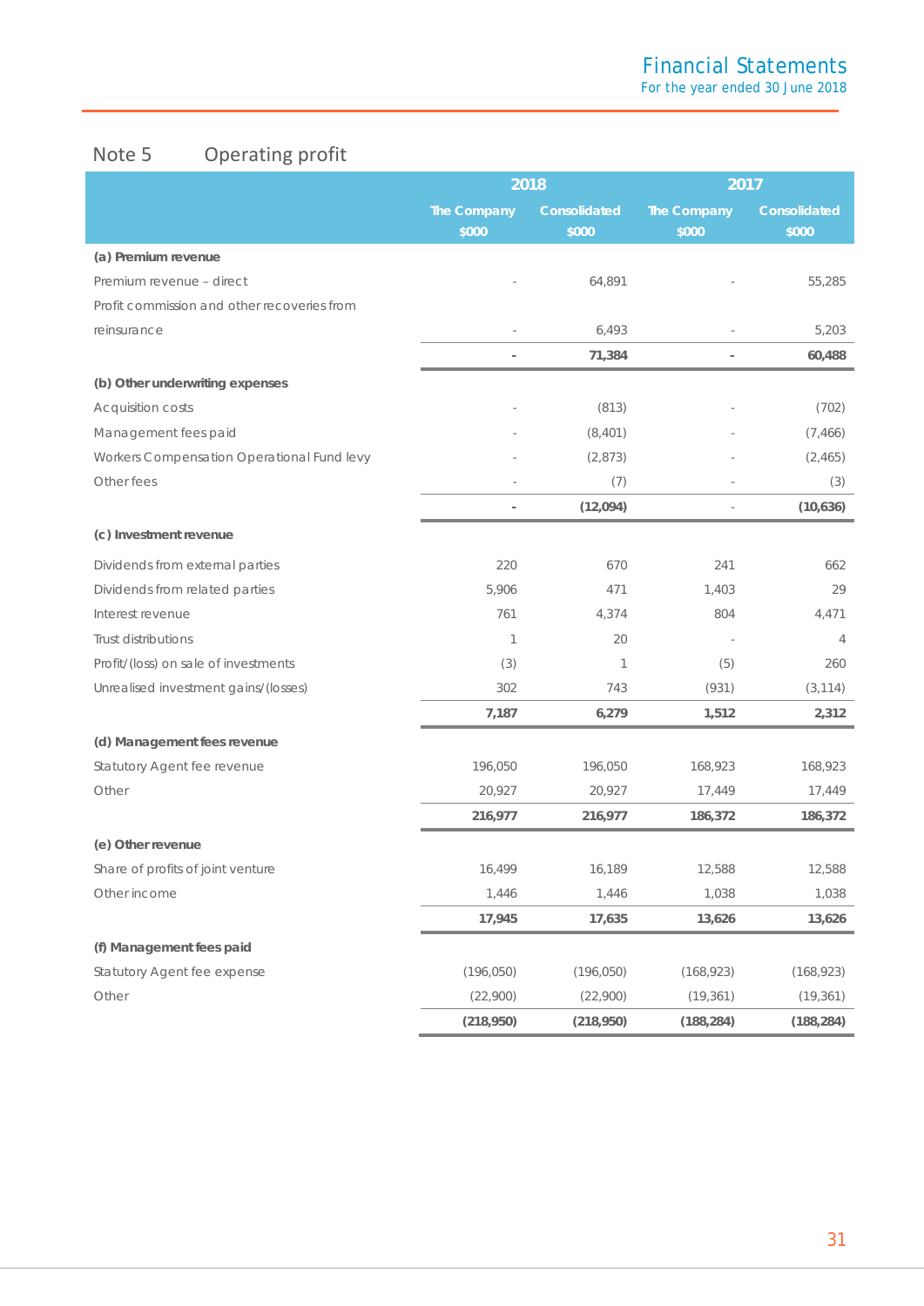## Note 5 Operating profit

| | 2018 | | 2017 | |
|---|---|---|---|---|
| | The Company $000 | Consolidated $000 | The Company $000 | Consolidated $000 |
| **(a) Premium revenue** | | | | |
| Premium revenue – direct | - | 64,891 | - | 55,285 |
| Profit commission and other recoveries from reinsurance | - | 6,493 | - | 5,203 |
| | **-** | **71,384** | **-** | **60,488** |
| **(b) Other underwriting expenses** | | | | |
| Acquisition costs | - | (813) | - | (702) |
| Management fees paid | - | (8,401) | - | (7,466) |
| Workers Compensation Operational Fund levy | - | (2,873) | - | (2,465) |
| Other fees | - | (7) | - | (3) |
| | **-** | **(12,094)** | - | **(10,636)** |
| **(c) Investment revenue** | | | | |
| Dividends from external parties | 220 | 670 | 241 | 662 |
| Dividends from related parties | 5,906 | 471 | 1,403 | 29 |
| Interest revenue | 761 | 4,374 | 804 | 4,471 |
| Trust distributions | 1 | 20 | - | 4 |
| Profit/(loss) on sale of investments | (3) | 1 | (5) | 260 |
| Unrealised investment gains/(losses) | 302 | 743 | (931) | (3,114) |
| | **7,187** | **6,279** | **1,512** | **2,312** |
| **(d) Management fees revenue** | | | | |
| Statutory Agent fee revenue | 196,050 | 196,050 | 168,923 | 168,923 |
| Other | 20,927 | 20,927 | 17,449 | 17,449 |
| | **216,977** | **216,977** | **186,372** | **186,372** |
| **(e) Other revenue** | | | | |
| Share of profits of joint venture | 16,499 | 16,189 | 12,588 | 12,588 |
| Other income | 1,446 | 1,446 | 1,038 | 1,038 |
| | **17,945** | **17,635** | **13,626** | **13,626** |
| **(f) Management fees paid** | | | | |
| Statutory Agent fee expense | (196,050) | (196,050) | (168,923) | (168,923) |
| Other | (22,900) | (22,900) | (19,361) | (19,361) |
| | **(218,950)** | **(218,950)** | **(188,284)** | **(188,284)** |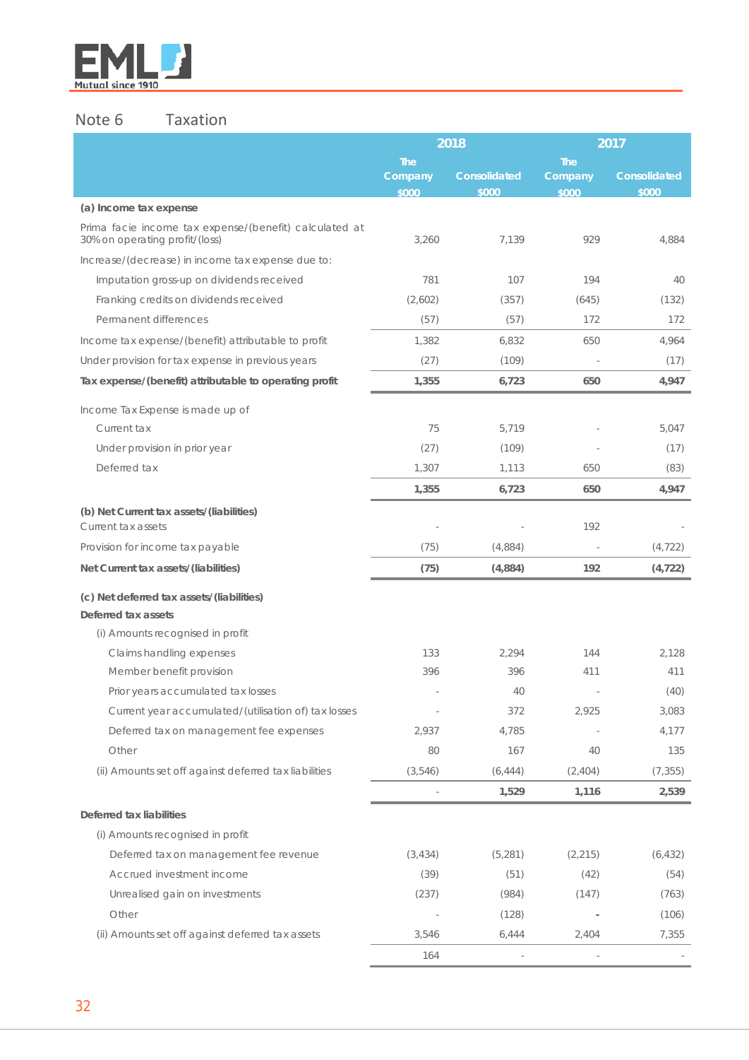## Note 6 Taxation

| | 2018 | | 2017 | |
|---|---|---|---|---|
| | The Company $000 | Consolidated $000 | The Company $000 | Consolidated $000 |
| **(a) Income tax expense** | | | | |
| Prima facie income tax expense/(benefit) calculated at 30% on operating profit/(loss) | 3,260 | 7,139 | 929 | 4,884 |
| Increase/(decrease) in income tax expense due to: | | | | |
| Imputation gross-up on dividends received | 781 | 107 | 194 | 40 |
| Franking credits on dividends received | (2,602) | (357) | (645) | (132) |
| Permanent differences | (57) | (57) | 172 | 172 |
| Income tax expense/(benefit) attributable to profit | 1,382 | 6,832 | 650 | 4,964 |
| Under provision for tax expense in previous years | (27) | (109) | - | (17) |
| **Tax expense/(benefit) attributable to operating profit** | **1,355** | **6,723** | **650** | **4,947** |
| Income Tax Expense is made up of | | | | |
| Current tax | 75 | 5,719 | - | 5,047 |
| Under provision in prior year | (27) | (109) | - | (17) |
| Deferred tax | 1,307 | 1,113 | 650 | (83) |
| | **1,355** | **6,723** | **650** | **4,947** |
| **(b) Net Current tax assets/(liabilities)** | | | | |
| Current tax assets | - | - | 192 | - |
| Provision for income tax payable | (75) | (4,884) | - | (4,722) |
| **Net Current tax assets/(liabilities)** | **(75)** | **(4,884)** | **192** | **(4,722)** |
| **(c) Net deferred tax assets/(liabilities)** | | | | |
| **Deferred tax assets** | | | | |
| (i) Amounts recognised in profit | | | | |
| Claims handling expenses | 133 | 2,294 | 144 | 2,128 |
| Member benefit provision | 396 | 396 | 411 | 411 |
| Prior years accumulated tax losses | - | 40 | - | (40) |
| Current year accumulated/(utilisation of) tax losses | - | 372 | 2,925 | 3,083 |
| Deferred tax on management fee expenses | 2,937 | 4,785 | - | 4,177 |
| Other | 80 | 167 | 40 | 135 |
| (ii) Amounts set off against deferred tax liabilities | (3,546) | (6,444) | (2,404) | (7,355) |
| | - | **1,529** | **1,116** | **2,539** |
| **Deferred tax liabilities** | | | | |
| (i) Amounts recognised in profit | | | | |
| Deferred tax on management fee revenue | (3,434) | (5,281) | (2,215) | (6,432) |
| Accrued investment income | (39) | (51) | (42) | (54) |
| Unrealised gain on investments | (237) | (984) | (147) | (763) |
| Other | - | (128) | - | (106) |
| (ii) Amounts set off against deferred tax assets | 3,546 | 6,444 | 2,404 | 7,355 |
| | 164 | - | - | - |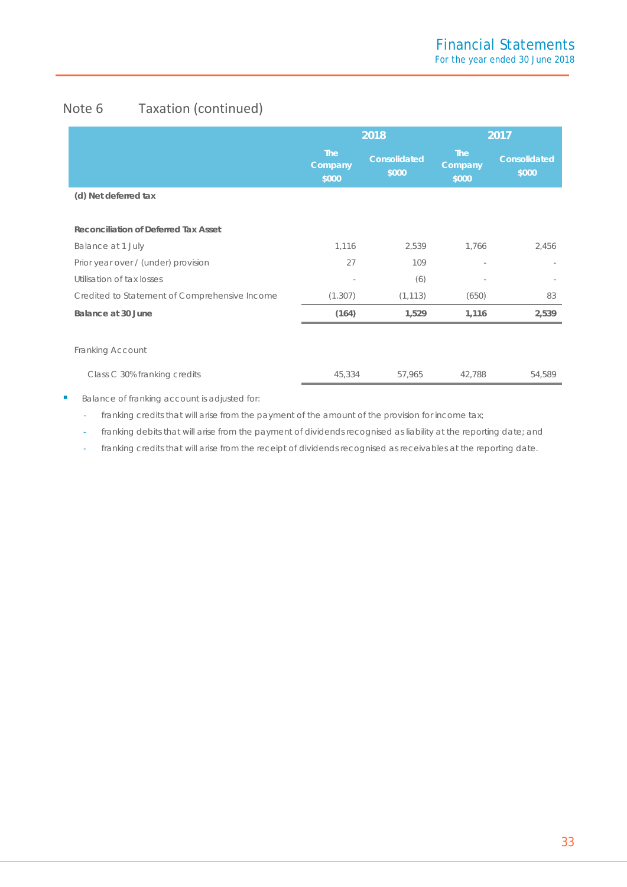## Note 6 Taxation (continued)

| | 2018 | | 2017 | |
|---|---|---|---|---|
| | The Company $000 | Consolidated $000 | The Company $000 | Consolidated $000 |
| **(d) Net deferred tax** | | | | |
| **Reconciliation of Deferred Tax Asset** | | | | |
| Balance at 1 July | 1,116 | 2,539 | 1,766 | 2,456 |
| Prior year over / (under) provision | 27 | 109 | - | - |
| Utilisation of tax losses | - | (6) | - | - |
| Credited to Statement of Comprehensive Income | (1.307) | (1,113) | (650) | 83 |
| **Balance at 30 June** | **(164)** | **1,529** | **1,116** | **2,539** |
| Franking Account | | | | |
| Class C 30% franking credits | 45,334 | 57,965 | 42,788 | 54,589 |

- Balance of franking account is adjusted for:
  - franking credits that will arise from the payment of the amount of the provision for income tax;
  - franking debits that will arise from the payment of dividends recognised as liability at the reporting date; and
  - franking credits that will arise from the receipt of dividends recognised as receivables at the reporting date.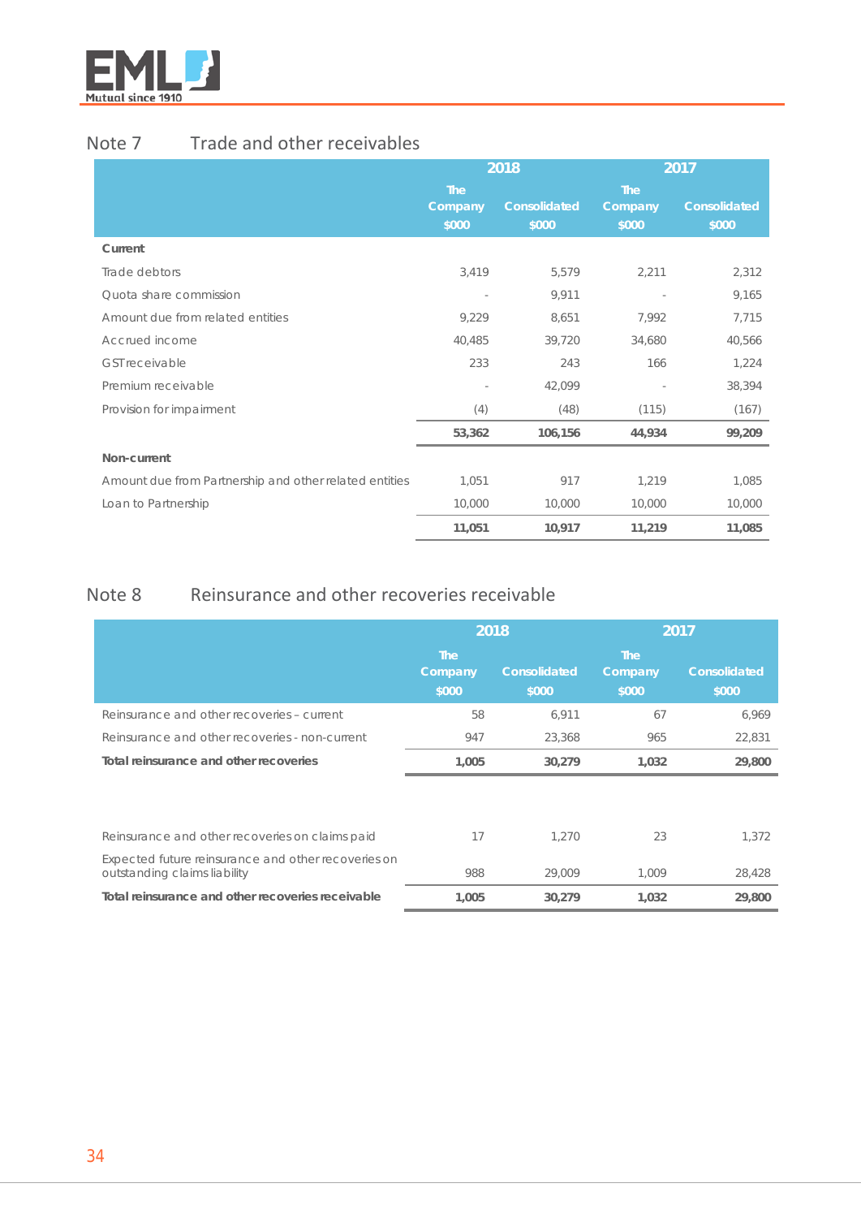## Note 7 Trade and other receivables

| | 2018 | | 2017 | |
|---|---|---|---|---|
| | The Company $000 | Consolidated $000 | The Company $000 | Consolidated $000 |
| **Current** | | | | |
| Trade debtors | 3,419 | 5,579 | 2,211 | 2,312 |
| Quota share commission | - | 9,911 | - | 9,165 |
| Amount due from related entities | 9,229 | 8,651 | 7,992 | 7,715 |
| Accrued income | 40,485 | 39,720 | 34,680 | 40,566 |
| GST receivable | 233 | 243 | 166 | 1,224 |
| Premium receivable | - | 42,099 | - | 38,394 |
| Provision for impairment | (4) | (48) | (115) | (167) |
| | **53,362** | **106,156** | **44,934** | **99,209** |
| **Non-current** | | | | |
| Amount due from Partnership and other related entities | 1,051 | 917 | 1,219 | 1,085 |
| Loan to Partnership | 10,000 | 10,000 | 10,000 | 10,000 |
| | **11,051** | **10,917** | **11,219** | **11,085** |

## Note 8 Reinsurance and other recoveries receivable

| | 2018 | | 2017 | |
|---|---|---|---|---|
| | The Company $000 | Consolidated $000 | The Company $000 | Consolidated $000 |
| Reinsurance and other recoveries – current | 58 | 6,911 | 67 | 6,969 |
| Reinsurance and other recoveries - non-current | 947 | 23,368 | 965 | 22,831 |
| **Total reinsurance and other recoveries** | **1,005** | **30,279** | **1,032** | **29,800** |
| | | | | |
| Reinsurance and other recoveries on claims paid | 17 | 1,270 | 23 | 1,372 |
| Expected future reinsurance and other recoveries on outstanding claims liability | 988 | 29,009 | 1,009 | 28,428 |
| **Total reinsurance and other recoveries receivable** | **1,005** | **30,279** | **1,032** | **29,800** |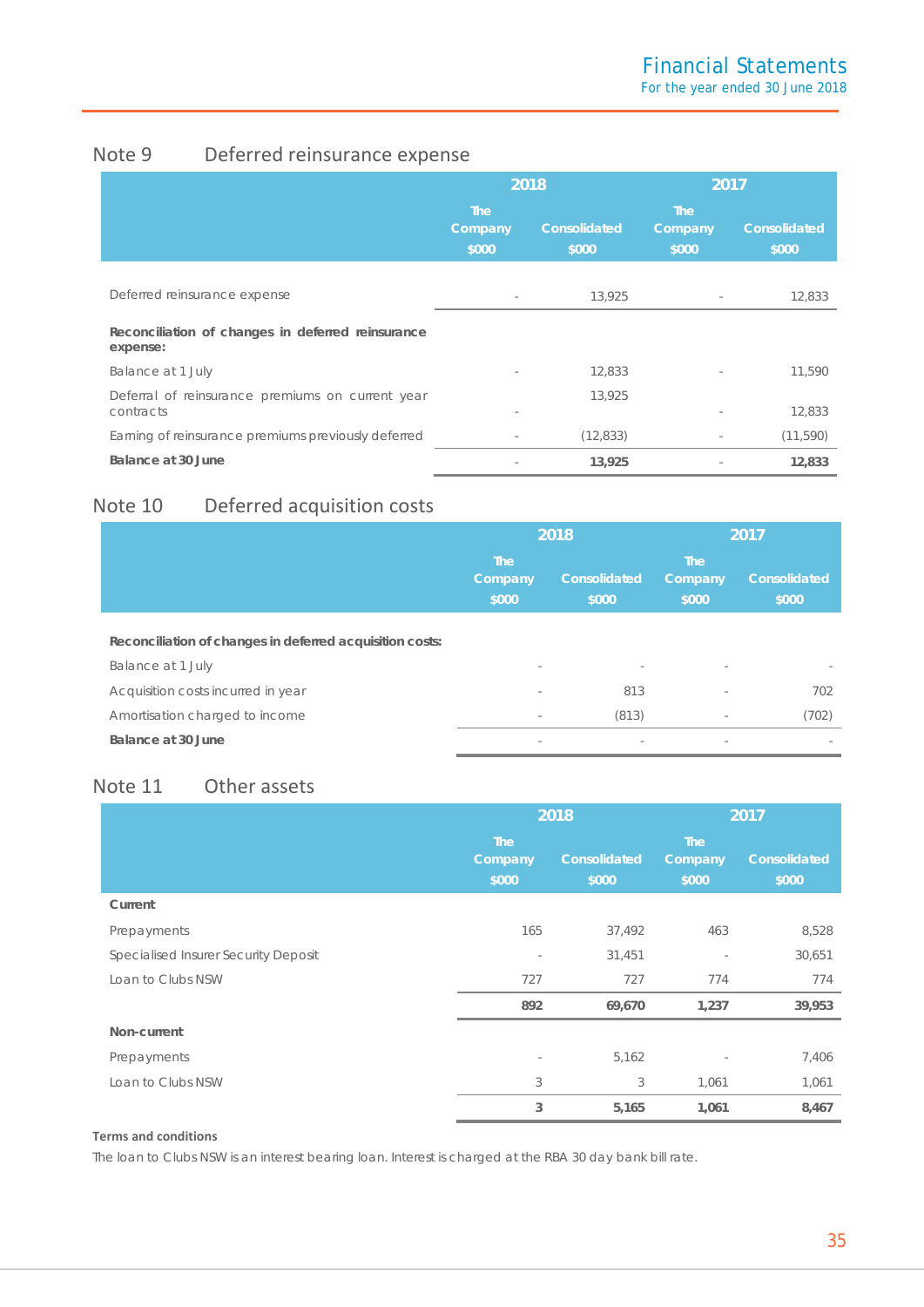## Note 9 Deferred reinsurance expense

| | 2018 | | 2017 | |
|---|---|---|---|---|
| | The Company $000 | Consolidated $000 | The Company $000 | Consolidated $000 |
| Deferred reinsurance expense | - | 13,925 | - | 12,833 |
| **Reconciliation of changes in deferred reinsurance expense:** | | | | |
| Balance at 1 July | - | 12,833 | - | 11,590 |
| Deferral of reinsurance premiums on current year contracts | - | 13,925 | - | 12,833 |
| Earning of reinsurance premiums previously deferred | - | (12,833) | - | (11,590) |
| **Balance at 30 June** | - | **13,925** | - | **12,833** |

## Note 10 Deferred acquisition costs

| | 2018 | | 2017 | |
|---|---|---|---|---|
| | The Company $000 | Consolidated $000 | The Company $000 | Consolidated $000 |
| **Reconciliation of changes in deferred acquisition costs:** | | | | |
| Balance at 1 July | - | - | - | - |
| Acquisition costs incurred in year | - | 813 | - | 702 |
| Amortisation charged to income | - | (813) | - | (702) |
| **Balance at 30 June** | - | - | - | - |

## Note 11 Other assets

| | 2018 | | 2017 | |
|---|---|---|---|---|
| | The Company $000 | Consolidated $000 | The Company $000 | Consolidated $000 |
| **Current** | | | | |
| Prepayments | 165 | 37,492 | 463 | 8,528 |
| Specialised Insurer Security Deposit | - | 31,451 | - | 30,651 |
| Loan to Clubs NSW | 727 | 727 | 774 | 774 |
| | **892** | **69,670** | **1,237** | **39,953** |
| **Non-current** | | | | |
| Prepayments | - | 5,162 | - | 7,406 |
| Loan to Clubs NSW | 3 | 3 | 1,061 | 1,061 |
| | **3** | **5,165** | **1,061** | **8,467** |

**Terms and conditions**

The loan to Clubs NSW is an interest bearing loan. Interest is charged at the RBA 30 day bank bill rate.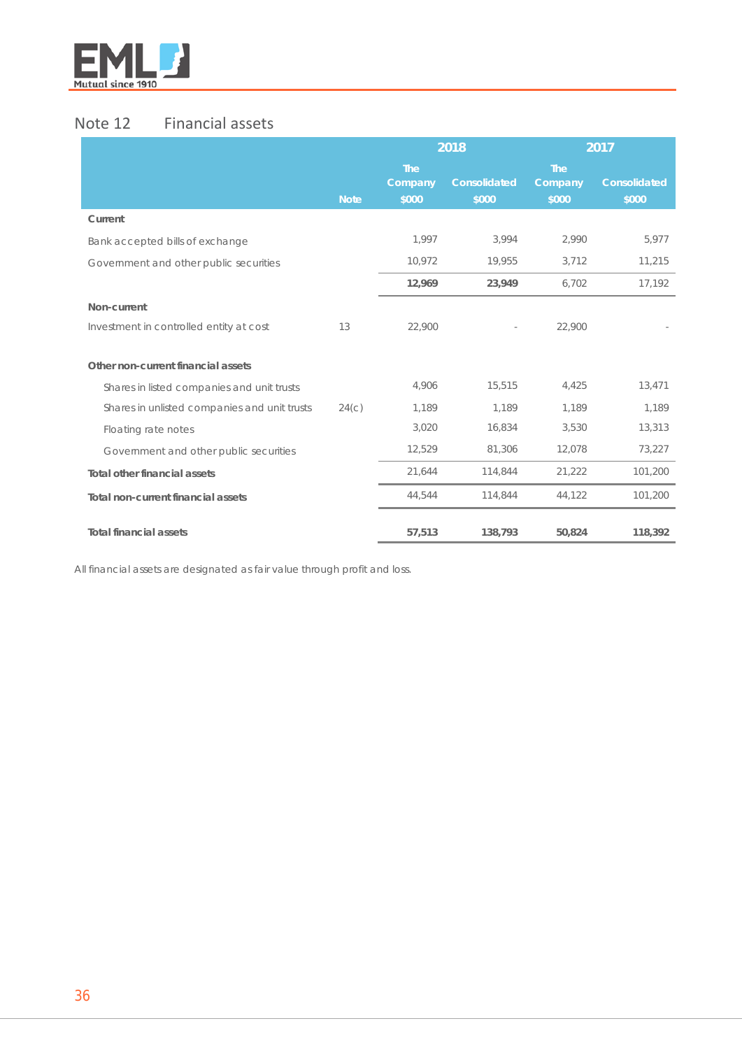## Note 12 Financial assets

| | Note | 2018 The Company $000 | 2018 Consolidated $000 | 2017 The Company $000 | 2017 Consolidated $000 |
|---|---|---|---|---|---|
| **Current** | | | | | |
| Bank accepted bills of exchange | | 1,997 | 3,994 | 2,990 | 5,977 |
| Government and other public securities | | 10,972 | 19,955 | 3,712 | 11,215 |
| | | **12,969** | **23,949** | 6,702 | 17,192 |
| **Non-current** | | | | | |
| Investment in controlled entity at cost | 13 | 22,900 | - | 22,900 | - |
| **Other non-current financial assets** | | | | | |
| Shares in listed companies and unit trusts | | 4,906 | 15,515 | 4,425 | 13,471 |
| Shares in unlisted companies and unit trusts | 24(c) | 1,189 | 1,189 | 1,189 | 1,189 |
| Floating rate notes | | 3,020 | 16,834 | 3,530 | 13,313 |
| Government and other public securities | | 12,529 | 81,306 | 12,078 | 73,227 |
| **Total other financial assets** | | 21,644 | 114,844 | 21,222 | 101,200 |
| **Total non-current financial assets** | | 44,544 | 114,844 | 44,122 | 101,200 |
| **Total financial assets** | | **57,513** | **138,793** | **50,824** | **118,392** |

All financial assets are designated as fair value through profit and loss.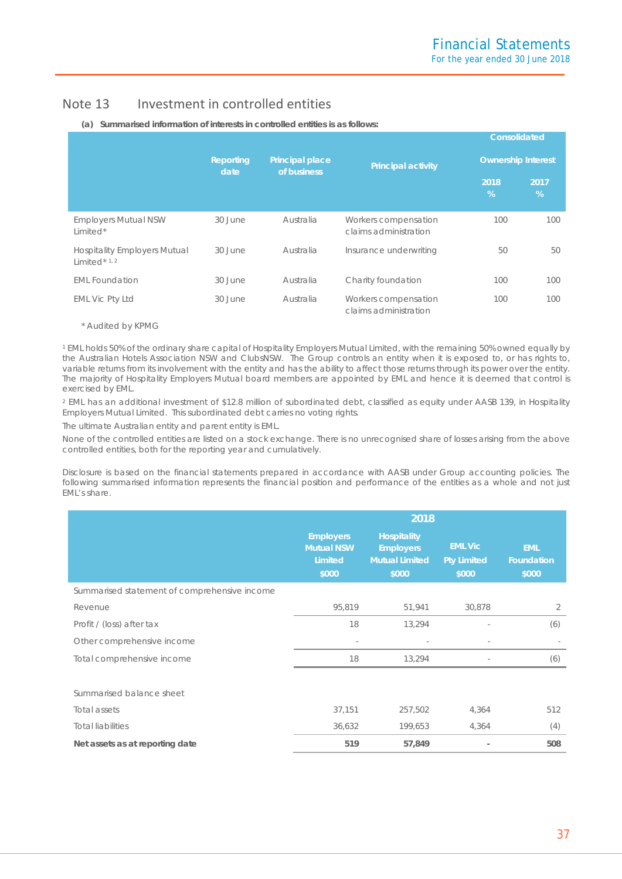## Note 13 Investment in controlled entities

**(a) Summarised information of interests in controlled entities is as follows:**

| | Reporting date | Principal place of business | Principal activity | Consolidated Ownership Interest 2018 % | Consolidated Ownership Interest 2017 % |
|---|---|---|---|---|---|
| Employers Mutual NSW Limited* | 30 June | Australia | Workers compensation claims administration | 100 | 100 |
| Hospitality Employers Mutual Limited* [1, 2] | 30 June | Australia | Insurance underwriting | 50 | 50 |
| EML Foundation | 30 June | Australia | Charity foundation | 100 | 100 |
| EML Vic Pty Ltd | 30 June | Australia | Workers compensation claims administration | 100 | 100 |

\* Audited by KPMG

[1] EML holds 50% of the ordinary share capital of Hospitality Employers Mutual Limited, with the remaining 50% owned equally by the Australian Hotels Association NSW and ClubsNSW. The Group controls an entity when it is exposed to, or has rights to, variable returns from its involvement with the entity and has the ability to affect those returns through its power over the entity. The majority of Hospitality Employers Mutual board members are appointed by EML and hence it is deemed that control is exercised by EML.

[2] EML has an additional investment of $12.8 million of subordinated debt, classified as equity under AASB 139, in Hospitality Employers Mutual Limited. This subordinated debt carries no voting rights.

The ultimate Australian entity and parent entity is EML.

None of the controlled entities are listed on a stock exchange. There is no unrecognised share of losses arising from the above controlled entities, both for the reporting year and cumulatively.

Disclosure is based on the financial statements prepared in accordance with AASB under Group accounting policies. The following summarised information represents the financial position and performance of the entities as a whole and not just EML's share.

| 2018 | Employers Mutual NSW Limited $000 | Hospitality Employers Mutual Limited $000 | EML Vic Pty Limited $000 | EML Foundation $000 |
|---|---|---|---|---|
| Summarised statement of comprehensive income | | | | |
| Revenue | 95,819 | 51,941 | 30,878 | 2 |
| Profit / (loss) after tax | 18 | 13,294 | - | (6) |
| Other comprehensive income | - | - | - | - |
| Total comprehensive income | 18 | 13,294 | - | (6) |
| | | | | |
| Summarised balance sheet | | | | |
| Total assets | 37,151 | 257,502 | 4,364 | 512 |
| Total liabilities | 36,632 | 199,653 | 4,364 | (4) |
| **Net assets as at reporting date** | **519** | **57,849** | **-** | **508** |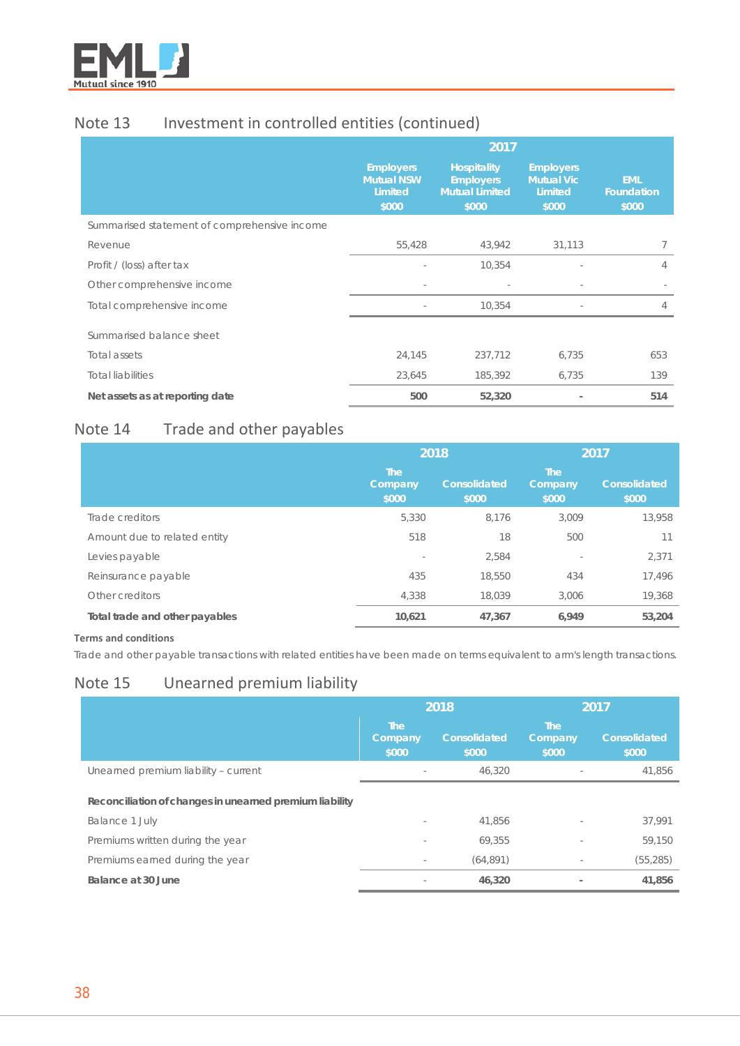## Note 13 Investment in controlled entities (continued)

| | 2017 | | | |
|---|---|---|---|---|
| | Employers Mutual NSW Limited $000 | Hospitality Employers Mutual Limited $000 | Employers Mutual Vic Limited $000 | EML Foundation $000 |
| Summarised statement of comprehensive income | | | | |
| Revenue | 55,428 | 43,942 | 31,113 | 7 |
| Profit / (loss) after tax | - | 10,354 | - | 4 |
| Other comprehensive income | - | - | - | - |
| Total comprehensive income | - | 10,354 | - | 4 |
| Summarised balance sheet | | | | |
| Total assets | 24,145 | 237,712 | 6,735 | 653 |
| Total liabilities | 23,645 | 185,392 | 6,735 | 139 |
| **Net assets as at reporting date** | **500** | **52,320** | **-** | **514** |

## Note 14 Trade and other payables

| | 2018 | | 2017 | |
|---|---|---|---|---|
| | The Company $000 | Consolidated $000 | The Company $000 | Consolidated $000 |
| Trade creditors | 5,330 | 8,176 | 3,009 | 13,958 |
| Amount due to related entity | 518 | 18 | 500 | 11 |
| Levies payable | - | 2,584 | - | 2,371 |
| Reinsurance payable | 435 | 18,550 | 434 | 17,496 |
| Other creditors | 4,338 | 18,039 | 3,006 | 19,368 |
| **Total trade and other payables** | **10,621** | **47,367** | **6,949** | **53,204** |

**Terms and conditions**

Trade and other payable transactions with related entities have been made on terms equivalent to arm's length transactions.

## Note 15 Unearned premium liability

| | 2018 | | 2017 | |
|---|---|---|---|---|
| | The Company $000 | Consolidated $000 | The Company $000 | Consolidated $000 |
| Unearned premium liability – current | - | 46,320 | - | 41,856 |
| **Reconciliation of changes in unearned premium liability** | | | | |
| Balance 1 July | - | 41,856 | - | 37,991 |
| Premiums written during the year | - | 69,355 | - | 59,150 |
| Premiums earned during the year | - | (64,891) | - | (55,285) |
| **Balance at 30 June** | **-** | **46,320** | **-** | **41,856** |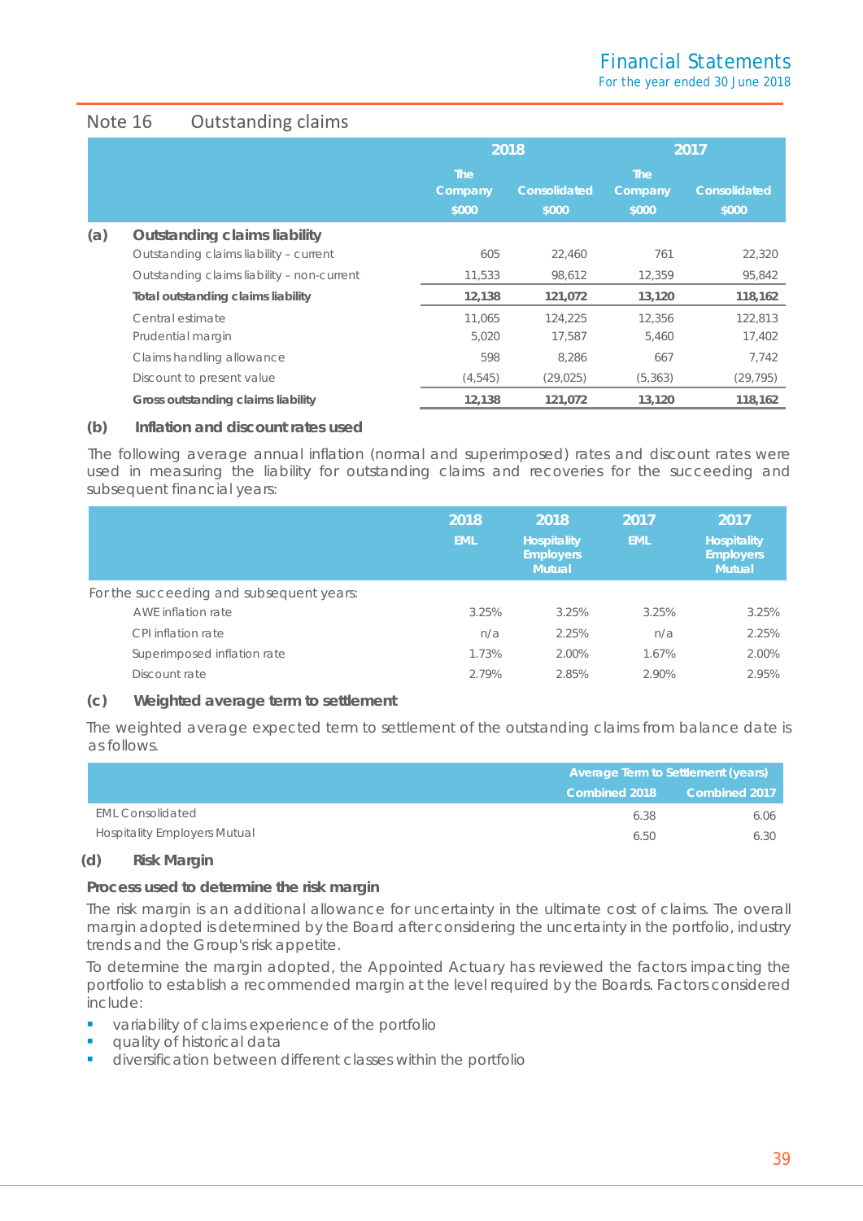## Note 16 Outstanding claims

| | | 2018 | | 2017 | |
|---|---|---|---|---|---|
| | | The Company $000 | Consolidated $000 | The Company $000 | Consolidated $000 |
| **(a)** | **Outstanding claims liability** | | | | |
| | Outstanding claims liability – current | 605 | 22,460 | 761 | 22,320 |
| | Outstanding claims liability – non-current | 11,533 | 98,612 | 12,359 | 95,842 |
| | **Total outstanding claims liability** | **12,138** | **121,072** | **13,120** | **118,162** |
| | Central estimate | 11,065 | 124,225 | 12,356 | 122,813 |
| | Prudential margin | 5,020 | 17,587 | 5,460 | 17,402 |
| | Claims handling allowance | 598 | 8,286 | 667 | 7,742 |
| | Discount to present value | (4,545) | (29,025) | (5,363) | (29,795) |
| | **Gross outstanding claims liability** | **12,138** | **121,072** | **13,120** | **118,162** |

### (b) Inflation and discount rates used

The following average annual inflation (normal and superimposed) rates and discount rates were used in measuring the liability for outstanding claims and recoveries for the succeeding and subsequent financial years:

| | 2018 EML | 2018 Hospitality Employers Mutual | 2017 EML | 2017 Hospitality Employers Mutual |
|---|---|---|---|---|
| For the succeeding and subsequent years: | | | | |
| AWE inflation rate | 3.25% | 3.25% | 3.25% | 3.25% |
| CPI inflation rate | n/a | 2.25% | n/a | 2.25% |
| Superimposed inflation rate | 1.73% | 2.00% | 1.67% | 2.00% |
| Discount rate | 2.79% | 2.85% | 2.90% | 2.95% |

### (c) Weighted average term to settlement

The weighted average expected term to settlement of the outstanding claims from balance date is as follows.

| | Average Term to Settlement (years) | |
|---|---|---|
| | Combined 2018 | Combined 2017 |
| EML Consolidated | 6.38 | 6.06 |
| Hospitality Employers Mutual | 6.50 | 6.30 |

### (d) Risk Margin

**Process used to determine the risk margin**

The risk margin is an additional allowance for uncertainty in the ultimate cost of claims. The overall margin adopted is determined by the Board after considering the uncertainty in the portfolio, industry trends and the Group's risk appetite.

To determine the margin adopted, the Appointed Actuary has reviewed the factors impacting the portfolio to establish a recommended margin at the level required by the Boards. Factors considered include:

- variability of claims experience of the portfolio
- quality of historical data
- diversification between different classes within the portfolio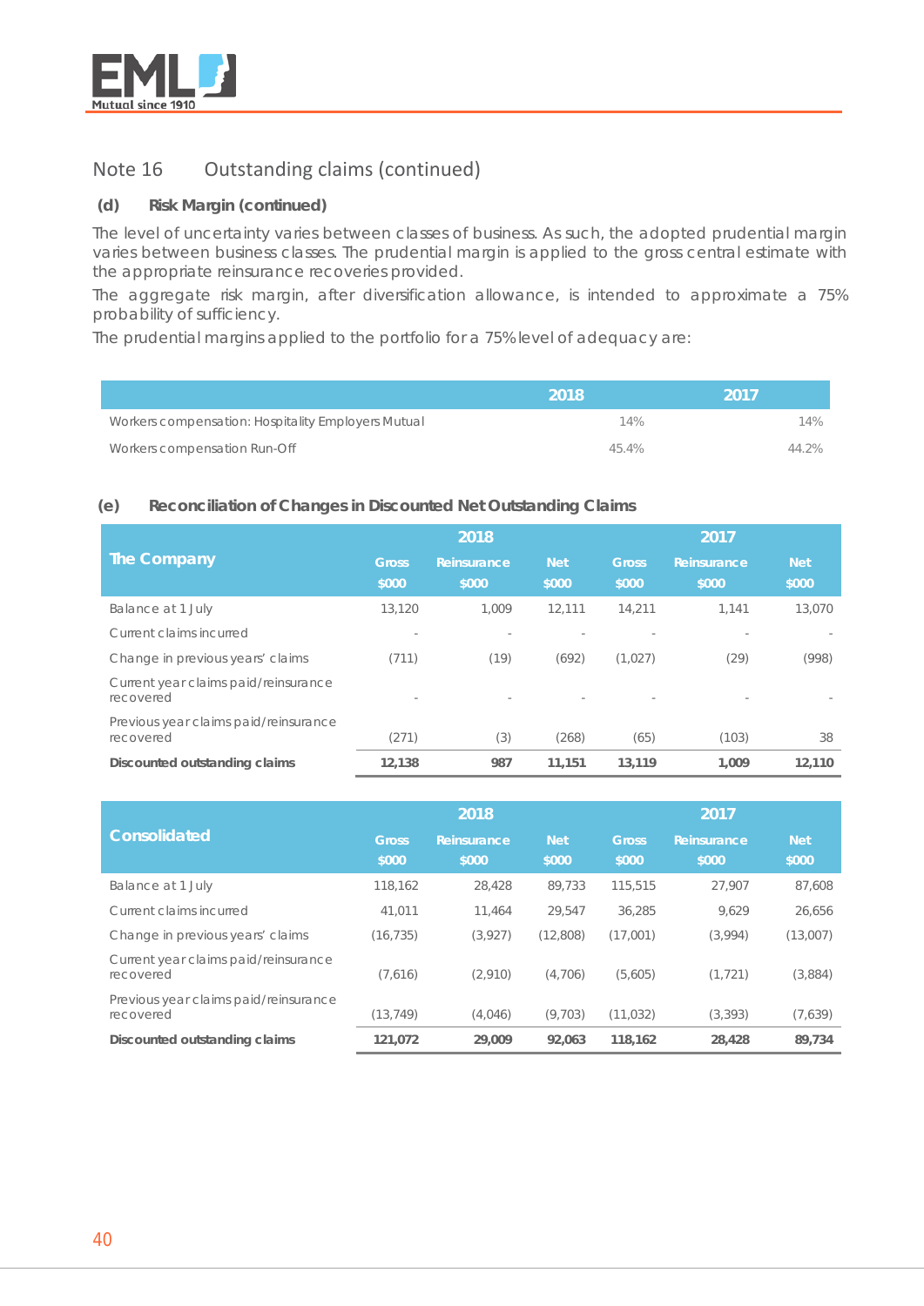## Note 16 Outstanding claims (continued)

### (d) Risk Margin (continued)

The level of uncertainty varies between classes of business. As such, the adopted prudential margin varies between business classes. The prudential margin is applied to the gross central estimate with the appropriate reinsurance recoveries provided.

The aggregate risk margin, after diversification allowance, is intended to approximate a 75% probability of sufficiency.

The prudential margins applied to the portfolio for a 75% level of adequacy are:

| | 2018 | 2017 |
|---|---|---|
| Workers compensation: Hospitality Employers Mutual | 14% | 14% |
| Workers compensation Run-Off | 45.4% | 44.2% |

### (e) Reconciliation of Changes in Discounted Net Outstanding Claims

| The Company | 2018 | | | 2017 | | |
|---|---|---|---|---|---|---|
| | Gross $000 | Reinsurance $000 | Net $000 | Gross $000 | Reinsurance $000 | Net $000 |
| Balance at 1 July | 13,120 | 1,009 | 12,111 | 14,211 | 1,141 | 13,070 |
| Current claims incurred | - | - | - | - | - | - |
| Change in previous years' claims | (711) | (19) | (692) | (1,027) | (29) | (998) |
| Current year claims paid/reinsurance recovered | - | - | - | - | - | - |
| Previous year claims paid/reinsurance recovered | (271) | (3) | (268) | (65) | (103) | 38 |
| **Discounted outstanding claims** | **12,138** | **987** | **11,151** | **13,119** | **1,009** | **12,110** |

| Consolidated | 2018 | | | 2017 | | |
|---|---|---|---|---|---|---|
| | Gross $000 | Reinsurance $000 | Net $000 | Gross $000 | Reinsurance $000 | Net $000 |
| Balance at 1 July | 118,162 | 28,428 | 89,733 | 115,515 | 27,907 | 87,608 |
| Current claims incurred | 41,011 | 11,464 | 29,547 | 36,285 | 9,629 | 26,656 |
| Change in previous years' claims | (16,735) | (3,927) | (12,808) | (17,001) | (3,994) | (13,007) |
| Current year claims paid/reinsurance recovered | (7,616) | (2,910) | (4,706) | (5,605) | (1,721) | (3,884) |
| Previous year claims paid/reinsurance recovered | (13,749) | (4,046) | (9,703) | (11,032) | (3,393) | (7,639) |
| **Discounted outstanding claims** | **121,072** | **29,009** | **92,063** | **118,162** | **28,428** | **89,734** |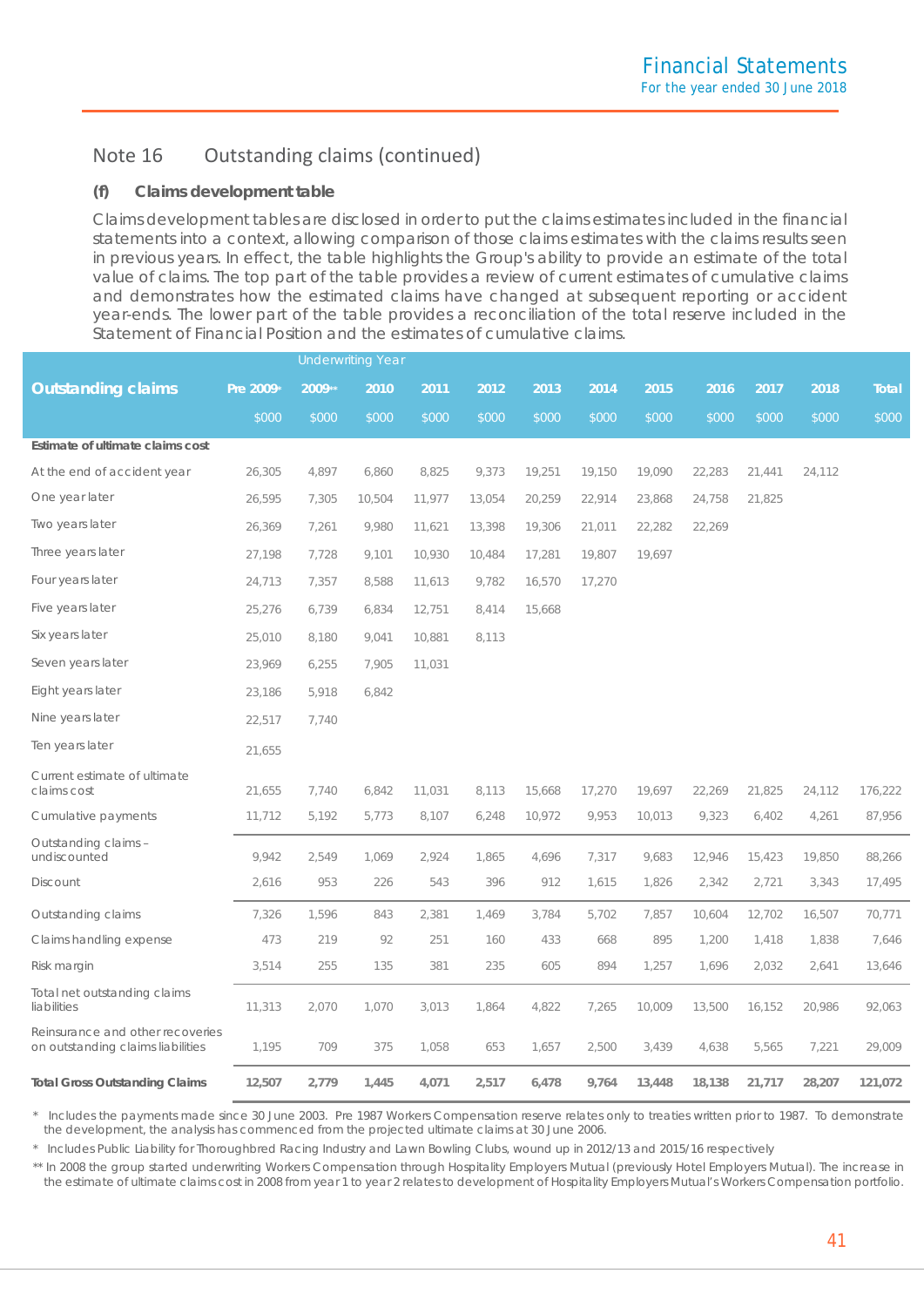## Note 16 Outstanding claims (continued)

### (f) Claims development table

Claims development tables are disclosed in order to put the claims estimates included in the financial statements into a context, allowing comparison of those claims estimates with the claims results seen in previous years. In effect, the table highlights the Group's ability to provide an estimate of the total value of claims. The top part of the table provides a review of current estimates of cumulative claims and demonstrates how the estimated claims have changed at subsequent reporting or accident year-ends. The lower part of the table provides a reconciliation of the total reserve included in the Statement of Financial Position and the estimates of cumulative claims.

| | Underwriting Year | | | | | | | | | | | |
|---|---|---|---|---|---|---|---|---|---|---|---|---|
| **Outstanding claims** | **Pre 2009*** | **2009**** | **2010** | **2011** | **2012** | **2013** | **2014** | **2015** | **2016** | **2017** | **2018** | **Total** |
| | $000 | $000 | $000 | $000 | $000 | $000 | $000 | $000 | $000 | $000 | $000 | $000 |
| **Estimate of ultimate claims cost** | | | | | | | | | | | | |
| At the end of accident year | 26,305 | 4,897 | 6,860 | 8,825 | 9,373 | 19,251 | 19,150 | 19,090 | 22,283 | 21,441 | 24,112 | |
| One year later | 26,595 | 7,305 | 10,504 | 11,977 | 13,054 | 20,259 | 22,914 | 23,868 | 24,758 | 21,825 | | |
| Two years later | 26,369 | 7,261 | 9,980 | 11,621 | 13,398 | 19,306 | 21,011 | 22,282 | 22,269 | | | |
| Three years later | 27,198 | 7,728 | 9,101 | 10,930 | 10,484 | 17,281 | 19,807 | 19,697 | | | | |
| Four years later | 24,713 | 7,357 | 8,588 | 11,613 | 9,782 | 16,570 | 17,270 | | | | | |
| Five years later | 25,276 | 6,739 | 6,834 | 12,751 | 8,414 | 15,668 | | | | | | |
| Six years later | 25,010 | 8,180 | 9,041 | 10,881 | 8,113 | | | | | | | |
| Seven years later | 23,969 | 6,255 | 7,905 | 11,031 | | | | | | | | |
| Eight years later | 23,186 | 5,918 | 6,842 | | | | | | | | | |
| Nine years later | 22,517 | 7,740 | | | | | | | | | | |
| Ten years later | 21,655 | | | | | | | | | | | |
| Current estimate of ultimate claims cost | 21,655 | 7,740 | 6,842 | 11,031 | 8,113 | 15,668 | 17,270 | 19,697 | 22,269 | 21,825 | 24,112 | 176,222 |
| Cumulative payments | 11,712 | 5,192 | 5,773 | 8,107 | 6,248 | 10,972 | 9,953 | 10,013 | 9,323 | 6,402 | 4,261 | 87,956 |
| Outstanding claims – undiscounted | 9,942 | 2,549 | 1,069 | 2,924 | 1,865 | 4,696 | 7,317 | 9,683 | 12,946 | 15,423 | 19,850 | 88,266 |
| Discount | 2,616 | 953 | 226 | 543 | 396 | 912 | 1,615 | 1,826 | 2,342 | 2,721 | 3,343 | 17,495 |
| Outstanding claims | 7,326 | 1,596 | 843 | 2,381 | 1,469 | 3,784 | 5,702 | 7,857 | 10,604 | 12,702 | 16,507 | 70,771 |
| Claims handling expense | 473 | 219 | 92 | 251 | 160 | 433 | 668 | 895 | 1,200 | 1,418 | 1,838 | 7,646 |
| Risk margin | 3,514 | 255 | 135 | 381 | 235 | 605 | 894 | 1,257 | 1,696 | 2,032 | 2,641 | 13,646 |
| Total net outstanding claims liabilities | 11,313 | 2,070 | 1,070 | 3,013 | 1,864 | 4,822 | 7,265 | 10,009 | 13,500 | 16,152 | 20,986 | 92,063 |
| Reinsurance and other recoveries on outstanding claims liabilities | 1,195 | 709 | 375 | 1,058 | 653 | 1,657 | 2,500 | 3,439 | 4,638 | 5,565 | 7,221 | 29,009 |
| **Total Gross Outstanding Claims** | **12,507** | **2,779** | **1,445** | **4,071** | **2,517** | **6,478** | **9,764** | **13,448** | **18,138** | **21,717** | **28,207** | **121,072** |

\* Includes the payments made since 30 June 2003. Pre 1987 Workers Compensation reserve relates only to treaties written prior to 1987. To demonstrate the development, the analysis has commenced from the projected ultimate claims at 30 June 2006.

\* Includes Public Liability for Thoroughbred Racing Industry and Lawn Bowling Clubs, wound up in 2012/13 and 2015/16 respectively

** In 2008 the group started underwriting Workers Compensation through Hospitality Employers Mutual (previously Hotel Employers Mutual). The increase in the estimate of ultimate claims cost in 2008 from year 1 to year 2 relates to development of Hospitality Employers Mutual's Workers Compensation portfolio.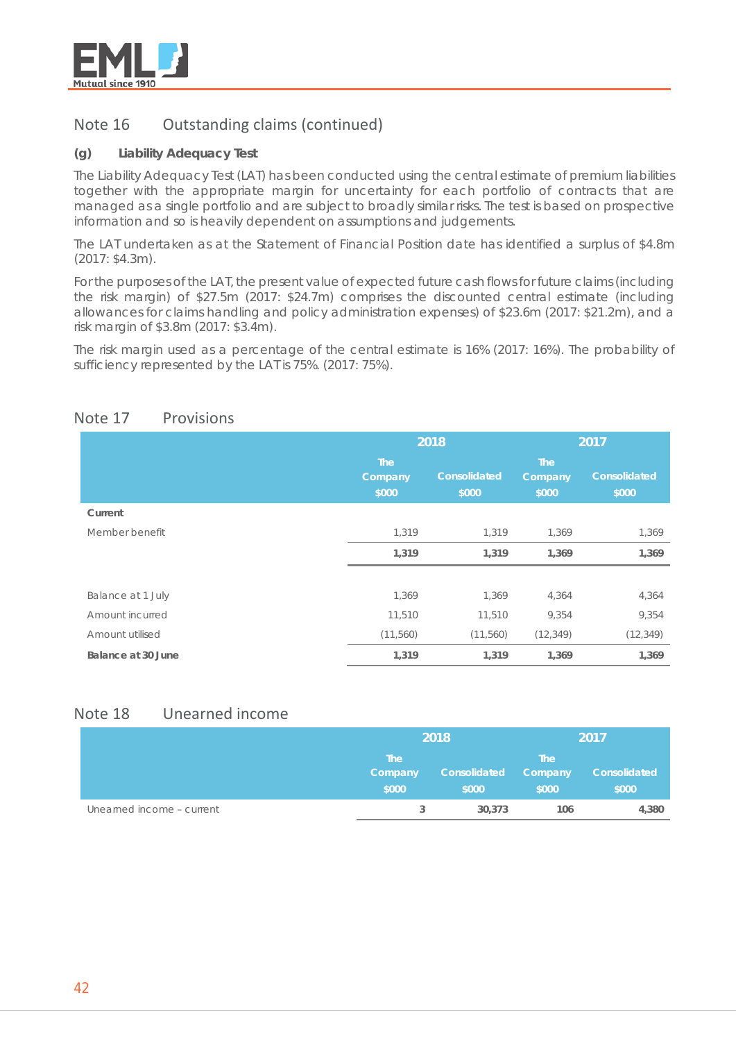## Note 16 Outstanding claims (continued)

### (g) Liability Adequacy Test

The Liability Adequacy Test (LAT) has been conducted using the central estimate of premium liabilities together with the appropriate margin for uncertainty for each portfolio of contracts that are managed as a single portfolio and are subject to broadly similar risks. The test is based on prospective information and so is heavily dependent on assumptions and judgements.

The LAT undertaken as at the Statement of Financial Position date has identified a surplus of $4.8m (2017: $4.3m).

For the purposes of the LAT, the present value of expected future cash flows for future claims (including the risk margin) of $27.5m (2017: $24.7m) comprises the discounted central estimate (including allowances for claims handling and policy administration expenses) of $23.6m (2017: $21.2m), and a risk margin of $3.8m (2017: $3.4m).

The risk margin used as a percentage of the central estimate is 16% (2017: 16%). The probability of sufficiency represented by the LAT is 75%. (2017: 75%).

## Note 17 Provisions

| | 2018 | | 2017 | |
|---|---|---|---|---|
| | The Company $000 | Consolidated $000 | The Company $000 | Consolidated $000 |
| **Current** | | | | |
| Member benefit | 1,319 | 1,319 | 1,369 | 1,369 |
| | **1,319** | **1,319** | **1,369** | **1,369** |
| | | | | |
| Balance at 1 July | 1,369 | 1,369 | 4,364 | 4,364 |
| Amount incurred | 11,510 | 11,510 | 9,354 | 9,354 |
| Amount utilised | (11,560) | (11,560) | (12,349) | (12,349) |
| **Balance at 30 June** | **1,319** | **1,319** | **1,369** | **1,369** |

## Note 18 Unearned income

| | 2018 | | 2017 | |
|---|---|---|---|---|
| | The Company $000 | Consolidated $000 | The Company $000 | Consolidated $000 |
| Unearned income – current | **3** | **30,373** | **106** | **4,380** |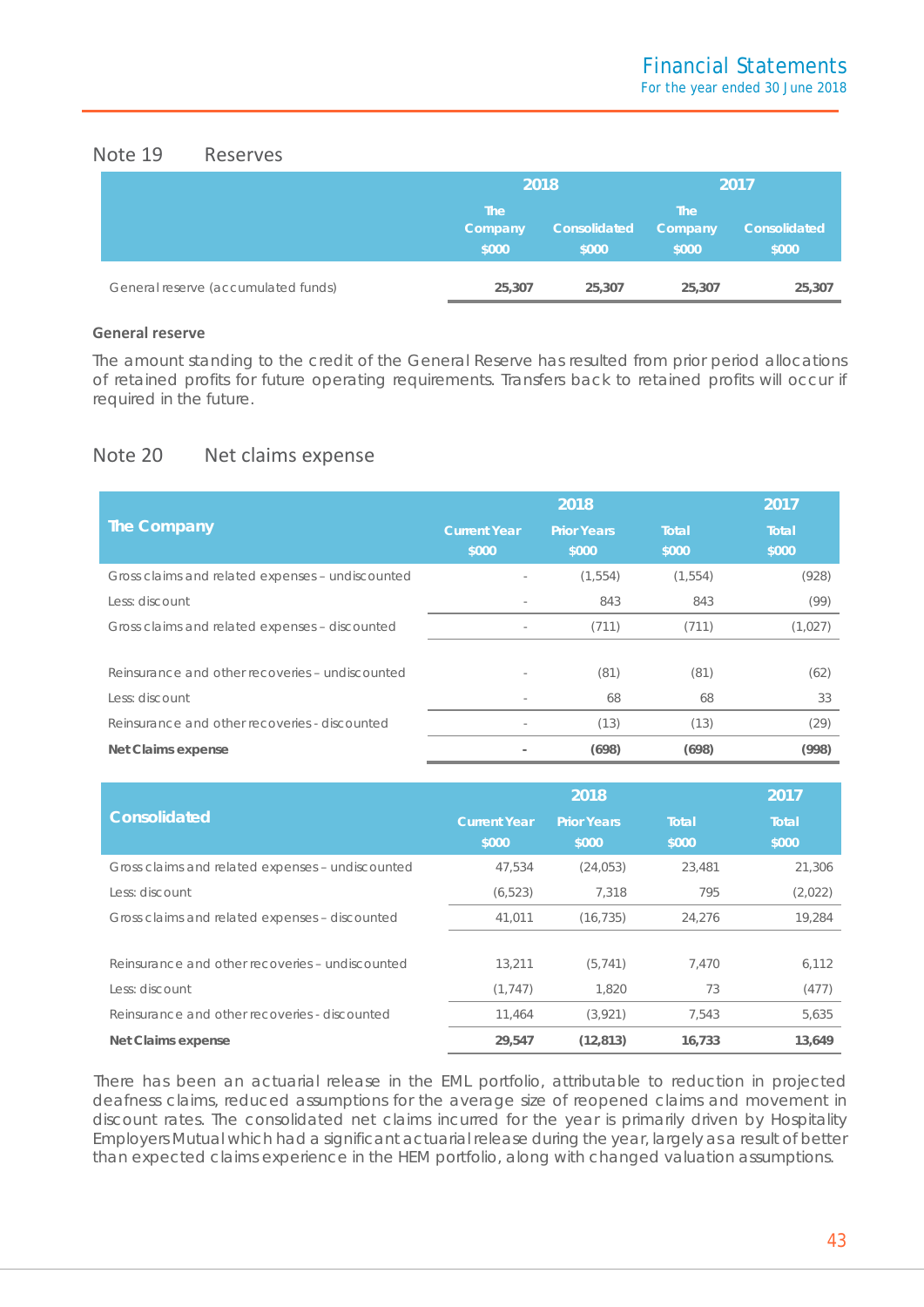## Note 19 Reserves

| | 2018 | | 2017 | |
|---|---|---|---|---|
| | The Company $000 | Consolidated $000 | The Company $000 | Consolidated $000 |
| General reserve (accumulated funds) | **25,307** | **25,307** | **25,307** | **25,307** |

### General reserve

The amount standing to the credit of the General Reserve has resulted from prior period allocations of retained profits for future operating requirements. Transfers back to retained profits will occur if required in the future.

## Note 20 Net claims expense

| The Company | 2018 | | | 2017 |
|---|---|---|---|---|
| | Current Year $000 | Prior Years $000 | Total $000 | Total $000 |
| Gross claims and related expenses – undiscounted | - | (1,554) | (1,554) | (928) |
| Less: discount | - | 843 | 843 | (99) |
| Gross claims and related expenses – discounted | - | (711) | (711) | (1,027) |
| | | | | |
| Reinsurance and other recoveries – undiscounted | - | (81) | (81) | (62) |
| Less: discount | - | 68 | 68 | 33 |
| Reinsurance and other recoveries - discounted | - | (13) | (13) | (29) |
| **Net Claims expense** | **-** | **(698)** | **(698)** | **(998)** |

| Consolidated | 2018 | | | 2017 |
|---|---|---|---|---|
| | Current Year $000 | Prior Years $000 | Total $000 | Total $000 |
| Gross claims and related expenses – undiscounted | 47,534 | (24,053) | 23,481 | 21,306 |
| Less: discount | (6,523) | 7,318 | 795 | (2,022) |
| Gross claims and related expenses – discounted | 41,011 | (16,735) | 24,276 | 19,284 |
| | | | | |
| Reinsurance and other recoveries – undiscounted | 13,211 | (5,741) | 7,470 | 6,112 |
| Less: discount | (1,747) | 1,820 | 73 | (477) |
| Reinsurance and other recoveries - discounted | 11,464 | (3,921) | 7,543 | 5,635 |
| **Net Claims expense** | **29,547** | **(12,813)** | **16,733** | **13,649** |

There has been an actuarial release in the EML portfolio, attributable to reduction in projected deafness claims, reduced assumptions for the average size of reopened claims and movement in discount rates. The consolidated net claims incurred for the year is primarily driven by Hospitality Employers Mutual which had a significant actuarial release during the year, largely as a result of better than expected claims experience in the HEM portfolio, along with changed valuation assumptions.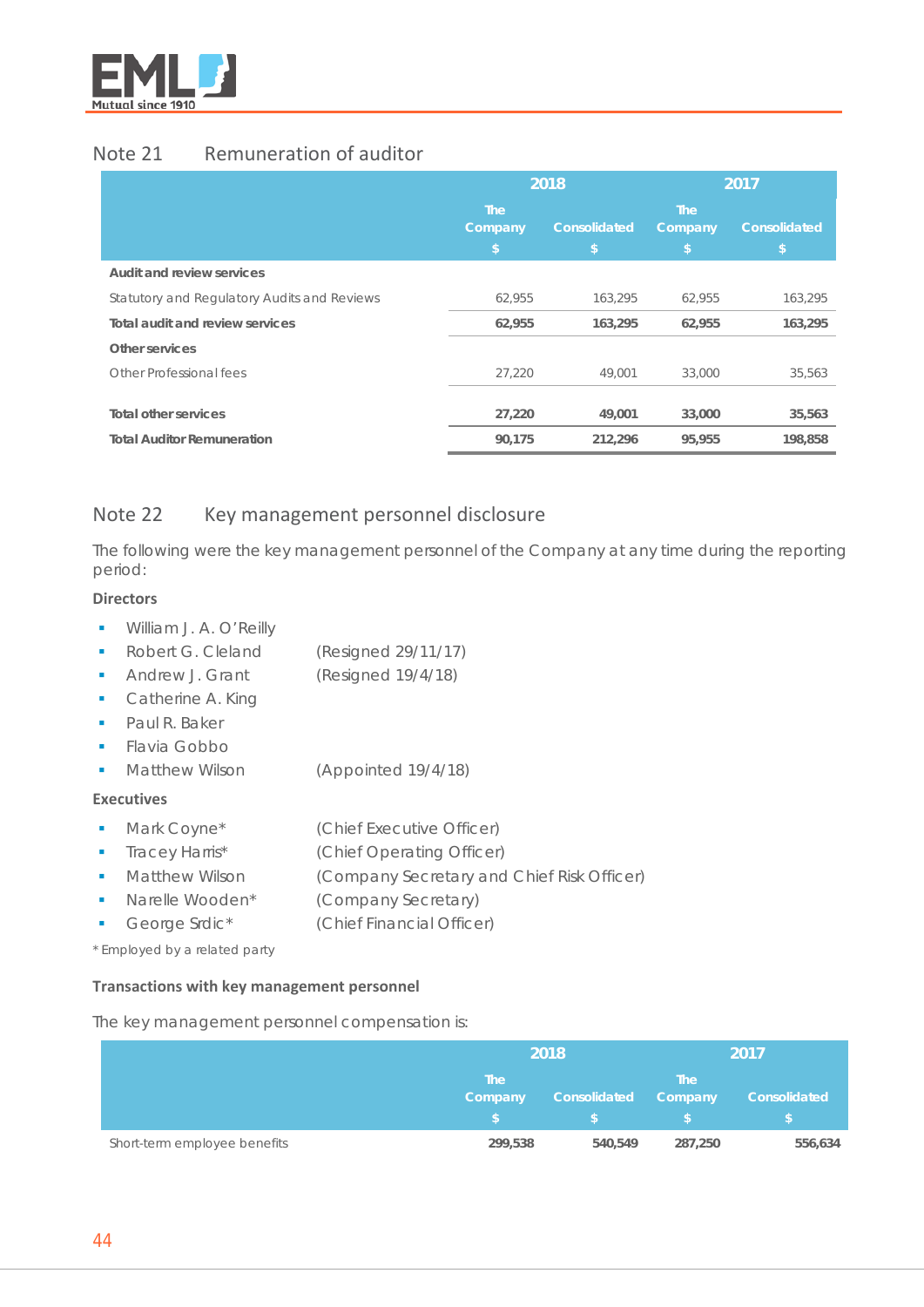## Note 21 Remuneration of auditor

| | 2018 | | 2017 | |
|---|---|---|---|---|
| | The Company $ | Consolidated $ | The Company $ | Consolidated $ |
| **Audit and review services** | | | | |
| Statutory and Regulatory Audits and Reviews | 62,955 | 163,295 | 62,955 | 163,295 |
| **Total audit and review services** | **62,955** | **163,295** | **62,955** | **163,295** |
| **Other services** | | | | |
| Other Professional fees | 27,220 | 49,001 | 33,000 | 35,563 |
| **Total other services** | **27,220** | **49,001** | **33,000** | **35,563** |
| **Total Auditor Remuneration** | **90,175** | **212,296** | **95,955** | **198,858** |

## Note 22 Key management personnel disclosure

The following were the key management personnel of the Company at any time during the reporting period:

### Directors

- William J. A. O'Reilly
- Robert G. Cleland (Resigned 29/11/17)
- Andrew J. Grant (Resigned 19/4/18)
- Catherine A. King
- Paul R. Baker
- Flavia Gobbo
- Matthew Wilson (Appointed 19/4/18)

### Executives

- Mark Coyne* (Chief Executive Officer)
- Tracey Harris* (Chief Operating Officer)
- Matthew Wilson (Company Secretary and Chief Risk Officer)
- Narelle Wooden* (Company Secretary)
- George Srdic* (Chief Financial Officer)

\* Employed by a related party

### Transactions with key management personnel

The key management personnel compensation is:

| | 2018 | | 2017 | |
|---|---|---|---|---|
| | The Company $ | Consolidated $ | The Company $ | Consolidated $ |
| Short-term employee benefits | **299,538** | **540,549** | **287,250** | **556,634** |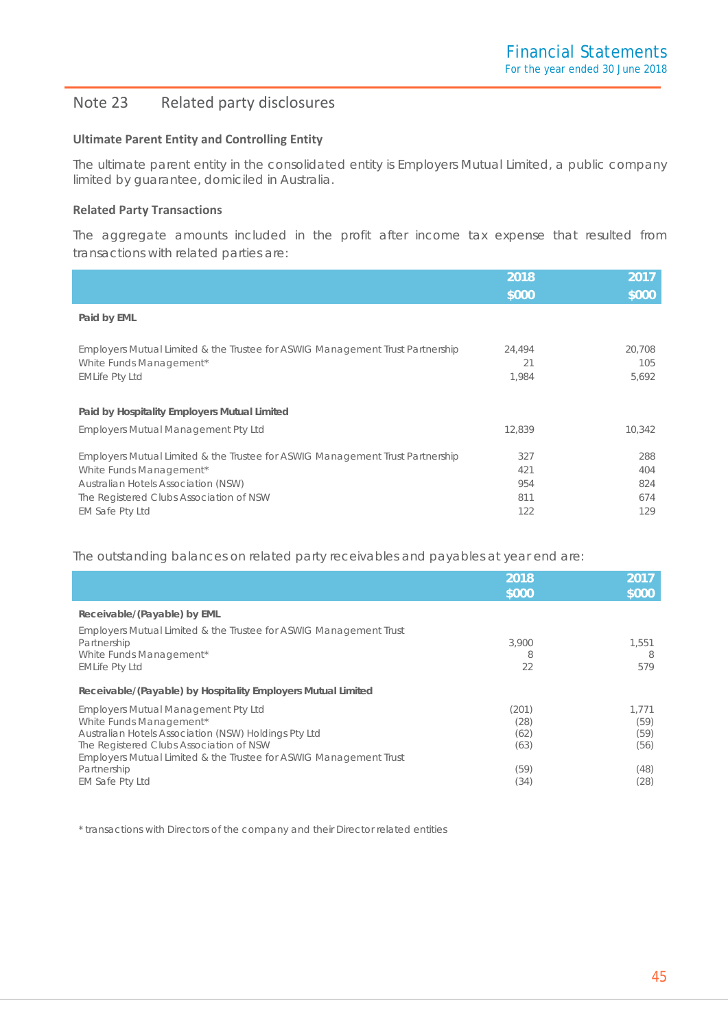## Note 23 Related party disclosures

### Ultimate Parent Entity and Controlling Entity

The ultimate parent entity in the consolidated entity is Employers Mutual Limited, a public company limited by guarantee, domiciled in Australia.

### Related Party Transactions

The aggregate amounts included in the profit after income tax expense that resulted from transactions with related parties are:

| | 2018 $000 | 2017 $000 |
|---|---|---|
| **Paid by EML** | | |
| Employers Mutual Limited & the Trustee for ASWIG Management Trust Partnership | 24,494 | 20,708 |
| White Funds Management* | 21 | 105 |
| EMLife Pty Ltd | 1,984 | 5,692 |
| **Paid by Hospitality Employers Mutual Limited** | | |
| Employers Mutual Management Pty Ltd | 12,839 | 10,342 |
| Employers Mutual Limited & the Trustee for ASWIG Management Trust Partnership | 327 | 288 |
| White Funds Management* | 421 | 404 |
| Australian Hotels Association (NSW) | 954 | 824 |
| The Registered Clubs Association of NSW | 811 | 674 |
| EM Safe Pty Ltd | 122 | 129 |

The outstanding balances on related party receivables and payables at year end are:

| | 2018 $000 | 2017 $000 |
|---|---|---|
| **Receivable/(Payable) by EML** | | |
| Employers Mutual Limited & the Trustee for ASWIG Management Trust Partnership | 3,900 | 1,551 |
| White Funds Management* | 8 | 8 |
| EMLife Pty Ltd | 22 | 579 |
| **Receivable/(Payable) by Hospitality Employers Mutual Limited** | | |
| Employers Mutual Management Pty Ltd | (201) | 1,771 |
| White Funds Management* | (28) | (59) |
| Australian Hotels Association (NSW) Holdings Pty Ltd | (62) | (59) |
| The Registered Clubs Association of NSW | (63) | (56) |
| Employers Mutual Limited & the Trustee for ASWIG Management Trust Partnership | (59) | (48) |
| EM Safe Pty Ltd | (34) | (28) |

* transactions with Directors of the company and their Director related entities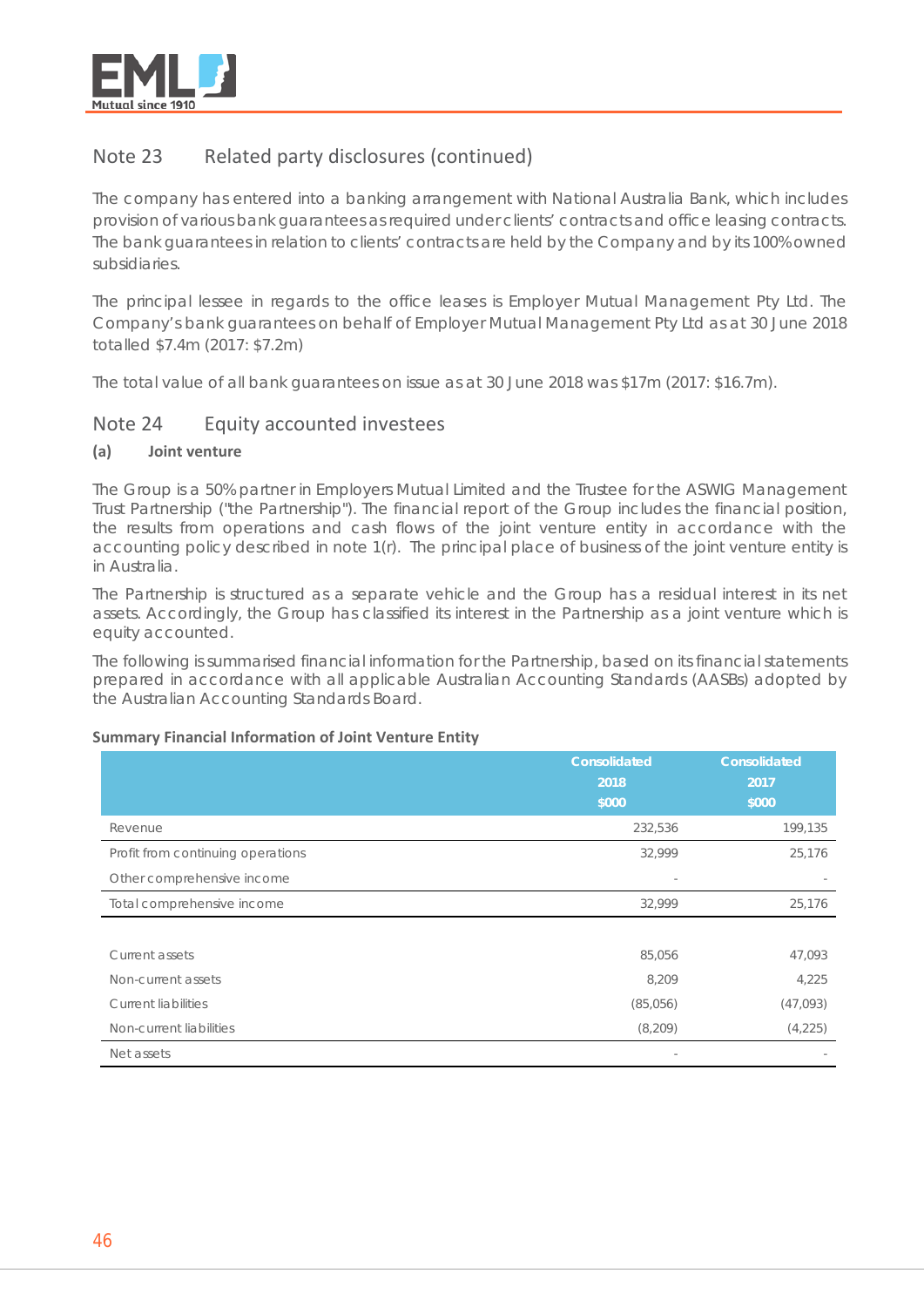## Note 23 Related party disclosures (continued)

The company has entered into a banking arrangement with National Australia Bank, which includes provision of various bank guarantees as required under clients' contracts and office leasing contracts. The bank guarantees in relation to clients' contracts are held by the Company and by its 100% owned subsidiaries.

The principal lessee in regards to the office leases is Employer Mutual Management Pty Ltd. The Company's bank guarantees on behalf of Employer Mutual Management Pty Ltd as at 30 June 2018 totalled $7.4m (2017: $7.2m)

The total value of all bank guarantees on issue as at 30 June 2018 was $17m (2017: $16.7m).

## Note 24 Equity accounted investees

### (a) Joint venture

The Group is a 50% partner in Employers Mutual Limited and the Trustee for the ASWIG Management Trust Partnership ("the Partnership"). The financial report of the Group includes the financial position, the results from operations and cash flows of the joint venture entity in accordance with the accounting policy described in note 1(r). The principal place of business of the joint venture entity is in Australia.

The Partnership is structured as a separate vehicle and the Group has a residual interest in its net assets. Accordingly, the Group has classified its interest in the Partnership as a joint venture which is equity accounted.

The following is summarised financial information for the Partnership, based on its financial statements prepared in accordance with all applicable Australian Accounting Standards (AASBs) adopted by the Australian Accounting Standards Board.

**Summary Financial Information of Joint Venture Entity**

| | Consolidated 2018 $000 | Consolidated 2017 $000 |
|---|---|---|
| Revenue | 232,536 | 199,135 |
| Profit from continuing operations | 32,999 | 25,176 |
| Other comprehensive income | - | - |
| Total comprehensive income | 32,999 | 25,176 |
| | | |
| Current assets | 85,056 | 47,093 |
| Non-current assets | 8,209 | 4,225 |
| Current liabilities | (85,056) | (47,093) |
| Non-current liabilities | (8,209) | (4,225) |
| Net assets | - | - |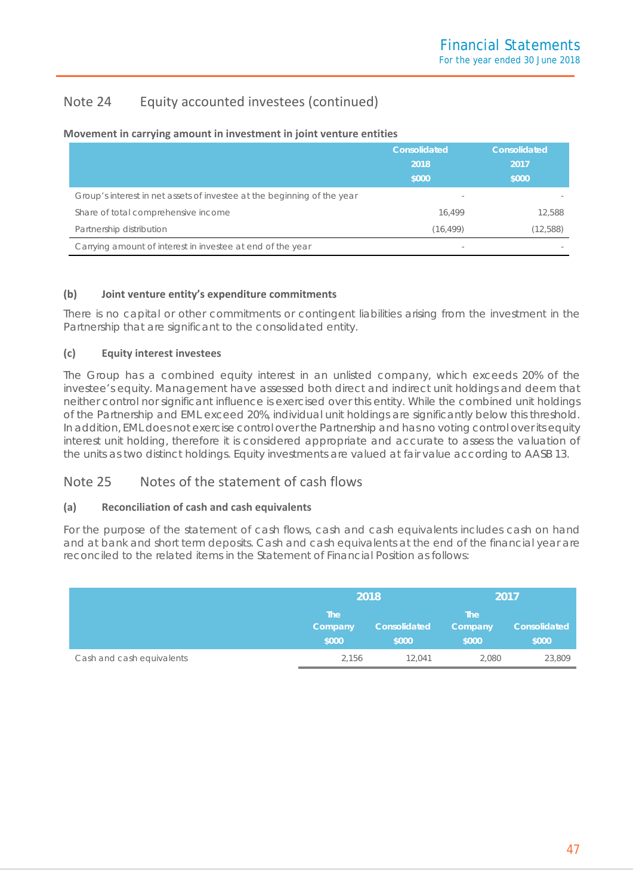## Note 24 Equity accounted investees (continued)

**Movement in carrying amount in investment in joint venture entities**

| | Consolidated 2018 $000 | Consolidated 2017 $000 |
|---|---|---|
| Group's interest in net assets of investee at the beginning of the year | - | - |
| Share of total comprehensive income | 16,499 | 12,588 |
| Partnership distribution | (16,499) | (12,588) |
| Carrying amount of interest in investee at end of the year | - | - |

### (b) Joint venture entity's expenditure commitments

There is no capital or other commitments or contingent liabilities arising from the investment in the Partnership that are significant to the consolidated entity.

### (c) Equity interest investees

The Group has a combined equity interest in an unlisted company, which exceeds 20% of the investee's equity. Management have assessed both direct and indirect unit holdings and deem that neither control nor significant influence is exercised over this entity. While the combined unit holdings of the Partnership and EML exceed 20%, individual unit holdings are significantly below this threshold. In addition, EML does not exercise control over the Partnership and has no voting control over its equity interest unit holding, therefore it is considered appropriate and accurate to assess the valuation of the units as two distinct holdings. Equity investments are valued at fair value according to AASB 13.

## Note 25 Notes of the statement of cash flows

### (a) Reconciliation of cash and cash equivalents

For the purpose of the statement of cash flows, cash and cash equivalents includes cash on hand and at bank and short term deposits. Cash and cash equivalents at the end of the financial year are reconciled to the related items in the Statement of Financial Position as follows:

| | 2018 | | 2017 | |
|---|---|---|---|---|
| | The Company $000 | Consolidated $000 | The Company $000 | Consolidated $000 |
| Cash and cash equivalents | 2,156 | 12,041 | 2,080 | 23,809 |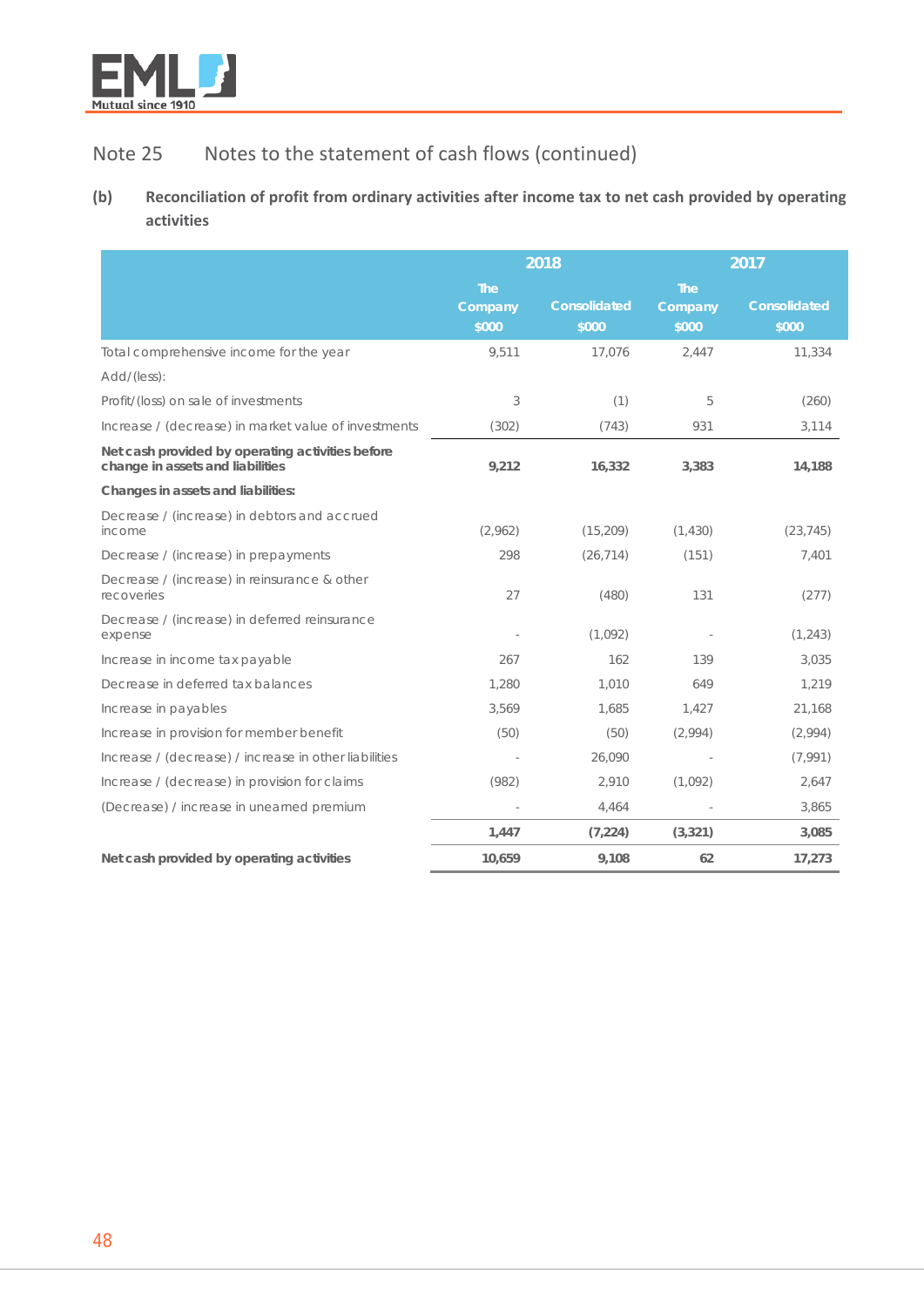## Note 25 Notes to the statement of cash flows (continued)

### (b) Reconciliation of profit from ordinary activities after income tax to net cash provided by operating activities

| | 2018 | | 2017 | |
|---|---|---|---|---|
| | The Company $000 | Consolidated $000 | The Company $000 | Consolidated $000 |
| Total comprehensive income for the year | 9,511 | 17,076 | 2,447 | 11,334 |
| Add/(less): | | | | |
| Profit/(loss) on sale of investments | 3 | (1) | 5 | (260) |
| Increase / (decrease) in market value of investments | (302) | (743) | 931 | 3,114 |
| **Net cash provided by operating activities before change in assets and liabilities** | **9,212** | **16,332** | **3,383** | **14,188** |
| **Changes in assets and liabilities:** | | | | |
| Decrease / (increase) in debtors and accrued income | (2,962) | (15,209) | (1,430) | (23,745) |
| Decrease / (increase) in prepayments | 298 | (26,714) | (151) | 7,401 |
| Decrease / (increase) in reinsurance & other recoveries | 27 | (480) | 131 | (277) |
| Decrease / (increase) in deferred reinsurance expense | - | (1,092) | - | (1,243) |
| Increase in income tax payable | 267 | 162 | 139 | 3,035 |
| Decrease in deferred tax balances | 1,280 | 1,010 | 649 | 1,219 |
| Increase in payables | 3,569 | 1,685 | 1,427 | 21,168 |
| Increase in provision for member benefit | (50) | (50) | (2,994) | (2,994) |
| Increase / (decrease) / increase in other liabilities | - | 26,090 | - | (7,991) |
| Increase / (decrease) in provision for claims | (982) | 2,910 | (1,092) | 2,647 |
| (Decrease) / increase in unearned premium | - | 4,464 | - | 3,865 |
| | **1,447** | **(7,224)** | **(3,321)** | **3,085** |
| **Net cash provided by operating activities** | **10,659** | **9,108** | **62** | **17,273** |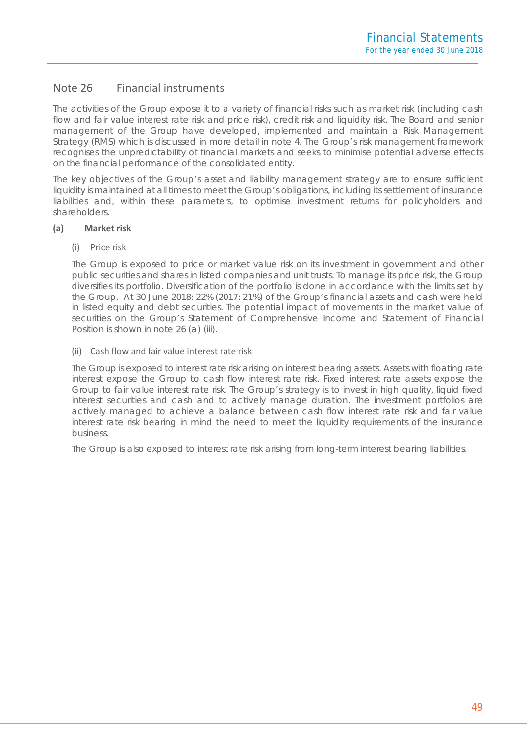## Note 26 Financial instruments

The activities of the Group expose it to a variety of financial risks such as market risk (including cash flow and fair value interest rate risk and price risk), credit risk and liquidity risk. The Board and senior management of the Group have developed, implemented and maintain a Risk Management Strategy (RMS) which is discussed in more detail in note 4. The Group's risk management framework recognises the unpredictability of financial markets and seeks to minimise potential adverse effects on the financial performance of the consolidated entity.

The key objectives of the Group's asset and liability management strategy are to ensure sufficient liquidity is maintained at all times to meet the Group's obligations, including its settlement of insurance liabilities and, within these parameters, to optimise investment returns for policyholders and shareholders.

### (a) Market risk

#### (i) Price risk

The Group is exposed to price or market value risk on its investment in government and other public securities and shares in listed companies and unit trusts. To manage its price risk, the Group diversifies its portfolio. Diversification of the portfolio is done in accordance with the limits set by the Group. At 30 June 2018: 22% (2017: 21%) of the Group's financial assets and cash were held in listed equity and debt securities. The potential impact of movements in the market value of securities on the Group's Statement of Comprehensive Income and Statement of Financial Position is shown in note 26 (a) (iii).

#### (ii) Cash flow and fair value interest rate risk

The Group is exposed to interest rate risk arising on interest bearing assets. Assets with floating rate interest expose the Group to cash flow interest rate risk. Fixed interest rate assets expose the Group to fair value interest rate risk. The Group's strategy is to invest in high quality, liquid fixed interest securities and cash and to actively manage duration. The investment portfolios are actively managed to achieve a balance between cash flow interest rate risk and fair value interest rate risk bearing in mind the need to meet the liquidity requirements of the insurance business.

The Group is also exposed to interest rate risk arising from long-term interest bearing liabilities.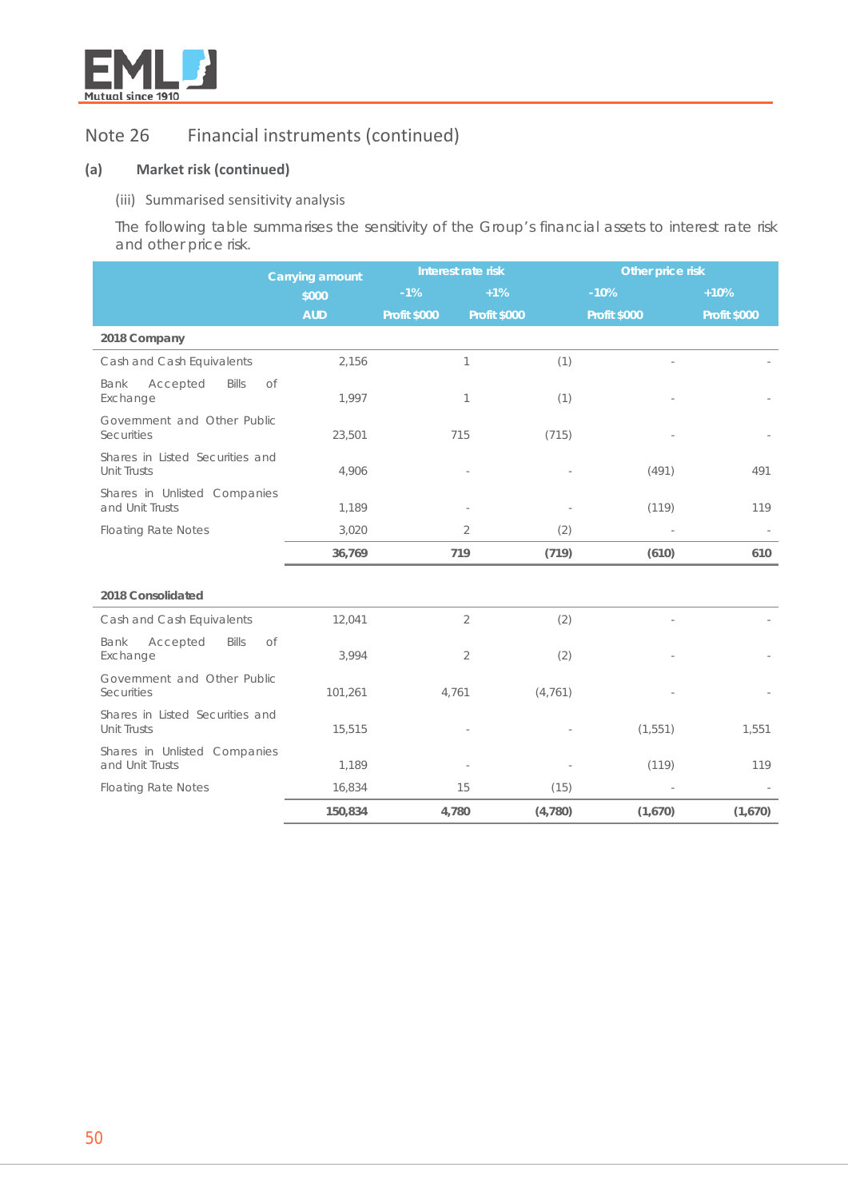## Note 26 Financial instruments (continued)

### (a) Market risk (continued)

(iii) Summarised sensitivity analysis

The following table summarises the sensitivity of the Group's financial assets to interest rate risk and other price risk.

| | Carrying amount | Interest rate risk | | Other price risk | |
|---|---|---|---|---|---|
| | $000 | -1% | +1% | -10% | +10% |
| | AUD | Profit $000 | Profit $000 | Profit $000 | Profit $000 |
| **2018 Company** | | | | | |
| Cash and Cash Equivalents | 2,156 | 1 | (1) | - | - |
| Bank Accepted Bills of Exchange | 1,997 | 1 | (1) | - | - |
| Government and Other Public Securities | 23,501 | 715 | (715) | - | - |
| Shares in Listed Securities and Unit Trusts | 4,906 | - | - | (491) | 491 |
| Shares in Unlisted Companies and Unit Trusts | 1,189 | - | - | (119) | 119 |
| Floating Rate Notes | 3,020 | 2 | (2) | - | - |
| | **36,769** | **719** | **(719)** | **(610)** | **610** |
| **2018 Consolidated** | | | | | |
| Cash and Cash Equivalents | 12,041 | 2 | (2) | - | - |
| Bank Accepted Bills of Exchange | 3,994 | 2 | (2) | - | - |
| Government and Other Public Securities | 101,261 | 4,761 | (4,761) | - | - |
| Shares in Listed Securities and Unit Trusts | 15,515 | - | - | (1,551) | 1,551 |
| Shares in Unlisted Companies and Unit Trusts | 1,189 | - | - | (119) | 119 |
| Floating Rate Notes | 16,834 | 15 | (15) | - | - |
| | **150,834** | **4,780** | **(4,780)** | **(1,670)** | **(1,670)** |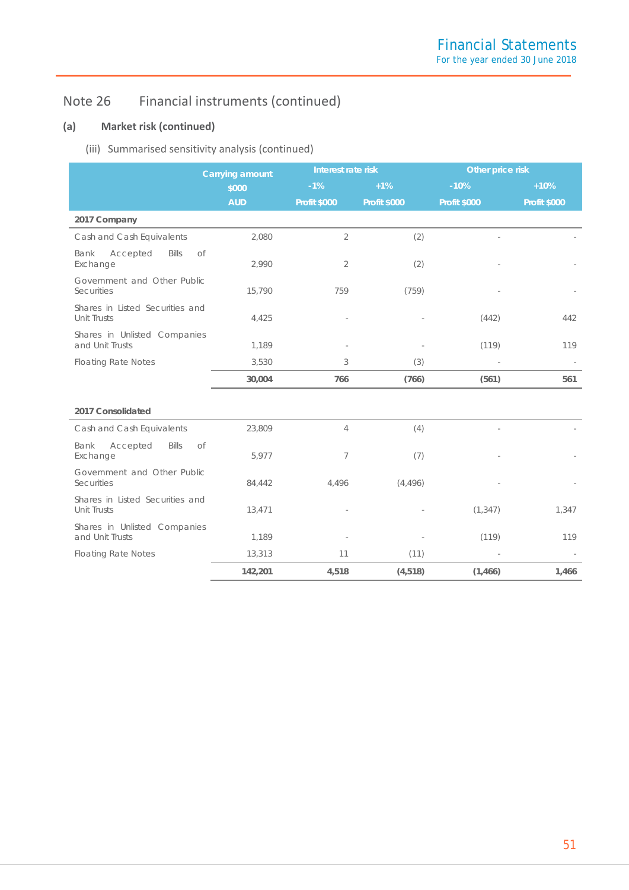## Note 26 Financial instruments (continued)

### (a) Market risk (continued)

(iii) Summarised sensitivity analysis (continued)

| | Carrying amount | Interest rate risk | | Other price risk | |
|---|---|---|---|---|---|
| | $000 | -1% | +1% | -10% | +10% |
| | AUD | Profit $000 | Profit $000 | Profit $000 | Profit $000 |
| **2017 Company** | | | | | |
| Cash and Cash Equivalents | 2,080 | 2 | (2) | - | - |
| Bank Accepted Bills of Exchange | 2,990 | 2 | (2) | - | - |
| Government and Other Public Securities | 15,790 | 759 | (759) | - | - |
| Shares in Listed Securities and Unit Trusts | 4,425 | - | - | (442) | 442 |
| Shares in Unlisted Companies and Unit Trusts | 1,189 | - | - | (119) | 119 |
| Floating Rate Notes | 3,530 | 3 | (3) | - | - |
| | **30,004** | **766** | **(766)** | **(561)** | **561** |
| **2017 Consolidated** | | | | | |
| Cash and Cash Equivalents | 23,809 | 4 | (4) | - | - |
| Bank Accepted Bills of Exchange | 5,977 | 7 | (7) | - | - |
| Government and Other Public Securities | 84,442 | 4,496 | (4,496) | - | - |
| Shares in Listed Securities and Unit Trusts | 13,471 | - | - | (1,347) | 1,347 |
| Shares in Unlisted Companies and Unit Trusts | 1,189 | - | - | (119) | 119 |
| Floating Rate Notes | 13,313 | 11 | (11) | - | - |
| | **142,201** | **4,518** | **(4,518)** | **(1,466)** | **1,466** |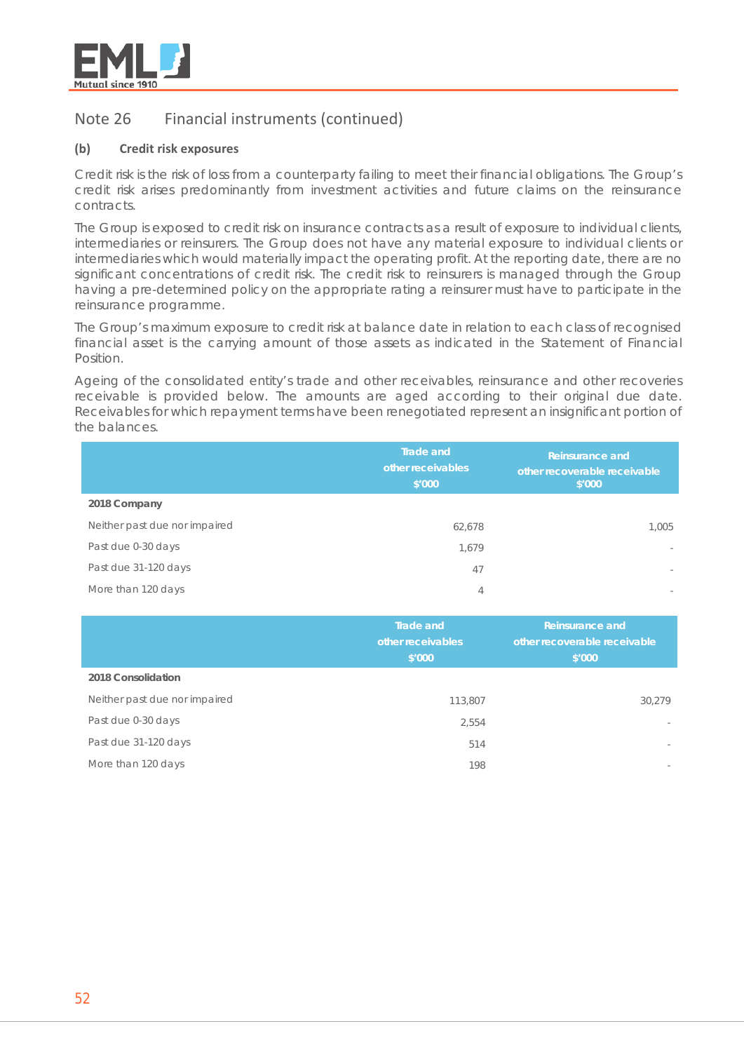## Note 26 Financial instruments (continued)

### (b) Credit risk exposures

Credit risk is the risk of loss from a counterparty failing to meet their financial obligations. The Group's credit risk arises predominantly from investment activities and future claims on the reinsurance contracts.

The Group is exposed to credit risk on insurance contracts as a result of exposure to individual clients, intermediaries or reinsurers. The Group does not have any material exposure to individual clients or intermediaries which would materially impact the operating profit. At the reporting date, there are no significant concentrations of credit risk. The credit risk to reinsurers is managed through the Group having a pre-determined policy on the appropriate rating a reinsurer must have to participate in the reinsurance programme.

The Group's maximum exposure to credit risk at balance date in relation to each class of recognised financial asset is the carrying amount of those assets as indicated in the Statement of Financial Position.

Ageing of the consolidated entity's trade and other receivables, reinsurance and other recoveries receivable is provided below. The amounts are aged according to their original due date. Receivables for which repayment terms have been renegotiated represent an insignificant portion of the balances.

| | Trade and other receivables $'000 | Reinsurance and other recoverable receivable $'000 |
|---|---|---|
| **2018 Company** | | |
| Neither past due nor impaired | 62,678 | 1,005 |
| Past due 0-30 days | 1,679 | - |
| Past due 31-120 days | 47 | - |
| More than 120 days | 4 | - |

| | Trade and other receivables $'000 | Reinsurance and other recoverable receivable $'000 |
|---|---|---|
| **2018 Consolidation** | | |
| Neither past due nor impaired | 113,807 | 30,279 |
| Past due 0-30 days | 2,554 | - |
| Past due 31-120 days | 514 | - |
| More than 120 days | 198 | - |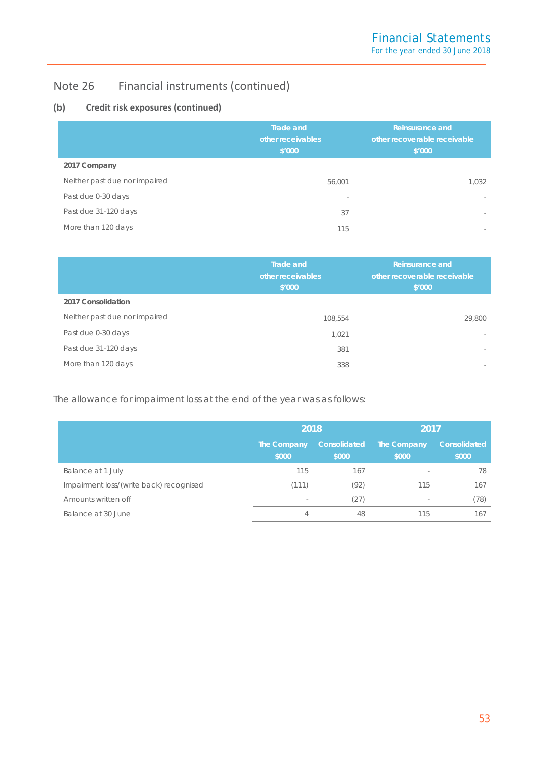## Note 26 Financial instruments (continued)

### (b) Credit risk exposures (continued)

| | Trade and other receivables $'000 | Reinsurance and other recoverable receivable $'000 |
|---|---|---|
| **2017 Company** | | |
| Neither past due nor impaired | 56,001 | 1,032 |
| Past due 0-30 days | - | - |
| Past due 31-120 days | 37 | - |
| More than 120 days | 115 | - |

| | Trade and other receivables $'000 | Reinsurance and other recoverable receivable $'000 |
|---|---|---|
| **2017 Consolidation** | | |
| Neither past due nor impaired | 108,554 | 29,800 |
| Past due 0-30 days | 1,021 | - |
| Past due 31-120 days | 381 | - |
| More than 120 days | 338 | - |

The allowance for impairment loss at the end of the year was as follows:

| | 2018 | | 2017 | |
|---|---|---|---|---|
| | The Company $000 | Consolidated $000 | The Company $000 | Consolidated $000 |
| Balance at 1 July | 115 | 167 | - | 78 |
| Impairment loss/(write back) recognised | (111) | (92) | 115 | 167 |
| Amounts written off | - | (27) | - | (78) |
| Balance at 30 June | 4 | 48 | 115 | 167 |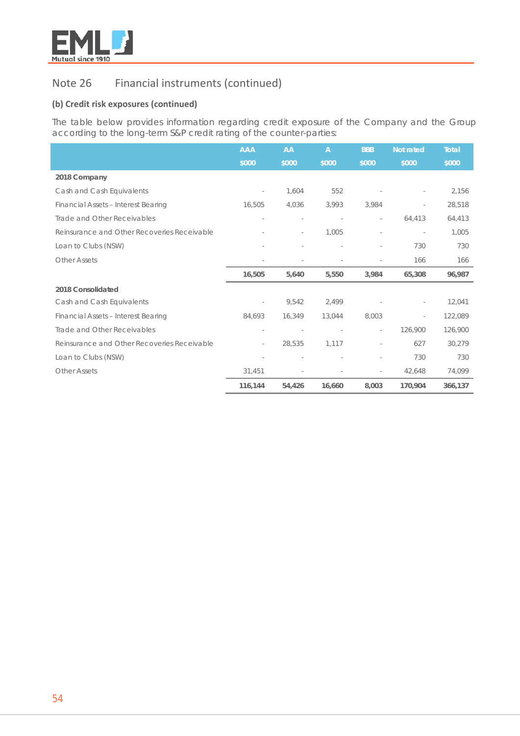## Note 26 Financial instruments (continued)

### (b) Credit risk exposures (continued)

The table below provides information regarding credit exposure of the Company and the Group according to the long-term S&P credit rating of the counter-parties:

| | AAA<br>$000 | AA<br>$000 | A<br>$000 | BBB<br>$000 | Not rated<br>$000 | Total<br>$000 |
|---|---|---|---|---|---|---|
| **2018 Company** | | | | | | |
| Cash and Cash Equivalents | - | 1,604 | 552 | - | - | 2,156 |
| Financial Assets – Interest Bearing | 16,505 | 4,036 | 3,993 | 3,984 | - | 28,518 |
| Trade and Other Receivables | - | - | - | - | 64,413 | 64,413 |
| Reinsurance and Other Recoveries Receivable | - | - | 1,005 | - | - | 1,005 |
| Loan to Clubs (NSW) | - | - | - | - | 730 | 730 |
| Other Assets | - | - | - | - | 166 | 166 |
| | **16,505** | **5,640** | **5,550** | **3,984** | **65,308** | **96,987** |
| **2018 Consolidated** | | | | | | |
| Cash and Cash Equivalents | - | 9,542 | 2,499 | - | - | 12,041 |
| Financial Assets – Interest Bearing | 84,693 | 16,349 | 13,044 | 8,003 | - | 122,089 |
| Trade and Other Receivables | - | - | - | - | 126,900 | 126,900 |
| Reinsurance and Other Recoveries Receivable | - | 28,535 | 1,117 | - | 627 | 30,279 |
| Loan to Clubs (NSW) | - | - | - | - | 730 | 730 |
| Other Assets | 31,451 | - | - | - | 42,648 | 74,099 |
| | **116,144** | **54,426** | **16,660** | **8,003** | **170,904** | **366,137** |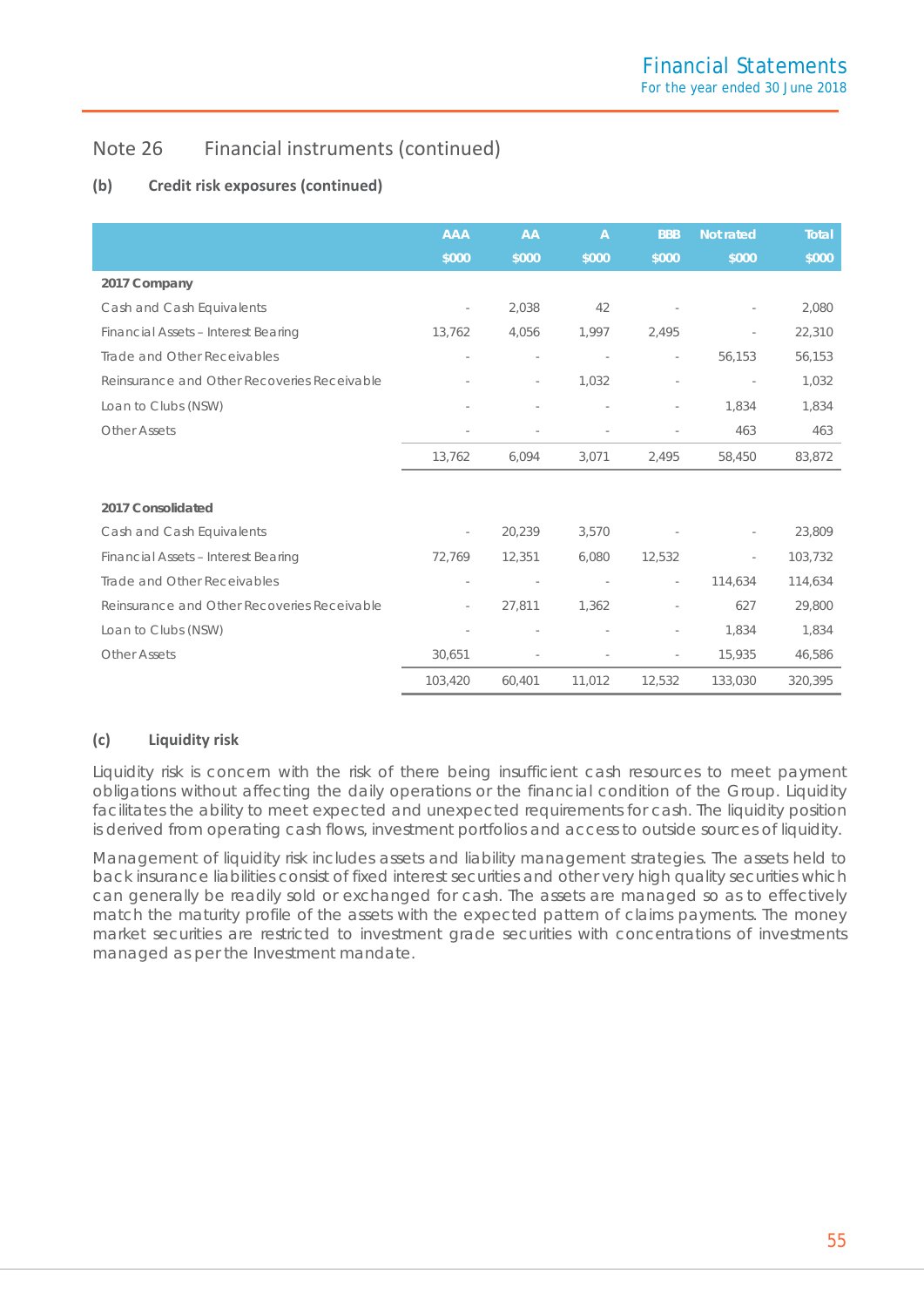## Note 26 Financial instruments (continued)

### (b) Credit risk exposures (continued)

| | AAA | AA | A | BBB | Not rated | Total |
|---|---|---|---|---|---|---|
| | $000 | $000 | $000 | $000 | $000 | $000 |
| **2017 Company** | | | | | | |
| Cash and Cash Equivalents | - | 2,038 | 42 | - | - | 2,080 |
| Financial Assets – Interest Bearing | 13,762 | 4,056 | 1,997 | 2,495 | - | 22,310 |
| Trade and Other Receivables | - | - | - | - | 56,153 | 56,153 |
| Reinsurance and Other Recoveries Receivable | - | - | 1,032 | - | - | 1,032 |
| Loan to Clubs (NSW) | - | - | - | - | 1,834 | 1,834 |
| Other Assets | - | - | - | - | 463 | 463 |
| | 13,762 | 6,094 | 3,071 | 2,495 | 58,450 | 83,872 |
| **2017 Consolidated** | | | | | | |
| Cash and Cash Equivalents | - | 20,239 | 3,570 | - | - | 23,809 |
| Financial Assets – Interest Bearing | 72,769 | 12,351 | 6,080 | 12,532 | - | 103,732 |
| Trade and Other Receivables | - | - | - | - | 114,634 | 114,634 |
| Reinsurance and Other Recoveries Receivable | - | 27,811 | 1,362 | - | 627 | 29,800 |
| Loan to Clubs (NSW) | - | - | - | - | 1,834 | 1,834 |
| Other Assets | 30,651 | - | - | - | 15,935 | 46,586 |
| | 103,420 | 60,401 | 11,012 | 12,532 | 133,030 | 320,395 |

### (c) Liquidity risk

Liquidity risk is concern with the risk of there being insufficient cash resources to meet payment obligations without affecting the daily operations or the financial condition of the Group. Liquidity facilitates the ability to meet expected and unexpected requirements for cash. The liquidity position is derived from operating cash flows, investment portfolios and access to outside sources of liquidity.

Management of liquidity risk includes assets and liability management strategies. The assets held to back insurance liabilities consist of fixed interest securities and other very high quality securities which can generally be readily sold or exchanged for cash. The assets are managed so as to effectively match the maturity profile of the assets with the expected pattern of claims payments. The money market securities are restricted to investment grade securities with concentrations of investments managed as per the Investment mandate.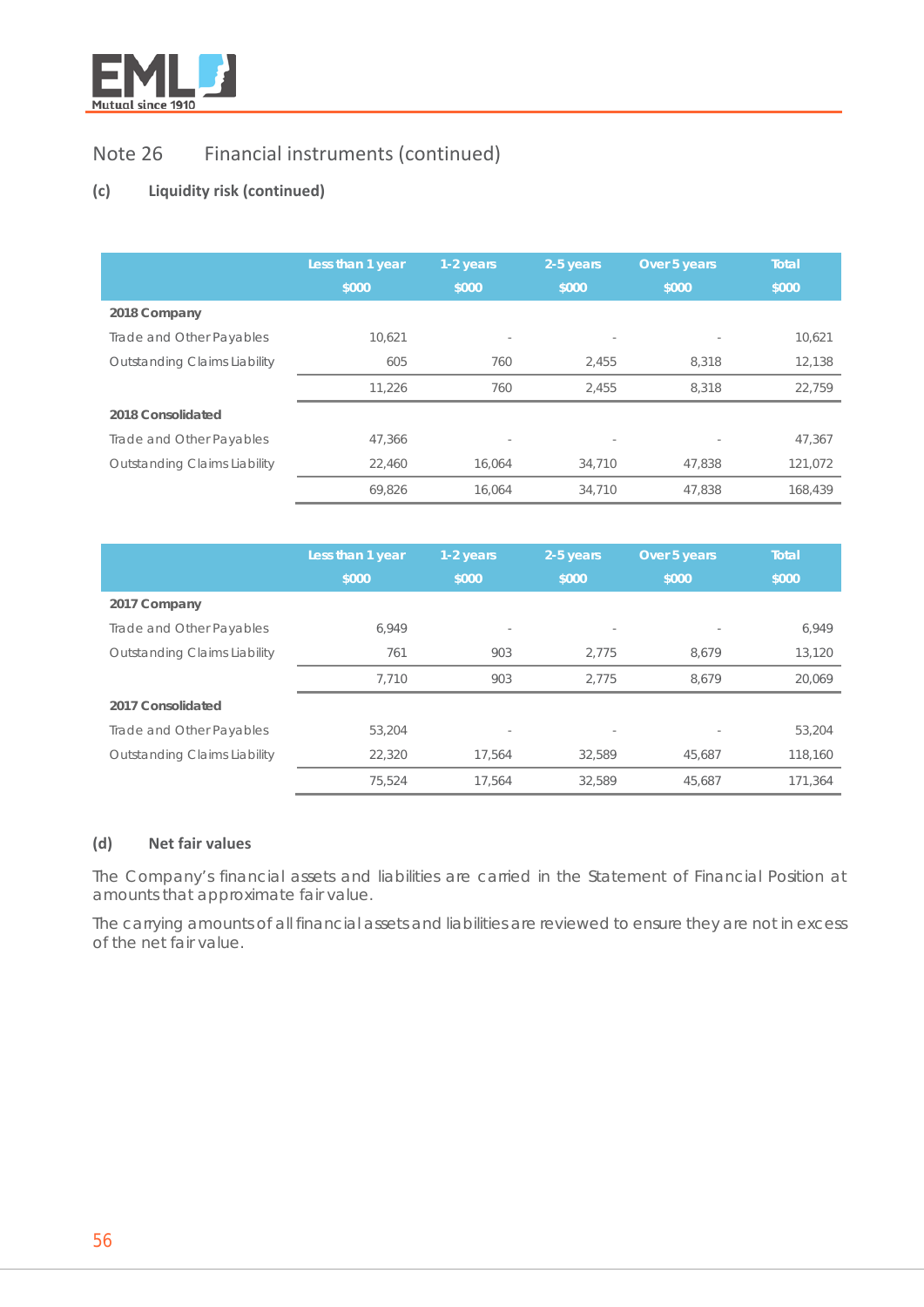## Note 26 Financial instruments (continued)

### (c) Liquidity risk (continued)

| | Less than 1 year $000 | 1-2 years $000 | 2-5 years $000 | Over 5 years $000 | Total $000 |
|---|---|---|---|---|---|
| **2018 Company** | | | | | |
| Trade and Other Payables | 10,621 | - | - | - | 10,621 |
| Outstanding Claims Liability | 605 | 760 | 2,455 | 8,318 | 12,138 |
| | 11,226 | 760 | 2,455 | 8,318 | 22,759 |
| **2018 Consolidated** | | | | | |
| Trade and Other Payables | 47,366 | - | - | - | 47,367 |
| Outstanding Claims Liability | 22,460 | 16,064 | 34,710 | 47,838 | 121,072 |
| | 69,826 | 16,064 | 34,710 | 47,838 | 168,439 |

| | Less than 1 year $000 | 1-2 years $000 | 2-5 years $000 | Over 5 years $000 | Total $000 |
|---|---|---|---|---|---|
| **2017 Company** | | | | | |
| Trade and Other Payables | 6,949 | - | - | - | 6,949 |
| Outstanding Claims Liability | 761 | 903 | 2,775 | 8,679 | 13,120 |
| | 7,710 | 903 | 2,775 | 8,679 | 20,069 |
| **2017 Consolidated** | | | | | |
| Trade and Other Payables | 53,204 | - | - | - | 53,204 |
| Outstanding Claims Liability | 22,320 | 17,564 | 32,589 | 45,687 | 118,160 |
| | 75,524 | 17,564 | 32,589 | 45,687 | 171,364 |

### (d) Net fair values

The Company's financial assets and liabilities are carried in the Statement of Financial Position at amounts that approximate fair value.

The carrying amounts of all financial assets and liabilities are reviewed to ensure they are not in excess of the net fair value.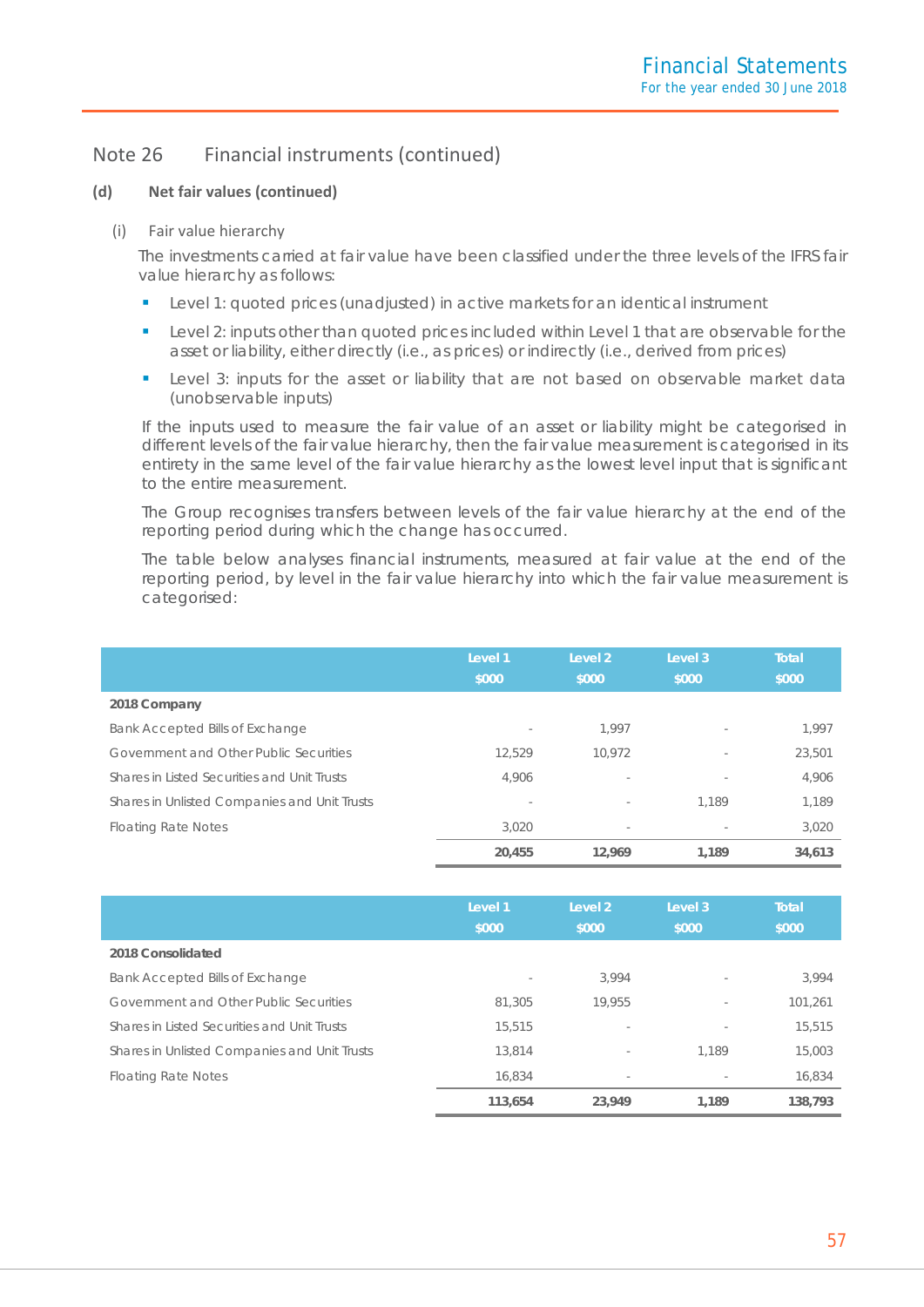## Note 26 Financial instruments (continued)

### (d) Net fair values (continued)

(i) Fair value hierarchy

The investments carried at fair value have been classified under the three levels of the IFRS fair value hierarchy as follows:

- Level 1: quoted prices (unadjusted) in active markets for an identical instrument
- Level 2: inputs other than quoted prices included within Level 1 that are observable for the asset or liability, either directly (i.e., as prices) or indirectly (i.e., derived from prices)
- Level 3: inputs for the asset or liability that are not based on observable market data (unobservable inputs)

If the inputs used to measure the fair value of an asset or liability might be categorised in different levels of the fair value hierarchy, then the fair value measurement is categorised in its entirety in the same level of the fair value hierarchy as the lowest level input that is significant to the entire measurement.

The Group recognises transfers between levels of the fair value hierarchy at the end of the reporting period during which the change has occurred.

The table below analyses financial instruments, measured at fair value at the end of the reporting period, by level in the fair value hierarchy into which the fair value measurement is categorised:

| | Level 1 $000 | Level 2 $000 | Level 3 $000 | Total $000 |
|---|---|---|---|---|
| **2018 Company** | | | | |
| Bank Accepted Bills of Exchange | - | 1,997 | - | 1,997 |
| Government and Other Public Securities | 12,529 | 10,972 | - | 23,501 |
| Shares in Listed Securities and Unit Trusts | 4,906 | - | - | 4,906 |
| Shares in Unlisted Companies and Unit Trusts | - | - | 1,189 | 1,189 |
| Floating Rate Notes | 3,020 | - | - | 3,020 |
| | **20,455** | **12,969** | **1,189** | **34,613** |

| | Level 1 $000 | Level 2 $000 | Level 3 $000 | Total $000 |
|---|---|---|---|---|
| **2018 Consolidated** | | | | |
| Bank Accepted Bills of Exchange | - | 3,994 | - | 3,994 |
| Government and Other Public Securities | 81,305 | 19,955 | - | 101,261 |
| Shares in Listed Securities and Unit Trusts | 15,515 | - | - | 15,515 |
| Shares in Unlisted Companies and Unit Trusts | 13,814 | - | 1,189 | 15,003 |
| Floating Rate Notes | 16,834 | - | - | 16,834 |
| | **113,654** | **23,949** | **1,189** | **138,793** |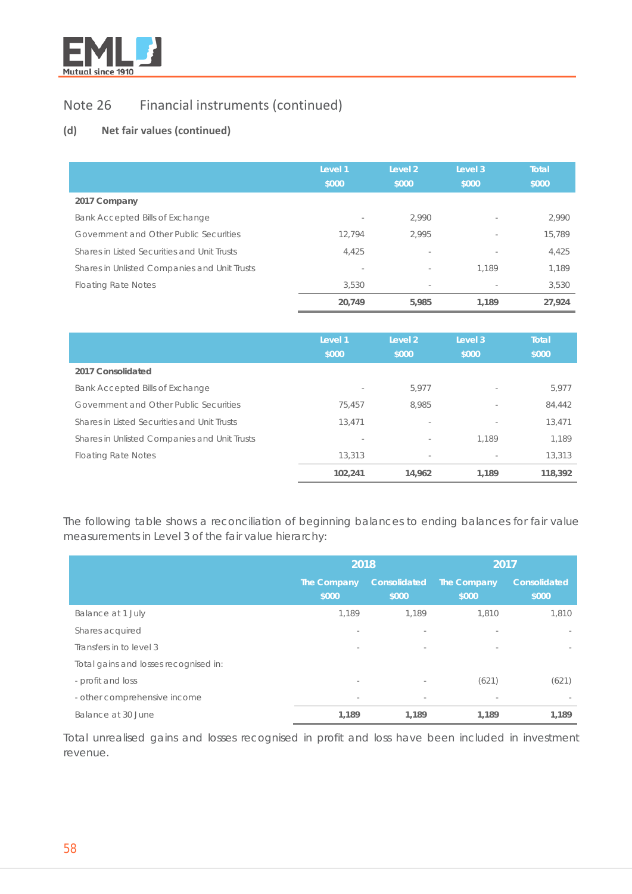## Note 26 Financial instruments (continued)

### (d) Net fair values (continued)

| | Level 1 $000 | Level 2 $000 | Level 3 $000 | Total $000 |
|---|---|---|---|---|
| **2017 Company** | | | | |
| Bank Accepted Bills of Exchange | - | 2,990 | - | 2,990 |
| Government and Other Public Securities | 12,794 | 2,995 | - | 15,789 |
| Shares in Listed Securities and Unit Trusts | 4,425 | - | - | 4,425 |
| Shares in Unlisted Companies and Unit Trusts | - | - | 1,189 | 1,189 |
| Floating Rate Notes | 3,530 | - | - | 3,530 |
| | **20,749** | **5,985** | **1,189** | **27,924** |

| | Level 1 $000 | Level 2 $000 | Level 3 $000 | Total $000 |
|---|---|---|---|---|
| **2017 Consolidated** | | | | |
| Bank Accepted Bills of Exchange | - | 5,977 | - | 5,977 |
| Government and Other Public Securities | 75,457 | 8,985 | - | 84,442 |
| Shares in Listed Securities and Unit Trusts | 13,471 | - | - | 13,471 |
| Shares in Unlisted Companies and Unit Trusts | - | - | 1,189 | 1,189 |
| Floating Rate Notes | 13,313 | - | - | 13,313 |
| | **102,241** | **14,962** | **1,189** | **118,392** |

The following table shows a reconciliation of beginning balances to ending balances for fair value measurements in Level 3 of the fair value hierarchy:

| | 2018 | | 2017 | |
|---|---|---|---|---|
| | The Company $000 | Consolidated $000 | The Company $000 | Consolidated $000 |
| Balance at 1 July | 1,189 | 1,189 | 1,810 | 1,810 |
| Shares acquired | - | - | - | - |
| Transfers in to level 3 | - | - | - | - |
| Total gains and losses recognised in: | | | | |
| - profit and loss | - | - | (621) | (621) |
| - other comprehensive income | - | - | - | - |
| Balance at 30 June | **1,189** | **1,189** | **1,189** | **1,189** |

Total unrealised gains and losses recognised in profit and loss have been included in investment revenue.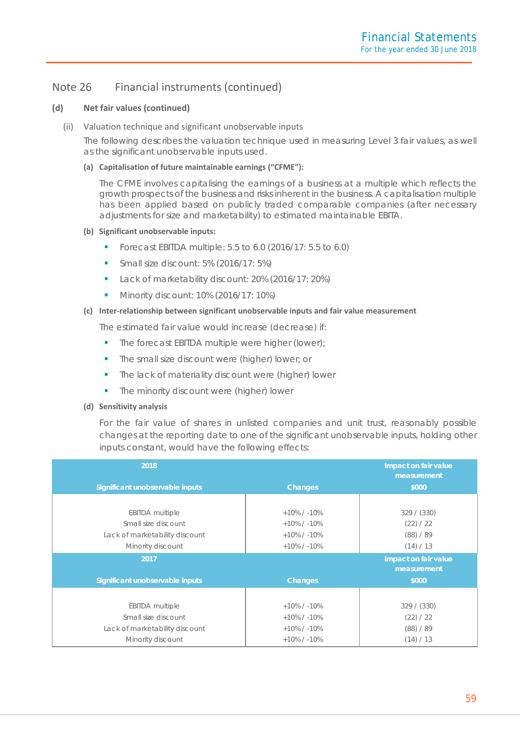## Note 26 Financial instruments (continued)

### (d) Net fair values (continued)

(ii) Valuation technique and significant unobservable inputs

The following describes the valuation technique used in measuring Level 3 fair values, as well as the significant unobservable inputs used.

**(a) Capitalisation of future maintainable earnings ("CFME"):**

The CFME involves capitalising the earnings of a business at a multiple which reflects the growth prospects of the business and risks inherent in the business. A capitalisation multiple has been applied based on publicly traded comparable companies (after necessary adjustments for size and marketability) to estimated maintainable EBITA.

**(b) Significant unobservable inputs:**

- Forecast EBITDA multiple: 5.5 to 6.0 (2016/17: 5.5 to 6.0)
- Small size discount: 5% (2016/17: 5%)
- Lack of marketability discount: 20% (2016/17: 20%)
- Minority discount: 10% (2016/17: 10%)

**(c) Inter-relationship between significant unobservable inputs and fair value measurement**

The estimated fair value would increase (decrease) if:

- The forecast EBITDA multiple were higher (lower);
- The small size discount were (higher) lower; or
- The lack of materiality discount were (higher) lower
- The minority discount were (higher) lower

**(d) Sensitivity analysis**

For the fair value of shares in unlisted companies and unit trust, reasonably possible changes at the reporting date to one of the significant unobservable inputs, holding other inputs constant, would have the following effects:

| 2018<br>Significant unobservable inputs | Changes | Impact on fair value measurement<br>$000 |
|---|---|---|
| EBITDA multiple | +10% / -10% | 329 / (330) |
| Small size discount | +10% / -10% | (22) / 22 |
| Lack of marketability discount | +10% / -10% | (88) / 89 |
| Minority discount | +10% / -10% | (14) / 13 |
| **2017**<br>**Significant unobservable inputs** | **Changes** | **Impact on fair value measurement**<br>**$000** |
| EBITDA multiple | +10% / -10% | 329 / (330) |
| Small size discount | +10% / -10% | (22) / 22 |
| Lack of marketability discount | +10% / -10% | (88) / 89 |
| Minority discount | +10% / -10% | (14) / 13 |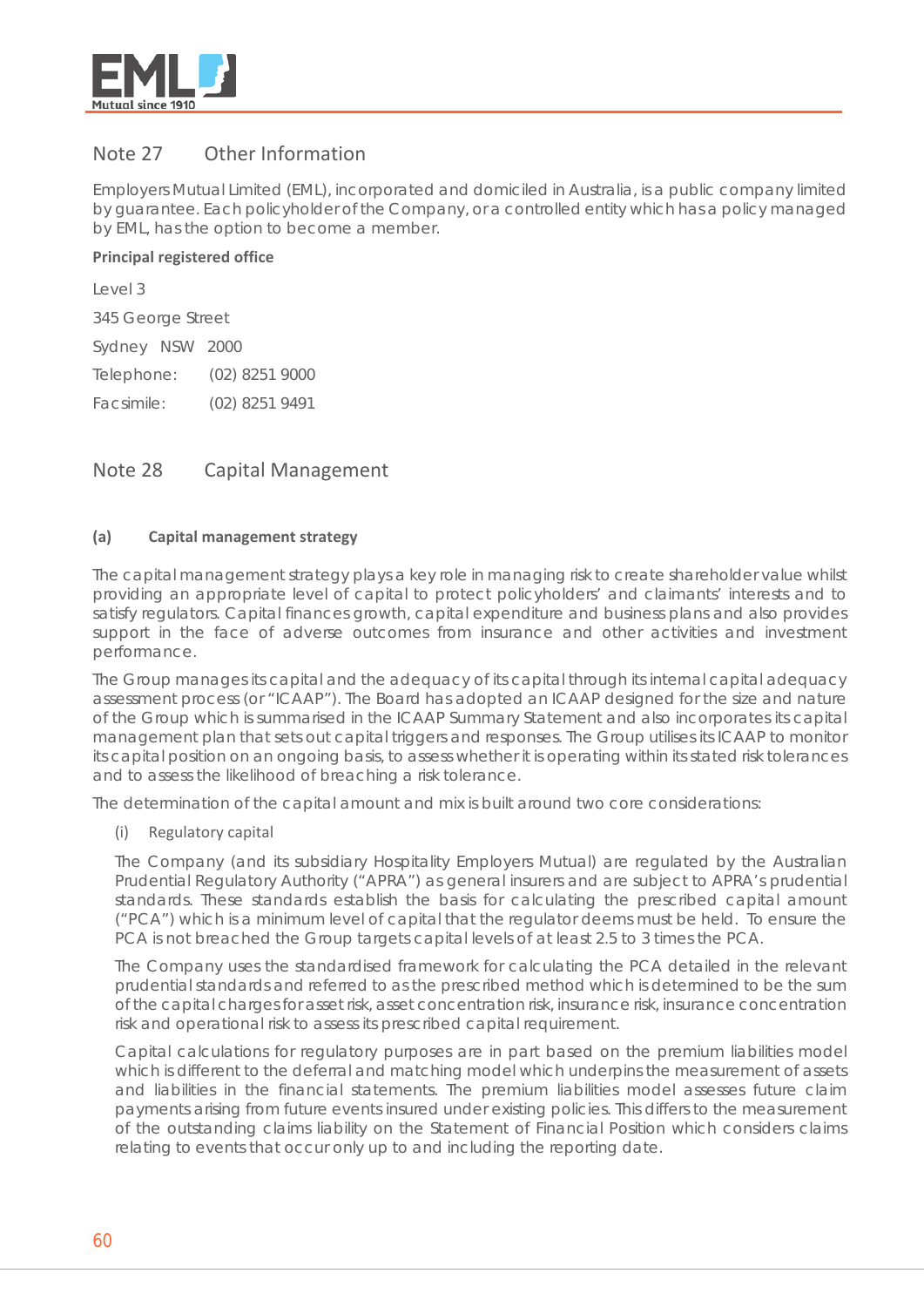## Note 27 Other Information

Employers Mutual Limited (EML), incorporated and domiciled in Australia, is a public company limited by guarantee. Each policyholder of the Company, or a controlled entity which has a policy managed by EML, has the option to become a member.

**Principal registered office**

Level 3

345 George Street

Sydney NSW 2000

Telephone: (02) 8251 9000

Facsimile: (02) 8251 9491

## Note 28 Capital Management

### (a) Capital management strategy

The capital management strategy plays a key role in managing risk to create shareholder value whilst providing an appropriate level of capital to protect policyholders' and claimants' interests and to satisfy regulators. Capital finances growth, capital expenditure and business plans and also provides support in the face of adverse outcomes from insurance and other activities and investment performance.

The Group manages its capital and the adequacy of its capital through its internal capital adequacy assessment process (or "ICAAP"). The Board has adopted an ICAAP designed for the size and nature of the Group which is summarised in the ICAAP Summary Statement and also incorporates its capital management plan that sets out capital triggers and responses. The Group utilises its ICAAP to monitor its capital position on an ongoing basis, to assess whether it is operating within its stated risk tolerances and to assess the likelihood of breaching a risk tolerance.

The determination of the capital amount and mix is built around two core considerations:

(i) Regulatory capital

The Company (and its subsidiary Hospitality Employers Mutual) are regulated by the Australian Prudential Regulatory Authority ("APRA") as general insurers and are subject to APRA's prudential standards. These standards establish the basis for calculating the prescribed capital amount ("PCA") which is a minimum level of capital that the regulator deems must be held. To ensure the PCA is not breached the Group targets capital levels of at least 2.5 to 3 times the PCA.

The Company uses the standardised framework for calculating the PCA detailed in the relevant prudential standards and referred to as the prescribed method which is determined to be the sum of the capital charges for asset risk, asset concentration risk, insurance risk, insurance concentration risk and operational risk to assess its prescribed capital requirement.

Capital calculations for regulatory purposes are in part based on the premium liabilities model which is different to the deferral and matching model which underpins the measurement of assets and liabilities in the financial statements. The premium liabilities model assesses future claim payments arising from future events insured under existing policies. This differs to the measurement of the outstanding claims liability on the Statement of Financial Position which considers claims relating to events that occur only up to and including the reporting date.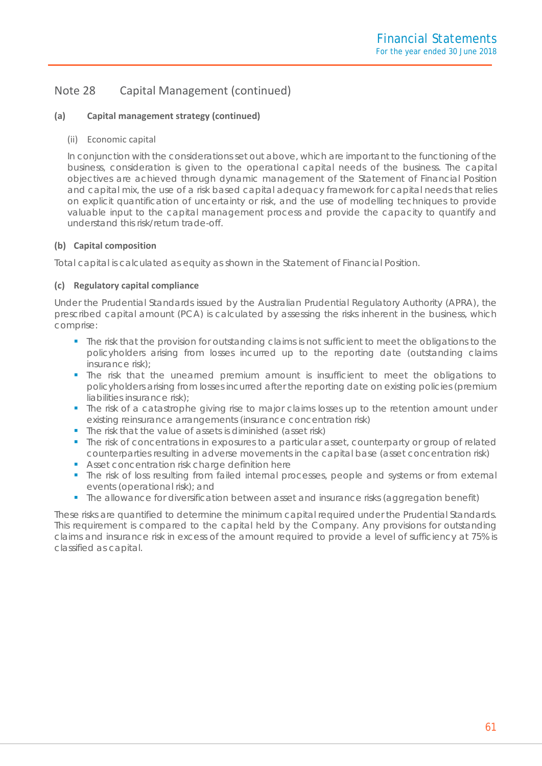## Note 28 Capital Management (continued)

### (a) Capital management strategy (continued)

(ii) Economic capital

In conjunction with the considerations set out above, which are important to the functioning of the business, consideration is given to the operational capital needs of the business. The capital objectives are achieved through dynamic management of the Statement of Financial Position and capital mix, the use of a risk based capital adequacy framework for capital needs that relies on explicit quantification of uncertainty or risk, and the use of modelling techniques to provide valuable input to the capital management process and provide the capacity to quantify and understand this risk/return trade-off.

### (b) Capital composition

Total capital is calculated as equity as shown in the Statement of Financial Position.

### (c) Regulatory capital compliance

Under the Prudential Standards issued by the Australian Prudential Regulatory Authority (APRA), the prescribed capital amount (PCA) is calculated by assessing the risks inherent in the business, which comprise:

- The risk that the provision for outstanding claims is not sufficient to meet the obligations to the policyholders arising from losses incurred up to the reporting date (outstanding claims insurance risk);
- The risk that the unearned premium amount is insufficient to meet the obligations to policyholders arising from losses incurred after the reporting date on existing policies (premium liabilities insurance risk);
- The risk of a catastrophe giving rise to major claims losses up to the retention amount under existing reinsurance arrangements (insurance concentration risk)
- The risk that the value of assets is diminished (asset risk)
- The risk of concentrations in exposures to a particular asset, counterparty or group of related counterparties resulting in adverse movements in the capital base (asset concentration risk)
- Asset concentration risk charge definition here
- The risk of loss resulting from failed internal processes, people and systems or from external events (operational risk); and
- The allowance for diversification between asset and insurance risks (aggregation benefit)

These risks are quantified to determine the minimum capital required under the Prudential Standards. This requirement is compared to the capital held by the Company. Any provisions for outstanding claims and insurance risk in excess of the amount required to provide a level of sufficiency at 75% is classified as capital.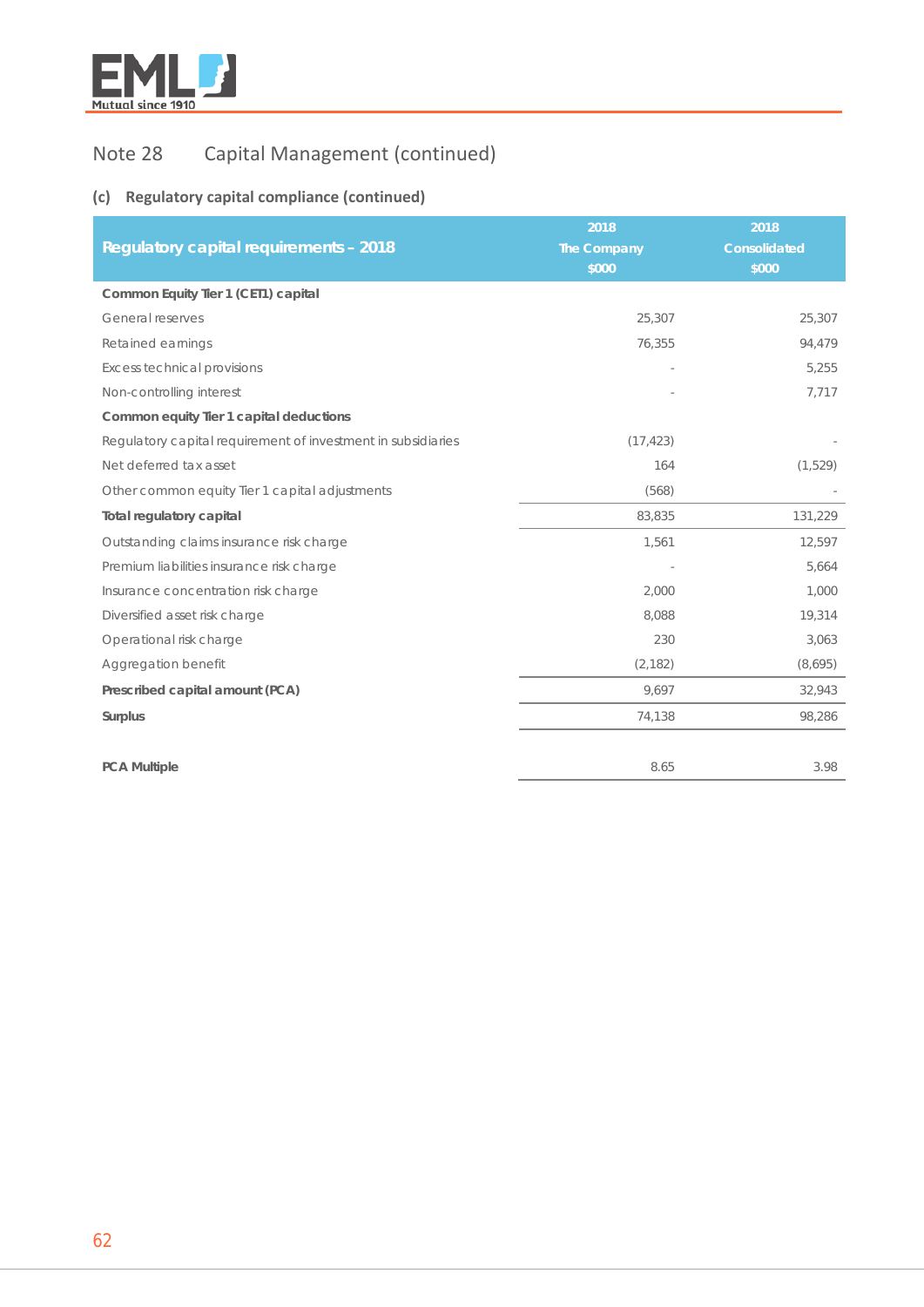## Note 28 Capital Management (continued)

### (c) Regulatory capital compliance (continued)

| Regulatory capital requirements – 2018 | 2018 The Company $000 | 2018 Consolidated $000 |
|---|---|---|
| **Common Equity Tier 1 (CET1) capital** | | |
| General reserves | 25,307 | 25,307 |
| Retained earnings | 76,355 | 94,479 |
| Excess technical provisions | - | 5,255 |
| Non-controlling interest | - | 7,717 |
| **Common equity Tier 1 capital deductions** | | |
| Regulatory capital requirement of investment in subsidiaries | (17,423) | - |
| Net deferred tax asset | 164 | (1,529) |
| Other common equity Tier 1 capital adjustments | (568) | - |
| **Total regulatory capital** | 83,835 | 131,229 |
| Outstanding claims insurance risk charge | 1,561 | 12,597 |
| Premium liabilities insurance risk charge | - | 5,664 |
| Insurance concentration risk charge | 2,000 | 1,000 |
| Diversified asset risk charge | 8,088 | 19,314 |
| Operational risk charge | 230 | 3,063 |
| Aggregation benefit | (2,182) | (8,695) |
| **Prescribed capital amount (PCA)** | 9,697 | 32,943 |
| **Surplus** | 74,138 | 98,286 |
| **PCA Multiple** | 8.65 | 3.98 |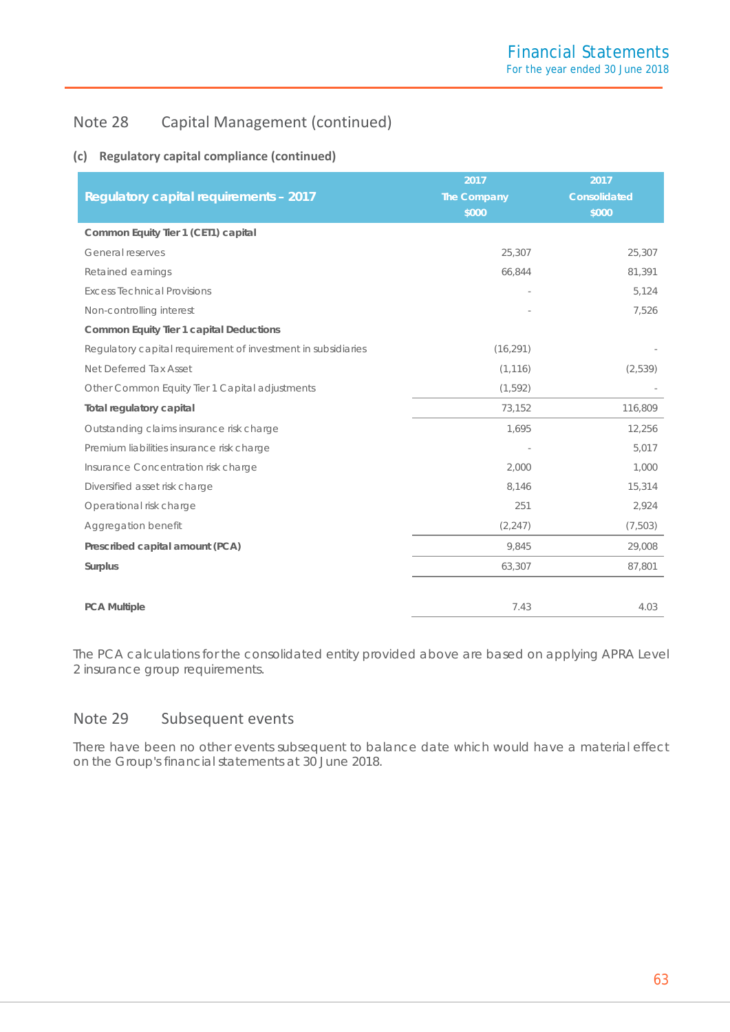## Note 28 Capital Management (continued)

### (c) Regulatory capital compliance (continued)

| Regulatory capital requirements – 2017 | 2017 The Company $000 | 2017 Consolidated $000 |
|---|---|---|
| **Common Equity Tier 1 (CET1) capital** | | |
| General reserves | 25,307 | 25,307 |
| Retained earnings | 66,844 | 81,391 |
| Excess Technical Provisions | - | 5,124 |
| Non-controlling interest | - | 7,526 |
| **Common Equity Tier 1 capital Deductions** | | |
| Regulatory capital requirement of investment in subsidiaries | (16,291) | - |
| Net Deferred Tax Asset | (1,116) | (2,539) |
| Other Common Equity Tier 1 Capital adjustments | (1,592) | - |
| **Total regulatory capital** | 73,152 | 116,809 |
| Outstanding claims insurance risk charge | 1,695 | 12,256 |
| Premium liabilities insurance risk charge | - | 5,017 |
| Insurance Concentration risk charge | 2,000 | 1,000 |
| Diversified asset risk charge | 8,146 | 15,314 |
| Operational risk charge | 251 | 2,924 |
| Aggregation benefit | (2,247) | (7,503) |
| **Prescribed capital amount (PCA)** | 9,845 | 29,008 |
| **Surplus** | 63,307 | 87,801 |
| | | |
| **PCA Multiple** | 7.43 | 4.03 |

The PCA calculations for the consolidated entity provided above are based on applying APRA Level 2 insurance group requirements.

## Note 29 Subsequent events

There have been no other events subsequent to balance date which would have a material effect on the Group's financial statements at 30 June 2018.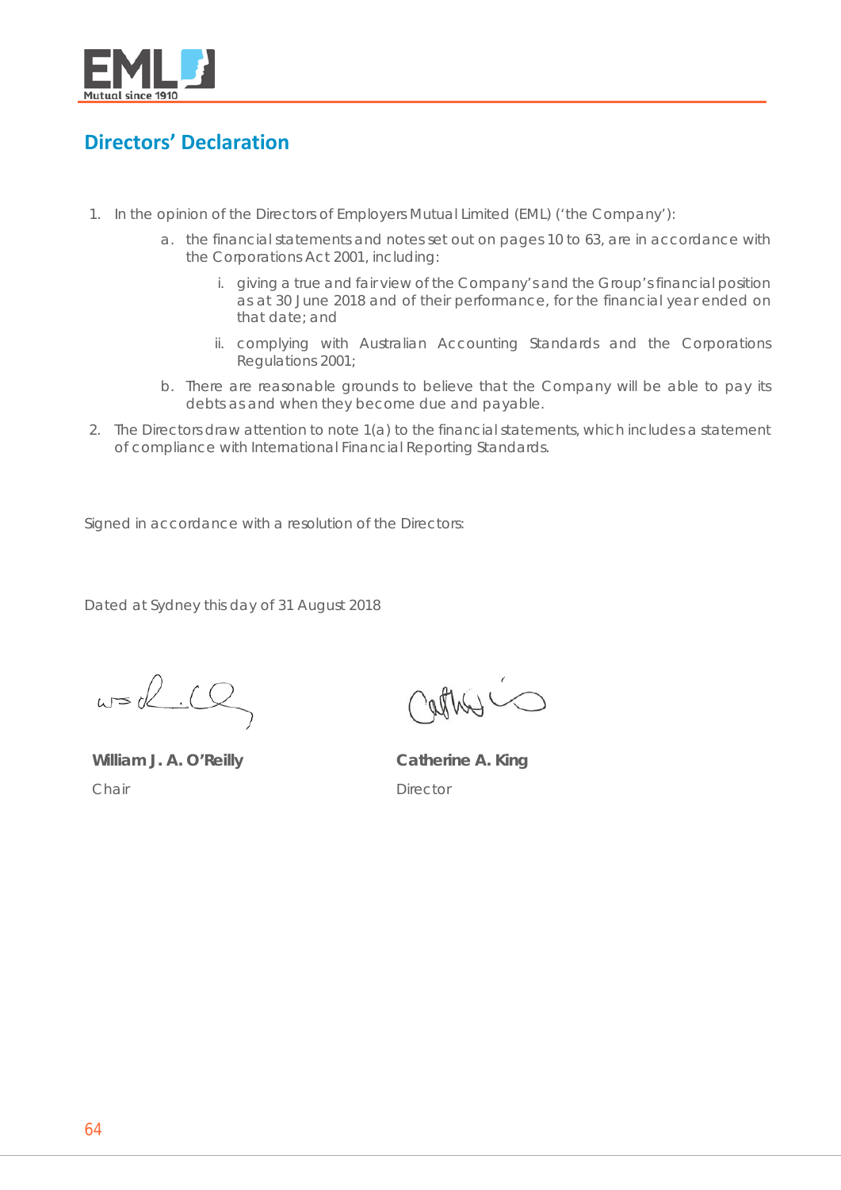## Directors' Declaration

1. In the opinion of the Directors of Employers Mutual Limited (EML) ('the Company'):
    a. the financial statements and notes set out on pages 10 to 63, are in accordance with the Corporations Act 2001, including:
        i. giving a true and fair view of the Company's and the Group's financial position as at 30 June 2018 and of their performance, for the financial year ended on that date; and
        ii. complying with Australian Accounting Standards and the Corporations Regulations 2001;
    b. There are reasonable grounds to believe that the Company will be able to pay its debts as and when they become due and payable.
2. The Directors draw attention to note 1(a) to the financial statements, which includes a statement of compliance with International Financial Reporting Standards.

Signed in accordance with a resolution of the Directors:

Dated at Sydney this day of 31 August 2018

**William J. A. O'Reilly**
Chair

**Catherine A. King**
Director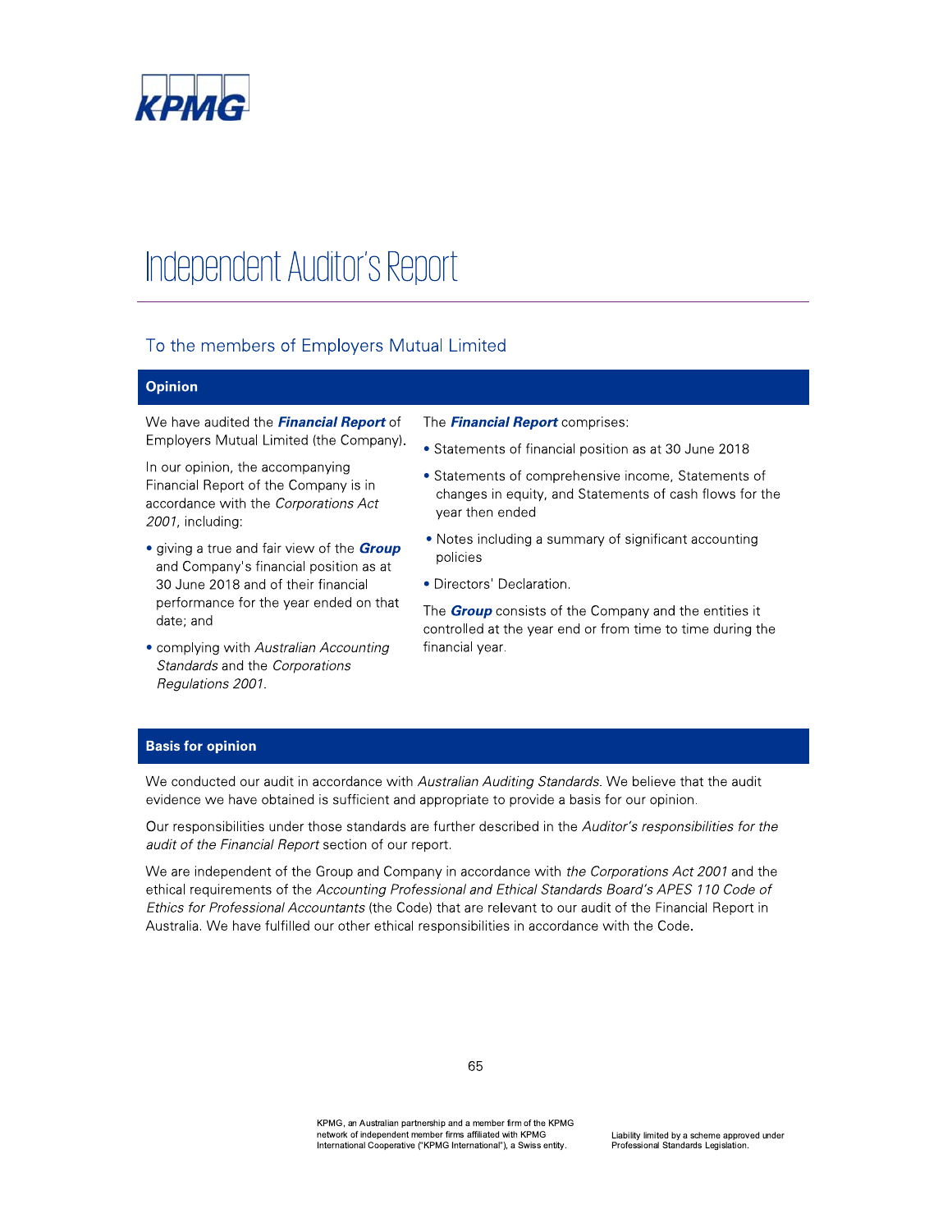# Independent Auditor's Report

## To the members of Employers Mutual Limited

### Opinion

We have audited the ***Financial Report*** of Employers Mutual Limited (the Company).

In our opinion, the accompanying Financial Report of the Company is in accordance with the *Corporations Act 2001*, including:

- giving a true and fair view of the ***Group*** and Company's financial position as at 30 June 2018 and of their financial performance for the year ended on that date; and
- complying with *Australian Accounting Standards* and the *Corporations Regulations 2001*.

The ***Financial Report*** comprises:

- Statements of financial position as at 30 June 2018
- Statements of comprehensive income, Statements of changes in equity, and Statements of cash flows for the year then ended
- Notes including a summary of significant accounting policies
- Directors' Declaration.

The ***Group*** consists of the Company and the entities it controlled at the year end or from time to time during the financial year.

### Basis for opinion

We conducted our audit in accordance with *Australian Auditing Standards*. We believe that the audit evidence we have obtained is sufficient and appropriate to provide a basis for our opinion.

Our responsibilities under those standards are further described in the *Auditor's responsibilities for the audit of the Financial Report* section of our report.

We are independent of the Group and Company in accordance with *the Corporations Act 2001* and the ethical requirements of the *Accounting Professional and Ethical Standards Board's APES 110 Code of Ethics for Professional Accountants* (the Code) that are relevant to our audit of the Financial Report in Australia. We have fulfilled our other ethical responsibilities in accordance with the Code.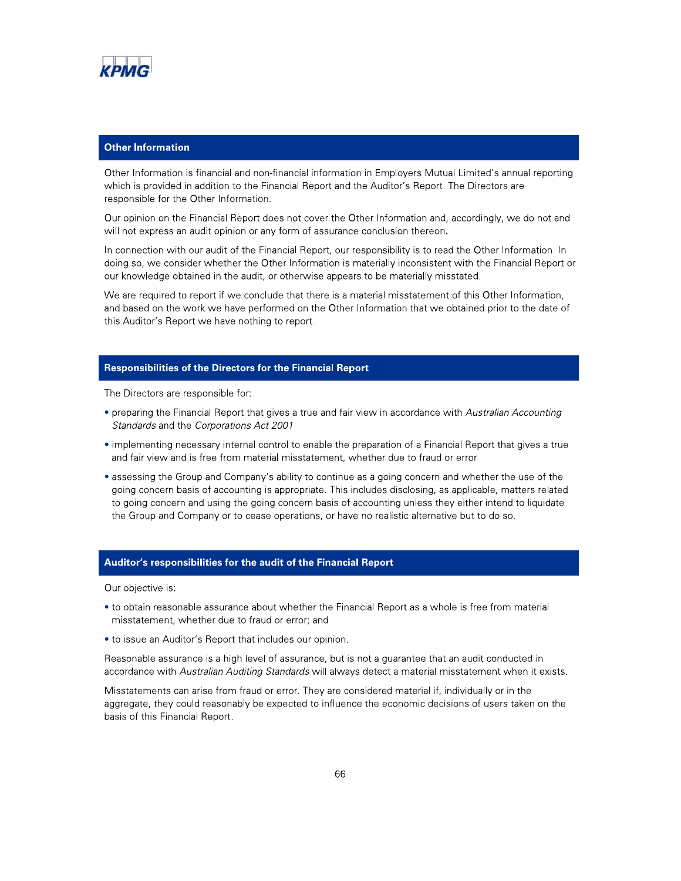## Other Information

Other Information is financial and non-financial information in Employers Mutual Limited's annual reporting which is provided in addition to the Financial Report and the Auditor's Report. The Directors are responsible for the Other Information.

Our opinion on the Financial Report does not cover the Other Information and, accordingly, we do not and will not express an audit opinion or any form of assurance conclusion thereon.

In connection with our audit of the Financial Report, our responsibility is to read the Other Information. In doing so, we consider whether the Other Information is materially inconsistent with the Financial Report or our knowledge obtained in the audit, or otherwise appears to be materially misstated.

We are required to report if we conclude that there is a material misstatement of this Other Information, and based on the work we have performed on the Other Information that we obtained prior to the date of this Auditor's Report we have nothing to report.

## Responsibilities of the Directors for the Financial Report

The Directors are responsible for:

- preparing the Financial Report that gives a true and fair view in accordance with *Australian Accounting Standards* and the *Corporations Act 2001*
- implementing necessary internal control to enable the preparation of a Financial Report that gives a true and fair view and is free from material misstatement, whether due to fraud or error
- assessing the Group and Company's ability to continue as a going concern and whether the use of the going concern basis of accounting is appropriate. This includes disclosing, as applicable, matters related to going concern and using the going concern basis of accounting unless they either intend to liquidate the Group and Company or to cease operations, or have no realistic alternative but to do so.

## Auditor's responsibilities for the audit of the Financial Report

Our objective is:

- to obtain reasonable assurance about whether the Financial Report as a whole is free from material misstatement, whether due to fraud or error; and
- to issue an Auditor's Report that includes our opinion.

Reasonable assurance is a high level of assurance, but is not a guarantee that an audit conducted in accordance with *Australian Auditing Standards* will always detect a material misstatement when it exists.

Misstatements can arise from fraud or error. They are considered material if, individually or in the aggregate, they could reasonably be expected to influence the economic decisions of users taken on the basis of this Financial Report.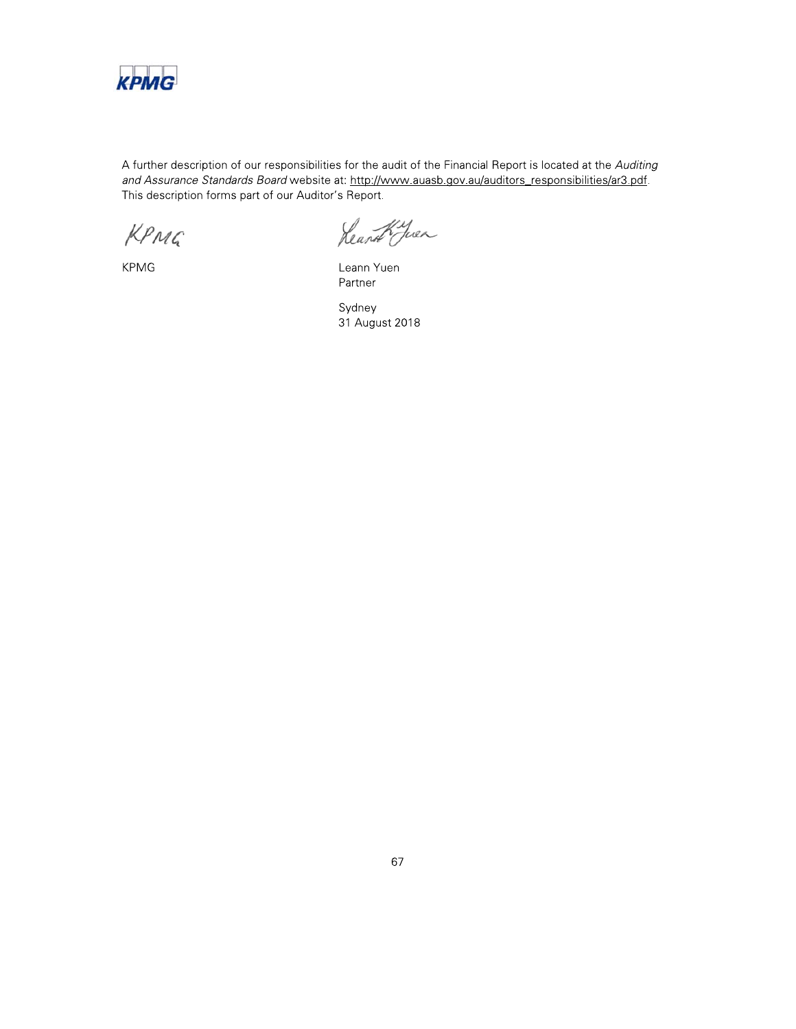A further description of our responsibilities for the audit of the Financial Report is located at the *Auditing and Assurance Standards Board* website at: http://www.auasb.gov.au/auditors_responsibilities/ar3.pdf. This description forms part of our Auditor's Report.

KPMG

Leann Yuen
Partner

Sydney
31 August 2018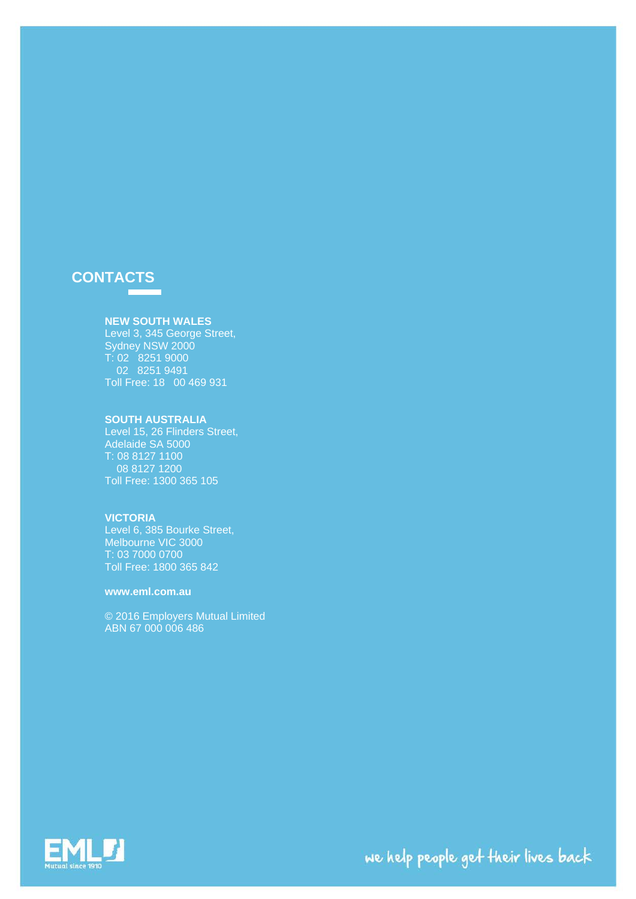## CONTACTS

**NEW SOUTH WALES**
Level 3, 345 George Street,
Sydney NSW 2000
T: 02 8251 9000
02 8251 9491
Toll Free: 18 00 469 931

**SOUTH AUSTRALIA**
Level 15, 26 Flinders Street,
Adelaide SA 5000
T: 08 8127 1100
08 8127 1200
Toll Free: 1300 365 105

**VICTORIA**
Level 6, 385 Bourke Street,
Melbourne VIC 3000
T: 03 7000 0700
Toll Free: 1800 365 842

**www.eml.com.au**

© 2016 Employers Mutual Limited
ABN 67 000 006 486

EML Mutual since 1910

we help people get their lives back